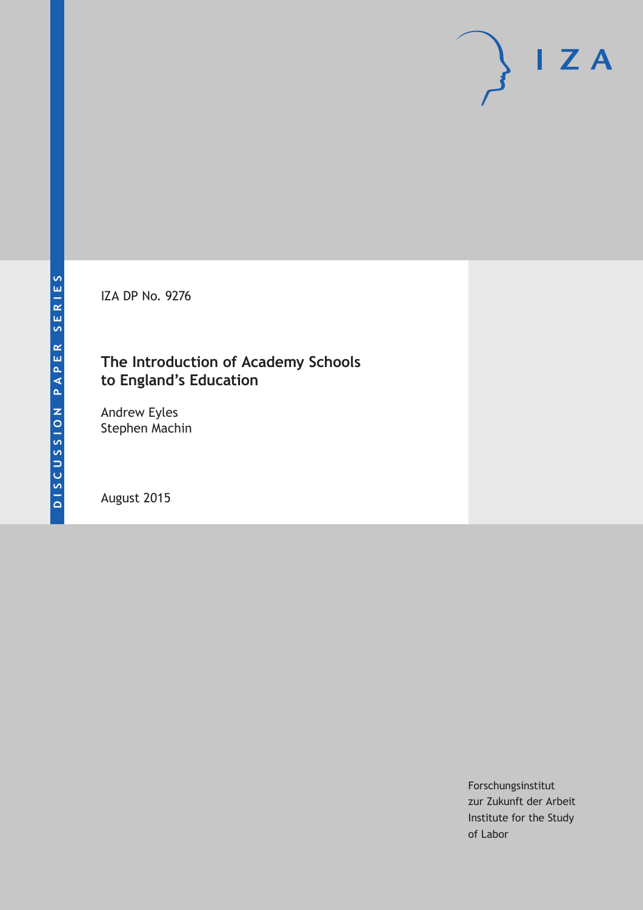DISCUSSION PAPER SERIES

IZA

IZA DP No. 9276

# The Introduction of Academy Schools to England's Education

Andrew Eyles
Stephen Machin

August 2015

Forschungsinstitut
zur Zukunft der Arbeit
Institute for the Study
of Labor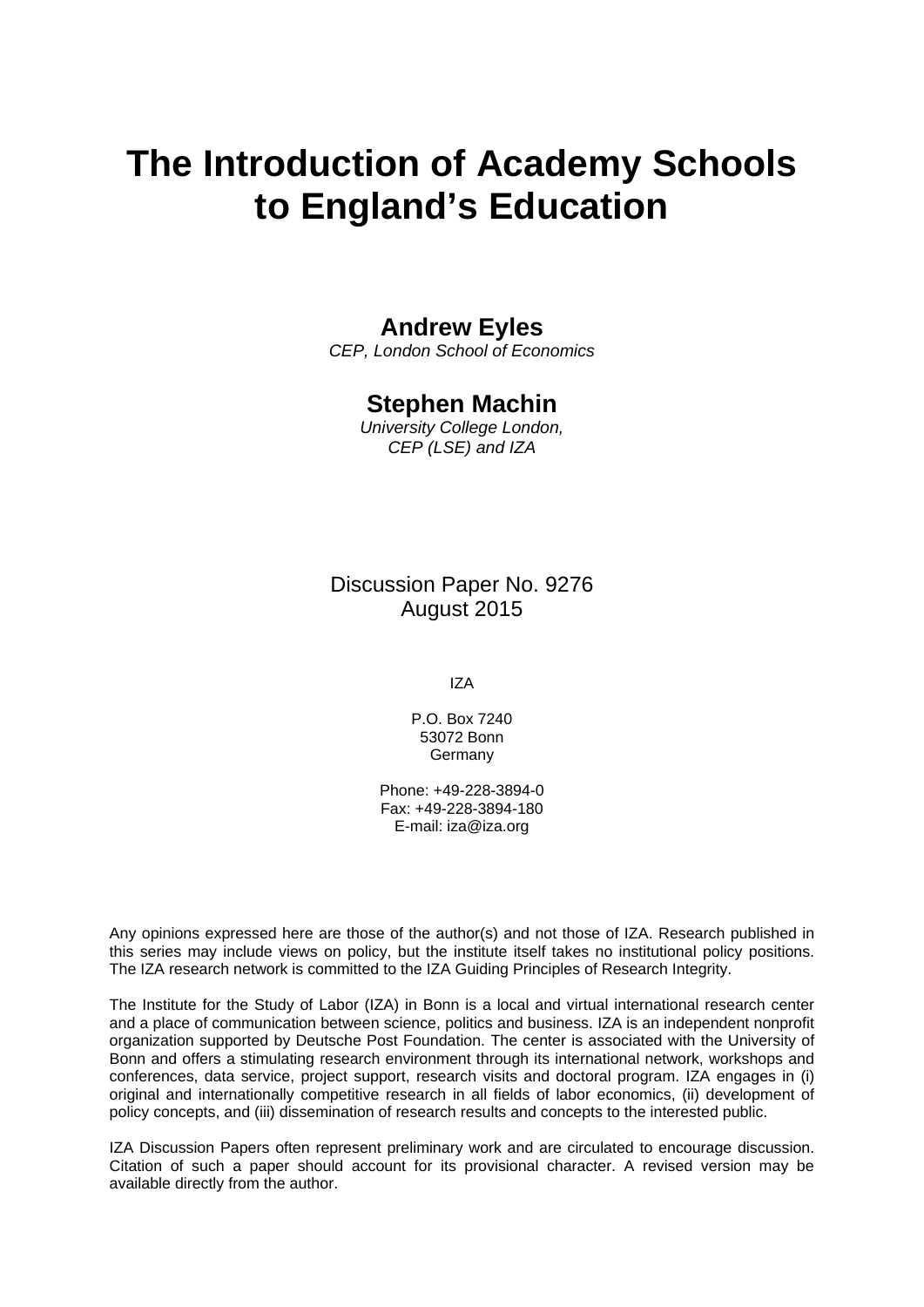# The Introduction of Academy Schools to England's Education

**Andrew Eyles**
*CEP, London School of Economics*

**Stephen Machin**
*University College London, CEP (LSE) and IZA*

Discussion Paper No. 9276
August 2015

IZA

P.O. Box 7240
53072 Bonn
Germany

Phone: +49-228-3894-0
Fax: +49-228-3894-180
E-mail: iza@iza.org

Any opinions expressed here are those of the author(s) and not those of IZA. Research published in this series may include views on policy, but the institute itself takes no institutional policy positions. The IZA research network is committed to the IZA Guiding Principles of Research Integrity.

The Institute for the Study of Labor (IZA) in Bonn is a local and virtual international research center and a place of communication between science, politics and business. IZA is an independent nonprofit organization supported by Deutsche Post Foundation. The center is associated with the University of Bonn and offers a stimulating research environment through its international network, workshops and conferences, data service, project support, research visits and doctoral program. IZA engages in (i) original and internationally competitive research in all fields of labor economics, (ii) development of policy concepts, and (iii) dissemination of research results and concepts to the interested public.

IZA Discussion Papers often represent preliminary work and are circulated to encourage discussion. Citation of such a paper should account for its provisional character. A revised version may be available directly from the author.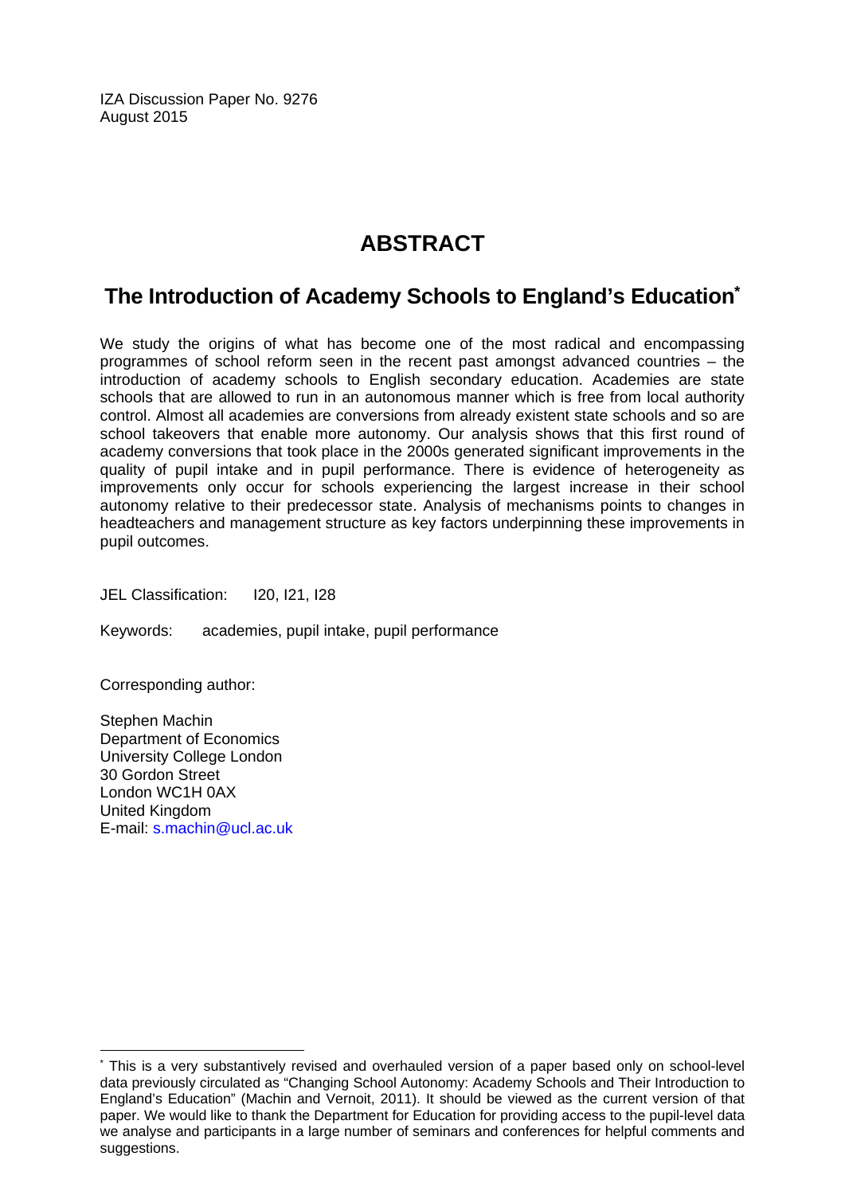IZA Discussion Paper No. 9276
August 2015

# ABSTRACT

## The Introduction of Academy Schools to England's Education[*]

We study the origins of what has become one of the most radical and encompassing programmes of school reform seen in the recent past amongst advanced countries – the introduction of academy schools to English secondary education. Academies are state schools that are allowed to run in an autonomous manner which is free from local authority control. Almost all academies are conversions from already existent state schools and so are school takeovers that enable more autonomy. Our analysis shows that this first round of academy conversions that took place in the 2000s generated significant improvements in the quality of pupil intake and in pupil performance. There is evidence of heterogeneity as improvements only occur for schools experiencing the largest increase in their school autonomy relative to their predecessor state. Analysis of mechanisms points to changes in headteachers and management structure as key factors underpinning these improvements in pupil outcomes.

JEL Classification: I20, I21, I28

Keywords: academies, pupil intake, pupil performance

Corresponding author:

Stephen Machin
Department of Economics
University College London
30 Gordon Street
London WC1H 0AX
United Kingdom
E-mail: s.machin@ucl.ac.uk

[*] This is a very substantively revised and overhauled version of a paper based only on school-level data previously circulated as "Changing School Autonomy: Academy Schools and Their Introduction to England's Education" (Machin and Vernoit, 2011). It should be viewed as the current version of that paper. We would like to thank the Department for Education for providing access to the pupil-level data we analyse and participants in a large number of seminars and conferences for helpful comments and suggestions.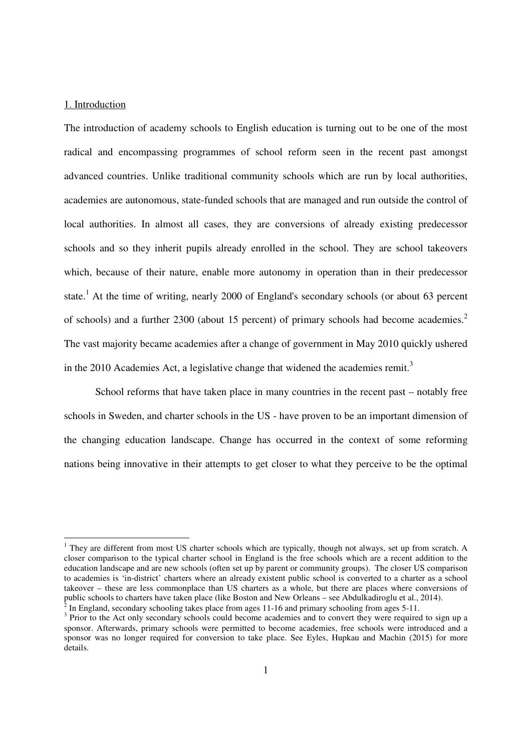## 1. Introduction

The introduction of academy schools to English education is turning out to be one of the most radical and encompassing programmes of school reform seen in the recent past amongst advanced countries. Unlike traditional community schools which are run by local authorities, academies are autonomous, state-funded schools that are managed and run outside the control of local authorities. In almost all cases, they are conversions of already existing predecessor schools and so they inherit pupils already enrolled in the school. They are school takeovers which, because of their nature, enable more autonomy in operation than in their predecessor state.[1] At the time of writing, nearly 2000 of England's secondary schools (or about 63 percent of schools) and a further 2300 (about 15 percent) of primary schools had become academies.[2] The vast majority became academies after a change of government in May 2010 quickly ushered in the 2010 Academies Act, a legislative change that widened the academies remit.[3]

School reforms that have taken place in many countries in the recent past – notably free schools in Sweden, and charter schools in the US - have proven to be an important dimension of the changing education landscape. Change has occurred in the context of some reforming nations being innovative in their attempts to get closer to what they perceive to be the optimal

---

[1] They are different from most US charter schools which are typically, though not always, set up from scratch. A closer comparison to the typical charter school in England is the free schools which are a recent addition to the education landscape and are new schools (often set up by parent or community groups). The closer US comparison to academies is 'in-district' charters where an already existent public school is converted to a charter as a school takeover – these are less commonplace than US charters as a whole, but there are places where conversions of public schools to charters have taken place (like Boston and New Orleans – see Abdulkadiroglu et al., 2014).

[2] In England, secondary schooling takes place from ages 11-16 and primary schooling from ages 5-11.

[3] Prior to the Act only secondary schools could become academies and to convert they were required to sign up a sponsor. Afterwards, primary schools were permitted to become academies, free schools were introduced and a sponsor was no longer required for conversion to take place. See Eyles, Hupkau and Machin (2015) for more details.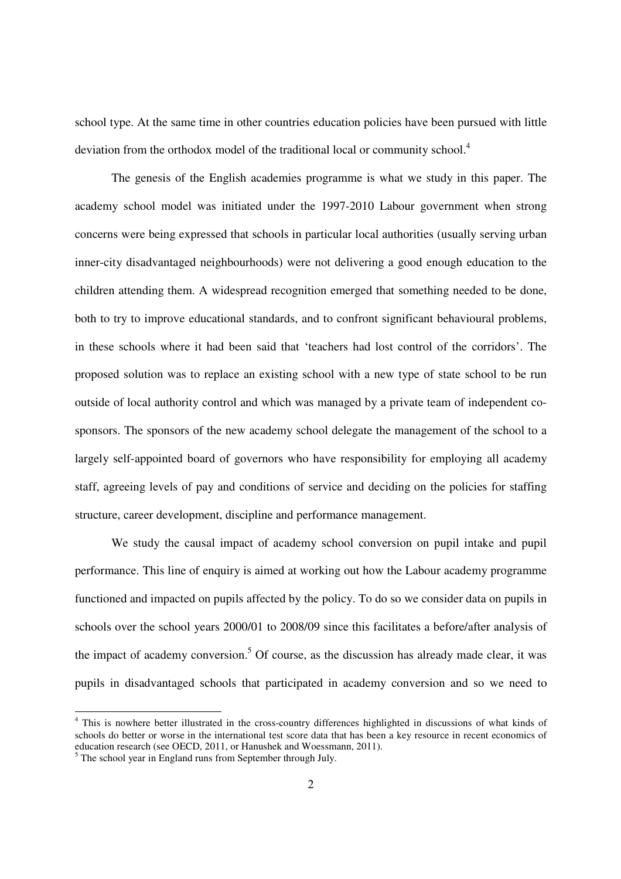school type. At the same time in other countries education policies have been pursued with little deviation from the orthodox model of the traditional local or community school.[4]

The genesis of the English academies programme is what we study in this paper. The academy school model was initiated under the 1997-2010 Labour government when strong concerns were being expressed that schools in particular local authorities (usually serving urban inner-city disadvantaged neighbourhoods) were not delivering a good enough education to the children attending them. A widespread recognition emerged that something needed to be done, both to try to improve educational standards, and to confront significant behavioural problems, in these schools where it had been said that 'teachers had lost control of the corridors'. The proposed solution was to replace an existing school with a new type of state school to be run outside of local authority control and which was managed by a private team of independent co-sponsors. The sponsors of the new academy school delegate the management of the school to a largely self-appointed board of governors who have responsibility for employing all academy staff, agreeing levels of pay and conditions of service and deciding on the policies for staffing structure, career development, discipline and performance management.

We study the causal impact of academy school conversion on pupil intake and pupil performance. This line of enquiry is aimed at working out how the Labour academy programme functioned and impacted on pupils affected by the policy. To do so we consider data on pupils in schools over the school years 2000/01 to 2008/09 since this facilitates a before/after analysis of the impact of academy conversion.[5] Of course, as the discussion has already made clear, it was pupils in disadvantaged schools that participated in academy conversion and so we need to

---

[4] This is nowhere better illustrated in the cross-country differences highlighted in discussions of what kinds of schools do better or worse in the international test score data that has been a key resource in recent economics of education research (see OECD, 2011, or Hanushek and Woessmann, 2011).

[5] The school year in England runs from September through July.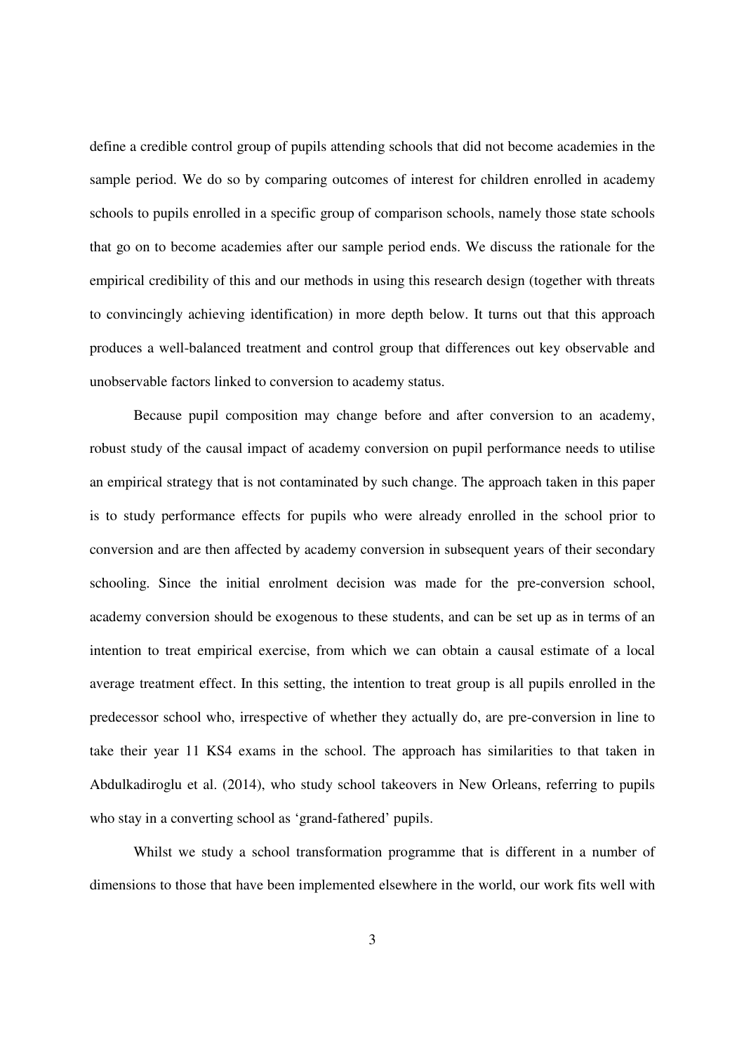define a credible control group of pupils attending schools that did not become academies in the sample period. We do so by comparing outcomes of interest for children enrolled in academy schools to pupils enrolled in a specific group of comparison schools, namely those state schools that go on to become academies after our sample period ends. We discuss the rationale for the empirical credibility of this and our methods in using this research design (together with threats to convincingly achieving identification) in more depth below. It turns out that this approach produces a well-balanced treatment and control group that differences out key observable and unobservable factors linked to conversion to academy status.

Because pupil composition may change before and after conversion to an academy, robust study of the causal impact of academy conversion on pupil performance needs to utilise an empirical strategy that is not contaminated by such change. The approach taken in this paper is to study performance effects for pupils who were already enrolled in the school prior to conversion and are then affected by academy conversion in subsequent years of their secondary schooling. Since the initial enrolment decision was made for the pre-conversion school, academy conversion should be exogenous to these students, and can be set up as in terms of an intention to treat empirical exercise, from which we can obtain a causal estimate of a local average treatment effect. In this setting, the intention to treat group is all pupils enrolled in the predecessor school who, irrespective of whether they actually do, are pre-conversion in line to take their year 11 KS4 exams in the school. The approach has similarities to that taken in Abdulkadiroglu et al. (2014), who study school takeovers in New Orleans, referring to pupils who stay in a converting school as 'grand-fathered' pupils.

Whilst we study a school transformation programme that is different in a number of dimensions to those that have been implemented elsewhere in the world, our work fits well with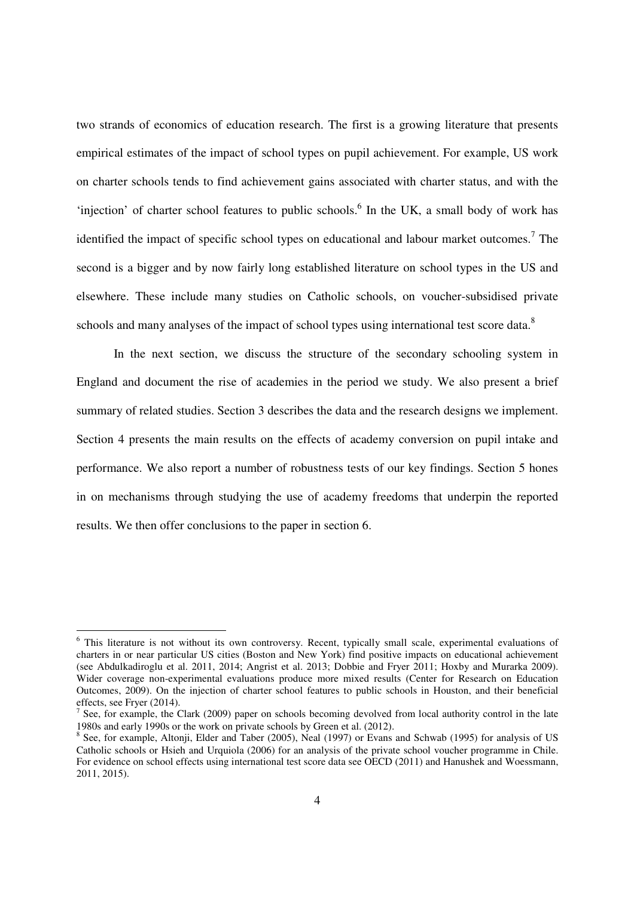two strands of economics of education research. The first is a growing literature that presents empirical estimates of the impact of school types on pupil achievement. For example, US work on charter schools tends to find achievement gains associated with charter status, and with the 'injection' of charter school features to public schools.[6] In the UK, a small body of work has identified the impact of specific school types on educational and labour market outcomes.[7] The second is a bigger and by now fairly long established literature on school types in the US and elsewhere. These include many studies on Catholic schools, on voucher-subsidised private schools and many analyses of the impact of school types using international test score data.[8]

In the next section, we discuss the structure of the secondary schooling system in England and document the rise of academies in the period we study. We also present a brief summary of related studies. Section 3 describes the data and the research designs we implement. Section 4 presents the main results on the effects of academy conversion on pupil intake and performance. We also report a number of robustness tests of our key findings. Section 5 hones in on mechanisms through studying the use of academy freedoms that underpin the reported results. We then offer conclusions to the paper in section 6.

---

[6] This literature is not without its own controversy. Recent, typically small scale, experimental evaluations of charters in or near particular US cities (Boston and New York) find positive impacts on educational achievement (see Abdulkadiroglu et al. 2011, 2014; Angrist et al. 2013; Dobbie and Fryer 2011; Hoxby and Murarka 2009). Wider coverage non-experimental evaluations produce more mixed results (Center for Research on Education Outcomes, 2009). On the injection of charter school features to public schools in Houston, and their beneficial effects, see Fryer (2014).

[7] See, for example, the Clark (2009) paper on schools becoming devolved from local authority control in the late 1980s and early 1990s or the work on private schools by Green et al. (2012).

[8] See, for example, Altonji, Elder and Taber (2005), Neal (1997) or Evans and Schwab (1995) for analysis of US Catholic schools or Hsieh and Urquiola (2006) for an analysis of the private school voucher programme in Chile. For evidence on school effects using international test score data see OECD (2011) and Hanushek and Woessmann, 2011, 2015).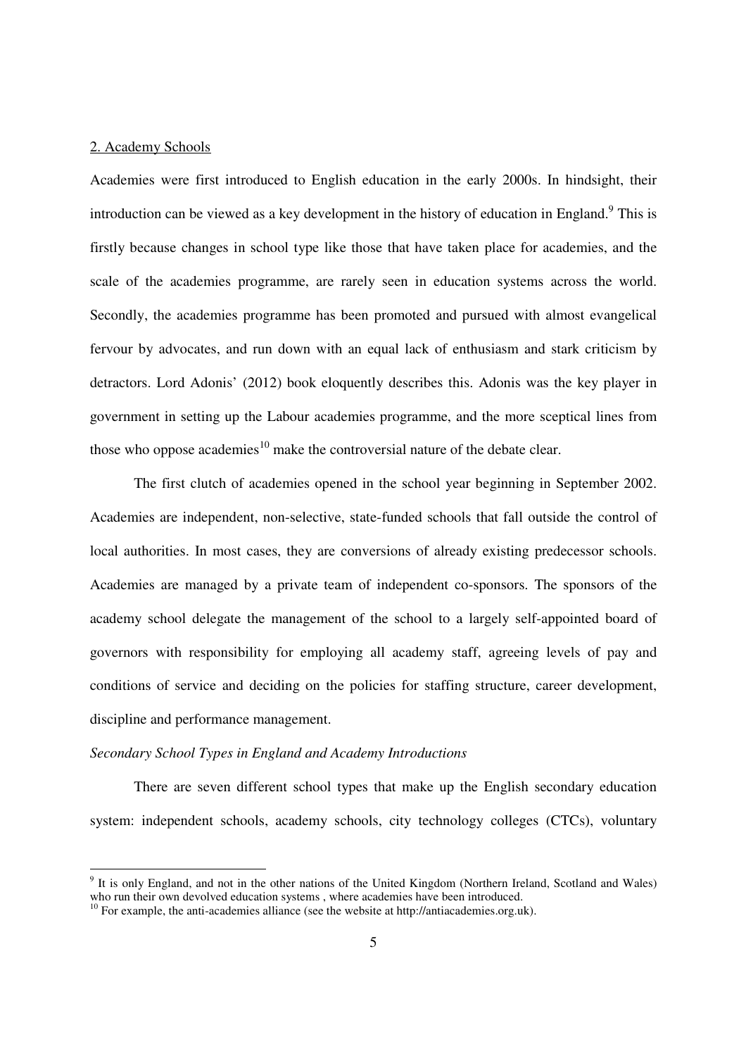## 2. Academy Schools

Academies were first introduced to English education in the early 2000s. In hindsight, their introduction can be viewed as a key development in the history of education in England.[9] This is firstly because changes in school type like those that have taken place for academies, and the scale of the academies programme, are rarely seen in education systems across the world. Secondly, the academies programme has been promoted and pursued with almost evangelical fervour by advocates, and run down with an equal lack of enthusiasm and stark criticism by detractors. Lord Adonis' (2012) book eloquently describes this. Adonis was the key player in government in setting up the Labour academies programme, and the more sceptical lines from those who oppose academies[10] make the controversial nature of the debate clear.

The first clutch of academies opened in the school year beginning in September 2002. Academies are independent, non-selective, state-funded schools that fall outside the control of local authorities. In most cases, they are conversions of already existing predecessor schools. Academies are managed by a private team of independent co-sponsors. The sponsors of the academy school delegate the management of the school to a largely self-appointed board of governors with responsibility for employing all academy staff, agreeing levels of pay and conditions of service and deciding on the policies for staffing structure, career development, discipline and performance management.

*Secondary School Types in England and Academy Introductions*

There are seven different school types that make up the English secondary education system: independent schools, academy schools, city technology colleges (CTCs), voluntary

---

[9] It is only England, and not in the other nations of the United Kingdom (Northern Ireland, Scotland and Wales) who run their own devolved education systems , where academies have been introduced.

[10] For example, the anti-academies alliance (see the website at http://antiacademies.org.uk).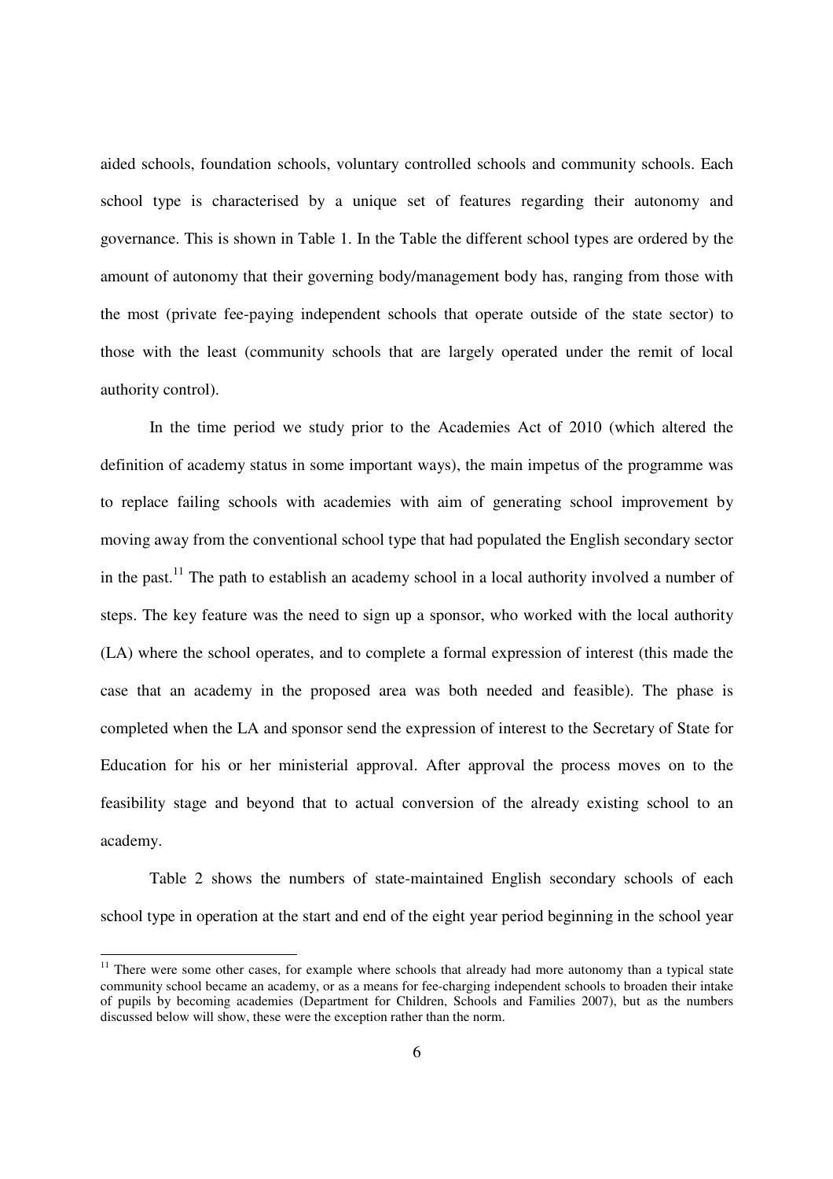aided schools, foundation schools, voluntary controlled schools and community schools. Each school type is characterised by a unique set of features regarding their autonomy and governance. This is shown in Table 1. In the Table the different school types are ordered by the amount of autonomy that their governing body/management body has, ranging from those with the most (private fee-paying independent schools that operate outside of the state sector) to those with the least (community schools that are largely operated under the remit of local authority control).

In the time period we study prior to the Academies Act of 2010 (which altered the definition of academy status in some important ways), the main impetus of the programme was to replace failing schools with academies with aim of generating school improvement by moving away from the conventional school type that had populated the English secondary sector in the past.[11] The path to establish an academy school in a local authority involved a number of steps. The key feature was the need to sign up a sponsor, who worked with the local authority (LA) where the school operates, and to complete a formal expression of interest (this made the case that an academy in the proposed area was both needed and feasible). The phase is completed when the LA and sponsor send the expression of interest to the Secretary of State for Education for his or her ministerial approval. After approval the process moves on to the feasibility stage and beyond that to actual conversion of the already existing school to an academy.

Table 2 shows the numbers of state-maintained English secondary schools of each school type in operation at the start and end of the eight year period beginning in the school year

[11] There were some other cases, for example where schools that already had more autonomy than a typical state community school became an academy, or as a means for fee-charging independent schools to broaden their intake of pupils by becoming academies (Department for Children, Schools and Families 2007), but as the numbers discussed below will show, these were the exception rather than the norm.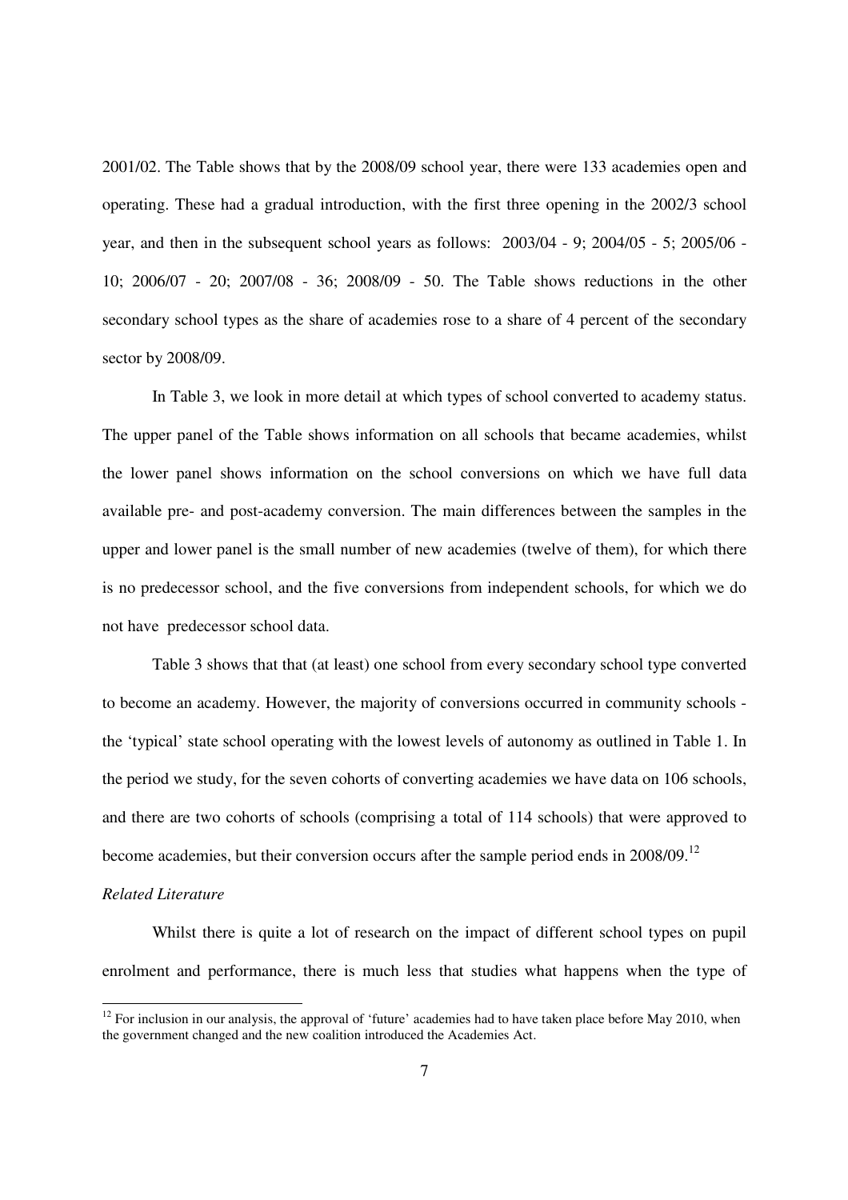2001/02. The Table shows that by the 2008/09 school year, there were 133 academies open and operating. These had a gradual introduction, with the first three opening in the 2002/3 school year, and then in the subsequent school years as follows: 2003/04 - 9; 2004/05 - 5; 2005/06 - 10; 2006/07 - 20; 2007/08 - 36; 2008/09 - 50. The Table shows reductions in the other secondary school types as the share of academies rose to a share of 4 percent of the secondary sector by 2008/09.

In Table 3, we look in more detail at which types of school converted to academy status. The upper panel of the Table shows information on all schools that became academies, whilst the lower panel shows information on the school conversions on which we have full data available pre- and post-academy conversion. The main differences between the samples in the upper and lower panel is the small number of new academies (twelve of them), for which there is no predecessor school, and the five conversions from independent schools, for which we do not have predecessor school data.

Table 3 shows that that (at least) one school from every secondary school type converted to become an academy. However, the majority of conversions occurred in community schools - the 'typical' state school operating with the lowest levels of autonomy as outlined in Table 1. In the period we study, for the seven cohorts of converting academies we have data on 106 schools, and there are two cohorts of schools (comprising a total of 114 schools) that were approved to become academies, but their conversion occurs after the sample period ends in 2008/09.[12]

*Related Literature*

Whilst there is quite a lot of research on the impact of different school types on pupil enrolment and performance, there is much less that studies what happens when the type of

[12] For inclusion in our analysis, the approval of 'future' academies had to have taken place before May 2010, when the government changed and the new coalition introduced the Academies Act.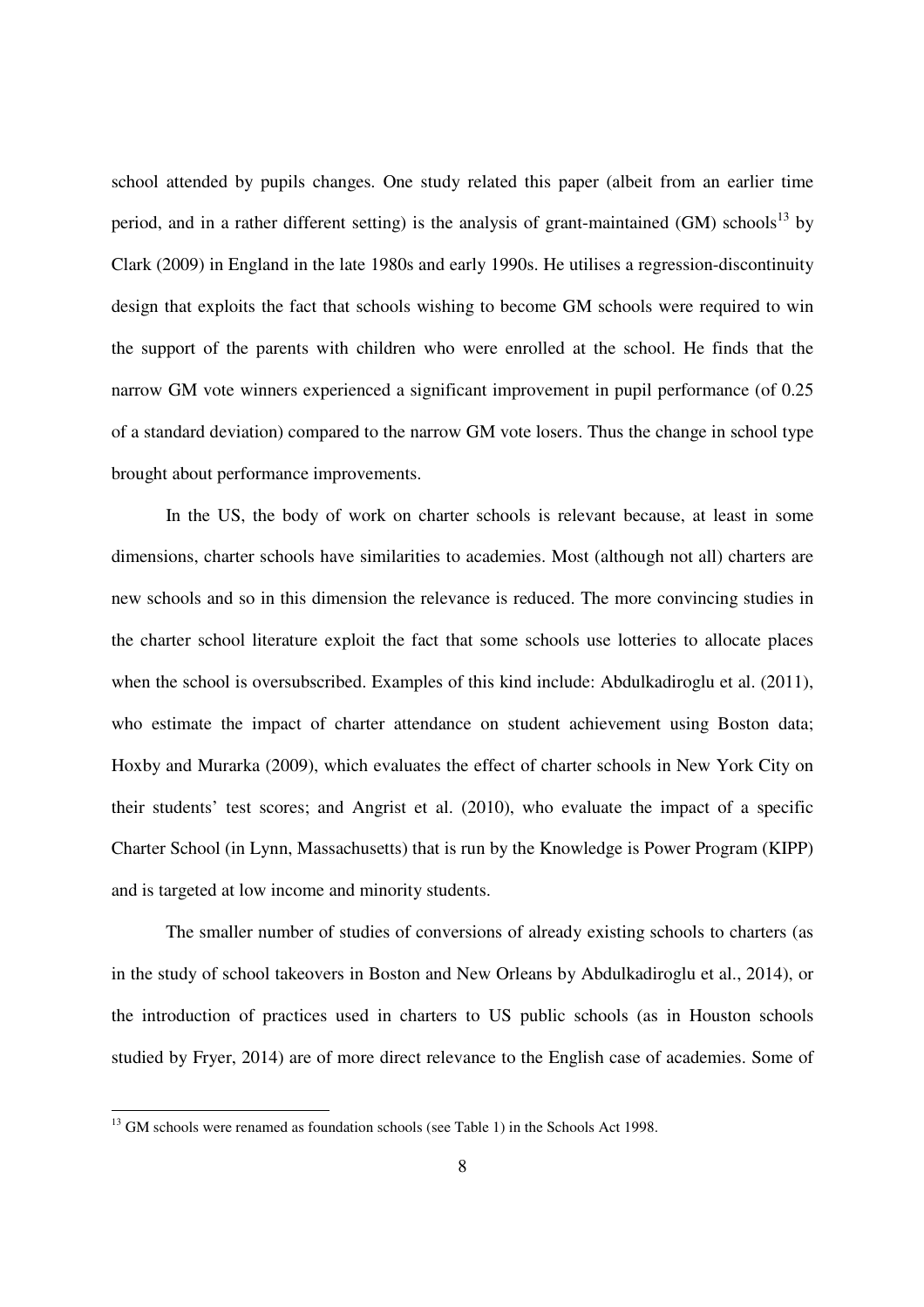school attended by pupils changes. One study related this paper (albeit from an earlier time period, and in a rather different setting) is the analysis of grant-maintained (GM) schools[13] by Clark (2009) in England in the late 1980s and early 1990s. He utilises a regression-discontinuity design that exploits the fact that schools wishing to become GM schools were required to win the support of the parents with children who were enrolled at the school. He finds that the narrow GM vote winners experienced a significant improvement in pupil performance (of 0.25 of a standard deviation) compared to the narrow GM vote losers. Thus the change in school type brought about performance improvements.

In the US, the body of work on charter schools is relevant because, at least in some dimensions, charter schools have similarities to academies. Most (although not all) charters are new schools and so in this dimension the relevance is reduced. The more convincing studies in the charter school literature exploit the fact that some schools use lotteries to allocate places when the school is oversubscribed. Examples of this kind include: Abdulkadiroglu et al. (2011), who estimate the impact of charter attendance on student achievement using Boston data; Hoxby and Murarka (2009), which evaluates the effect of charter schools in New York City on their students' test scores; and Angrist et al. (2010), who evaluate the impact of a specific Charter School (in Lynn, Massachusetts) that is run by the Knowledge is Power Program (KIPP) and is targeted at low income and minority students.

The smaller number of studies of conversions of already existing schools to charters (as in the study of school takeovers in Boston and New Orleans by Abdulkadiroglu et al., 2014), or the introduction of practices used in charters to US public schools (as in Houston schools studied by Fryer, 2014) are of more direct relevance to the English case of academies. Some of

[13] GM schools were renamed as foundation schools (see Table 1) in the Schools Act 1998.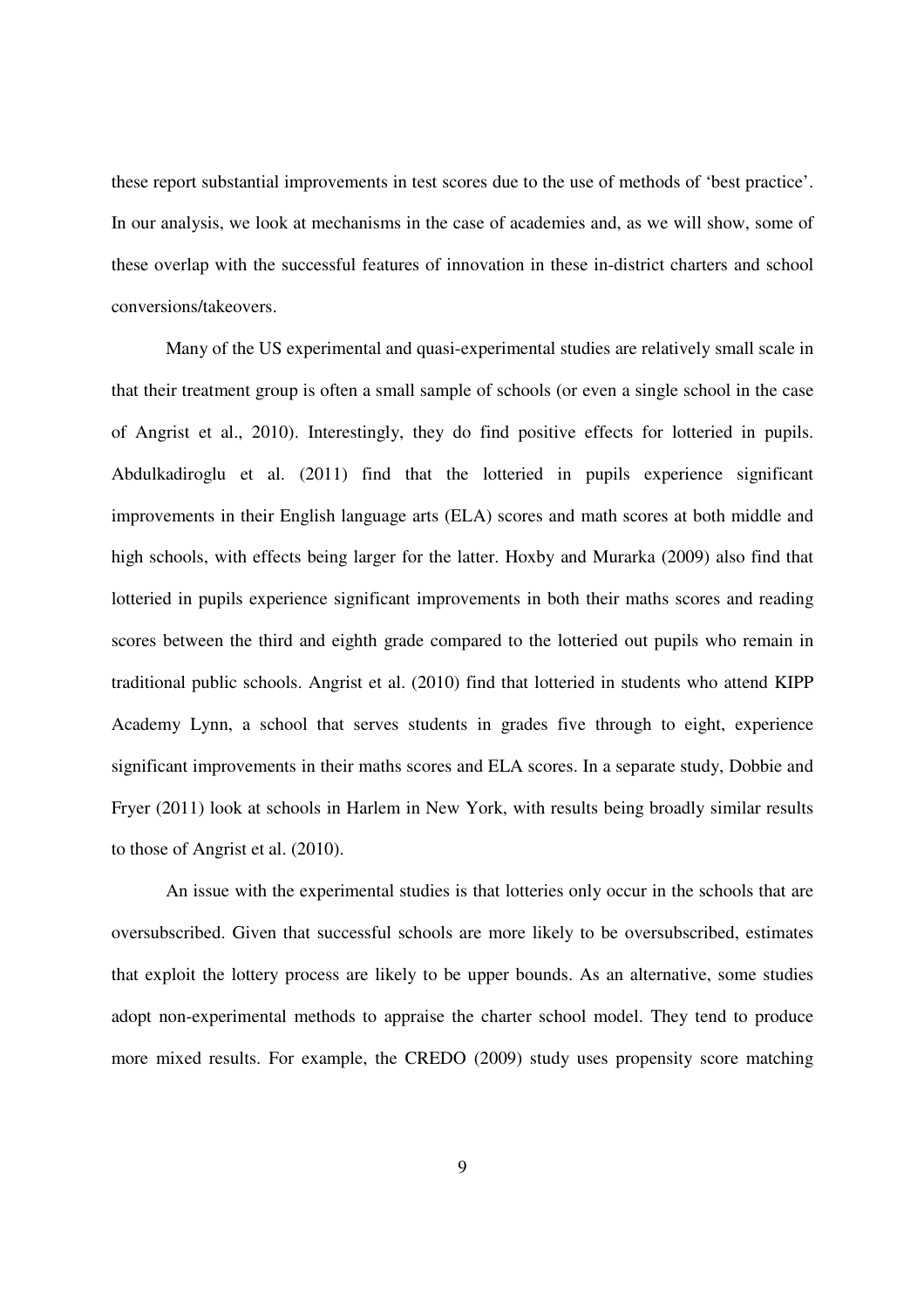these report substantial improvements in test scores due to the use of methods of 'best practice'. In our analysis, we look at mechanisms in the case of academies and, as we will show, some of these overlap with the successful features of innovation in these in-district charters and school conversions/takeovers.

Many of the US experimental and quasi-experimental studies are relatively small scale in that their treatment group is often a small sample of schools (or even a single school in the case of Angrist et al., 2010). Interestingly, they do find positive effects for lotteried in pupils. Abdulkadiroglu et al. (2011) find that the lotteried in pupils experience significant improvements in their English language arts (ELA) scores and math scores at both middle and high schools, with effects being larger for the latter. Hoxby and Murarka (2009) also find that lotteried in pupils experience significant improvements in both their maths scores and reading scores between the third and eighth grade compared to the lotteried out pupils who remain in traditional public schools. Angrist et al. (2010) find that lotteried in students who attend KIPP Academy Lynn, a school that serves students in grades five through to eight, experience significant improvements in their maths scores and ELA scores. In a separate study, Dobbie and Fryer (2011) look at schools in Harlem in New York, with results being broadly similar results to those of Angrist et al. (2010).

An issue with the experimental studies is that lotteries only occur in the schools that are oversubscribed. Given that successful schools are more likely to be oversubscribed, estimates that exploit the lottery process are likely to be upper bounds. As an alternative, some studies adopt non-experimental methods to appraise the charter school model. They tend to produce more mixed results. For example, the CREDO (2009) study uses propensity score matching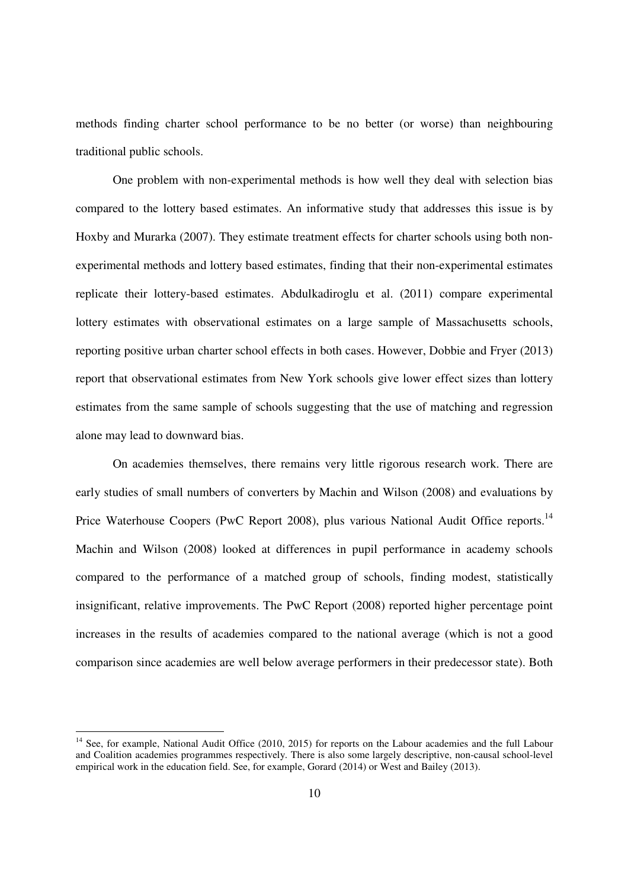methods finding charter school performance to be no better (or worse) than neighbouring traditional public schools.

One problem with non-experimental methods is how well they deal with selection bias compared to the lottery based estimates. An informative study that addresses this issue is by Hoxby and Murarka (2007). They estimate treatment effects for charter schools using both non-experimental methods and lottery based estimates, finding that their non-experimental estimates replicate their lottery-based estimates. Abdulkadiroglu et al. (2011) compare experimental lottery estimates with observational estimates on a large sample of Massachusetts schools, reporting positive urban charter school effects in both cases. However, Dobbie and Fryer (2013) report that observational estimates from New York schools give lower effect sizes than lottery estimates from the same sample of schools suggesting that the use of matching and regression alone may lead to downward bias.

On academies themselves, there remains very little rigorous research work. There are early studies of small numbers of converters by Machin and Wilson (2008) and evaluations by Price Waterhouse Coopers (PwC Report 2008), plus various National Audit Office reports.[14] Machin and Wilson (2008) looked at differences in pupil performance in academy schools compared to the performance of a matched group of schools, finding modest, statistically insignificant, relative improvements. The PwC Report (2008) reported higher percentage point increases in the results of academies compared to the national average (which is not a good comparison since academies are well below average performers in their predecessor state). Both

[14] See, for example, National Audit Office (2010, 2015) for reports on the Labour academies and the full Labour and Coalition academies programmes respectively. There is also some largely descriptive, non-causal school-level empirical work in the education field. See, for example, Gorard (2014) or West and Bailey (2013).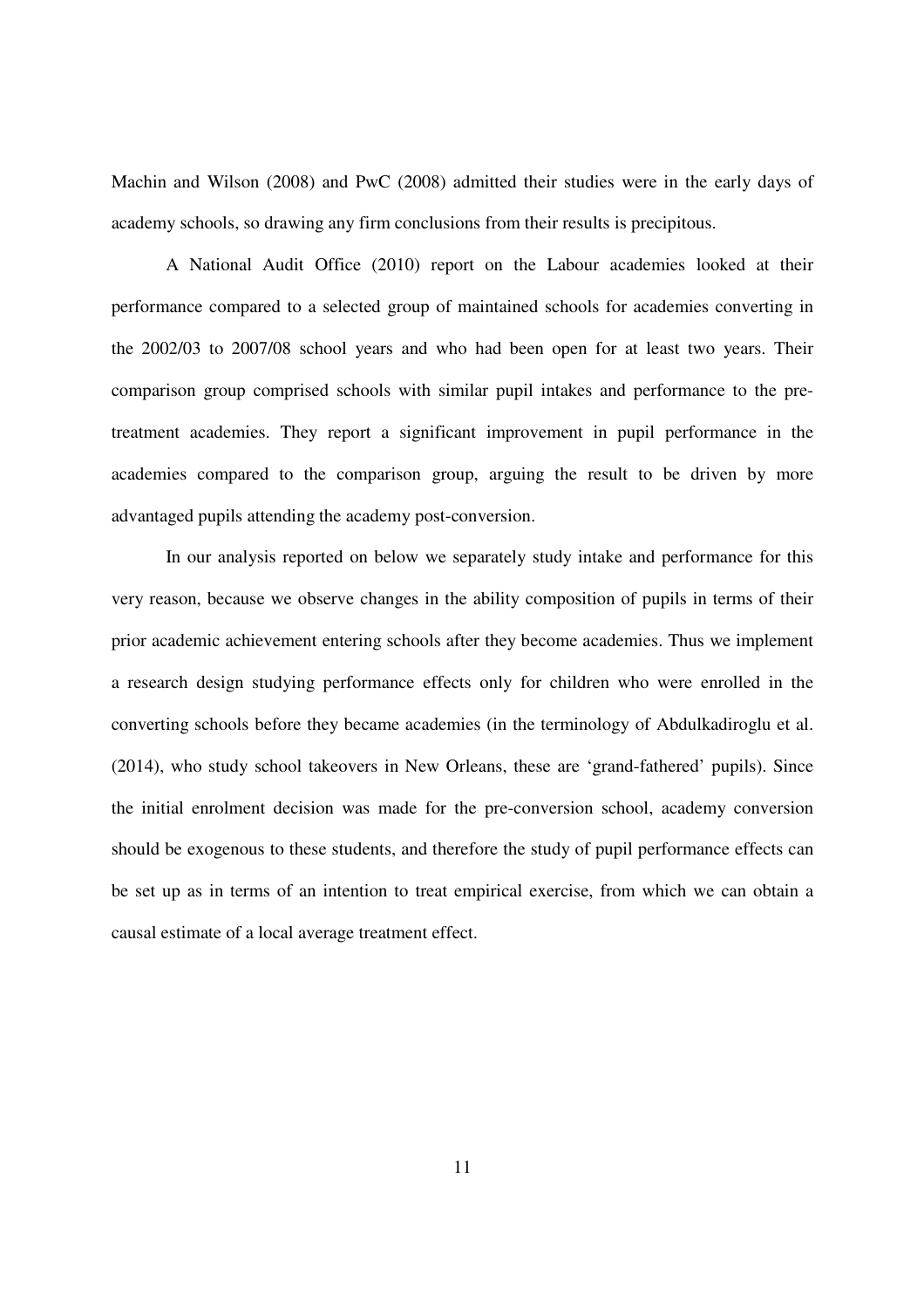Machin and Wilson (2008) and PwC (2008) admitted their studies were in the early days of academy schools, so drawing any firm conclusions from their results is precipitous.

A National Audit Office (2010) report on the Labour academies looked at their performance compared to a selected group of maintained schools for academies converting in the 2002/03 to 2007/08 school years and who had been open for at least two years. Their comparison group comprised schools with similar pupil intakes and performance to the pre-treatment academies. They report a significant improvement in pupil performance in the academies compared to the comparison group, arguing the result to be driven by more advantaged pupils attending the academy post-conversion.

In our analysis reported on below we separately study intake and performance for this very reason, because we observe changes in the ability composition of pupils in terms of their prior academic achievement entering schools after they become academies. Thus we implement a research design studying performance effects only for children who were enrolled in the converting schools before they became academies (in the terminology of Abdulkadiroglu et al. (2014), who study school takeovers in New Orleans, these are 'grand-fathered' pupils). Since the initial enrolment decision was made for the pre-conversion school, academy conversion should be exogenous to these students, and therefore the study of pupil performance effects can be set up as in terms of an intention to treat empirical exercise, from which we can obtain a causal estimate of a local average treatment effect.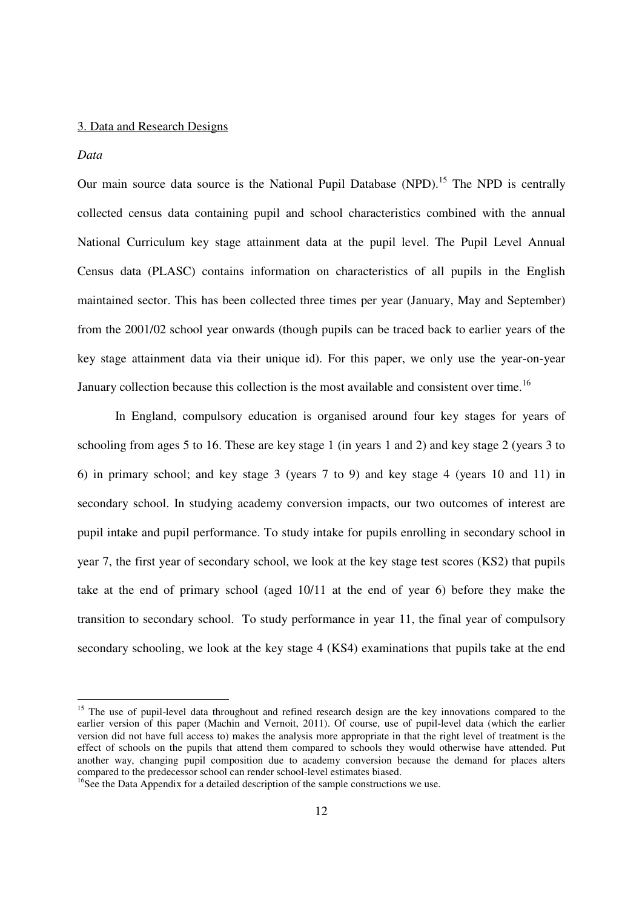## 3. Data and Research Designs

*Data*

Our main source data source is the National Pupil Database (NPD).[15] The NPD is centrally collected census data containing pupil and school characteristics combined with the annual National Curriculum key stage attainment data at the pupil level. The Pupil Level Annual Census data (PLASC) contains information on characteristics of all pupils in the English maintained sector. This has been collected three times per year (January, May and September) from the 2001/02 school year onwards (though pupils can be traced back to earlier years of the key stage attainment data via their unique id). For this paper, we only use the year-on-year January collection because this collection is the most available and consistent over time.[16]

In England, compulsory education is organised around four key stages for years of schooling from ages 5 to 16. These are key stage 1 (in years 1 and 2) and key stage 2 (years 3 to 6) in primary school; and key stage 3 (years 7 to 9) and key stage 4 (years 10 and 11) in secondary school. In studying academy conversion impacts, our two outcomes of interest are pupil intake and pupil performance. To study intake for pupils enrolling in secondary school in year 7, the first year of secondary school, we look at the key stage test scores (KS2) that pupils take at the end of primary school (aged 10/11 at the end of year 6) before they make the transition to secondary school. To study performance in year 11, the final year of compulsory secondary schooling, we look at the key stage 4 (KS4) examinations that pupils take at the end

---

[15] The use of pupil-level data throughout and refined research design are the key innovations compared to the earlier version of this paper (Machin and Vernoit, 2011). Of course, use of pupil-level data (which the earlier version did not have full access to) makes the analysis more appropriate in that the right level of treatment is the effect of schools on the pupils that attend them compared to schools they would otherwise have attended. Put another way, changing pupil composition due to academy conversion because the demand for places alters compared to the predecessor school can render school-level estimates biased.

[16] See the Data Appendix for a detailed description of the sample constructions we use.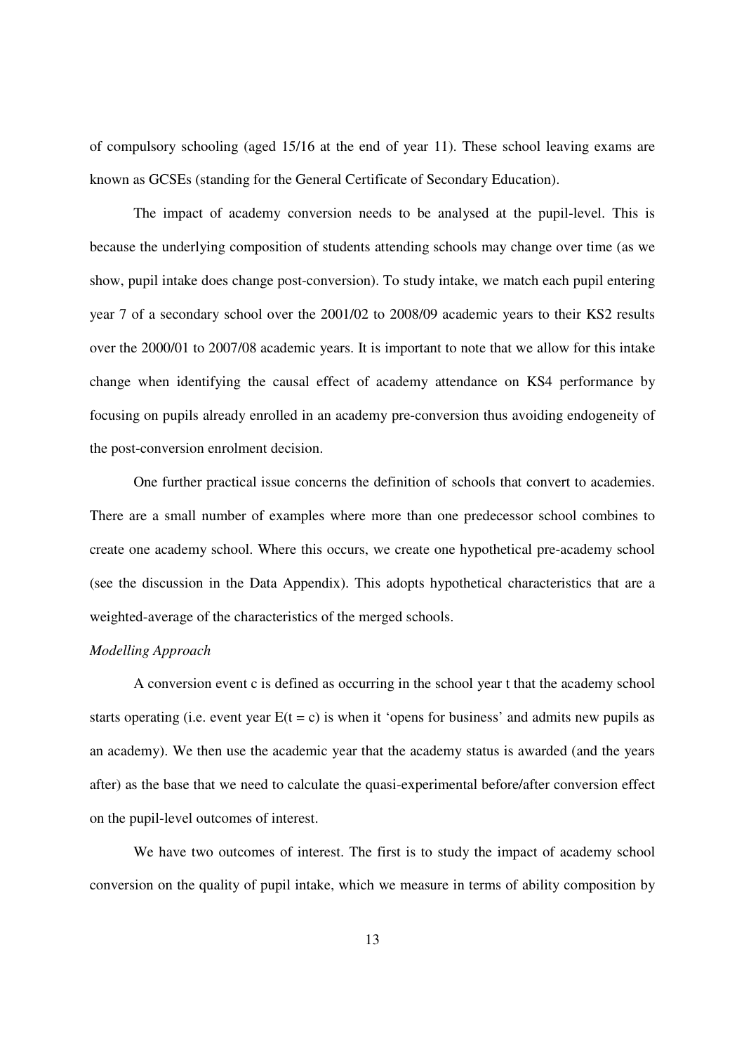of compulsory schooling (aged 15/16 at the end of year 11). These school leaving exams are known as GCSEs (standing for the General Certificate of Secondary Education).

The impact of academy conversion needs to be analysed at the pupil-level. This is because the underlying composition of students attending schools may change over time (as we show, pupil intake does change post-conversion). To study intake, we match each pupil entering year 7 of a secondary school over the 2001/02 to 2008/09 academic years to their KS2 results over the 2000/01 to 2007/08 academic years. It is important to note that we allow for this intake change when identifying the causal effect of academy attendance on KS4 performance by focusing on pupils already enrolled in an academy pre-conversion thus avoiding endogeneity of the post-conversion enrolment decision.

One further practical issue concerns the definition of schools that convert to academies. There are a small number of examples where more than one predecessor school combines to create one academy school. Where this occurs, we create one hypothetical pre-academy school (see the discussion in the Data Appendix). This adopts hypothetical characteristics that are a weighted-average of the characteristics of the merged schools.

*Modelling Approach*

A conversion event c is defined as occurring in the school year t that the academy school starts operating (i.e. event year $E(t = c)$ is when it 'opens for business' and admits new pupils as an academy). We then use the academic year that the academy status is awarded (and the years after) as the base that we need to calculate the quasi-experimental before/after conversion effect on the pupil-level outcomes of interest.

We have two outcomes of interest. The first is to study the impact of academy school conversion on the quality of pupil intake, which we measure in terms of ability composition by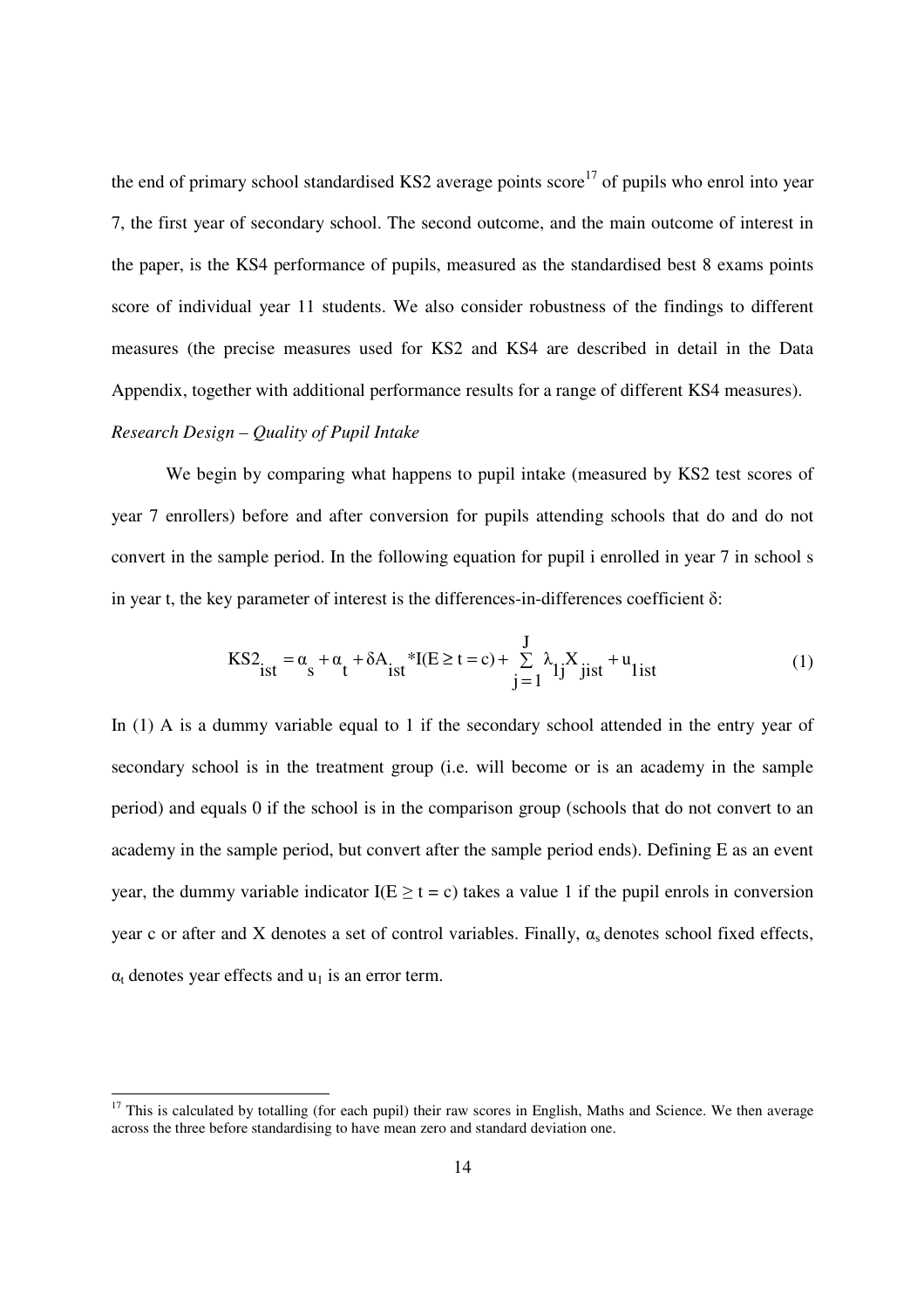the end of primary school standardised KS2 average points score[17] of pupils who enrol into year 7, the first year of secondary school. The second outcome, and the main outcome of interest in the paper, is the KS4 performance of pupils, measured as the standardised best 8 exams points score of individual year 11 students. We also consider robustness of the findings to different measures (the precise measures used for KS2 and KS4 are described in detail in the Data Appendix, together with additional performance results for a range of different KS4 measures).

*Research Design – Quality of Pupil Intake*

We begin by comparing what happens to pupil intake (measured by KS2 test scores of year 7 enrollers) before and after conversion for pupils attending schools that do and do not convert in the sample period. In the following equation for pupil i enrolled in year 7 in school s in year t, the key parameter of interest is the differences-in-differences coefficient δ:

$$KS2_{ist} = \alpha_s + \alpha_t + \delta A_{ist} * I(E \geq t = c) + \sum_{j=1}^{J} \lambda_{1j} X_{jist} + u_{1ist} \tag{1}$$

In (1) A is a dummy variable equal to 1 if the secondary school attended in the entry year of secondary school is in the treatment group (i.e. will become or is an academy in the sample period) and equals 0 if the school is in the comparison group (schools that do not convert to an academy in the sample period, but convert after the sample period ends). Defining E as an event year, the dummy variable indicator $I(E \geq t = c)$ takes a value 1 if the pupil enrols in conversion year c or after and X denotes a set of control variables. Finally, $\alpha_s$ denotes school fixed effects, $\alpha_t$ denotes year effects and $u_1$ is an error term.

[17] This is calculated by totalling (for each pupil) their raw scores in English, Maths and Science. We then average across the three before standardising to have mean zero and standard deviation one.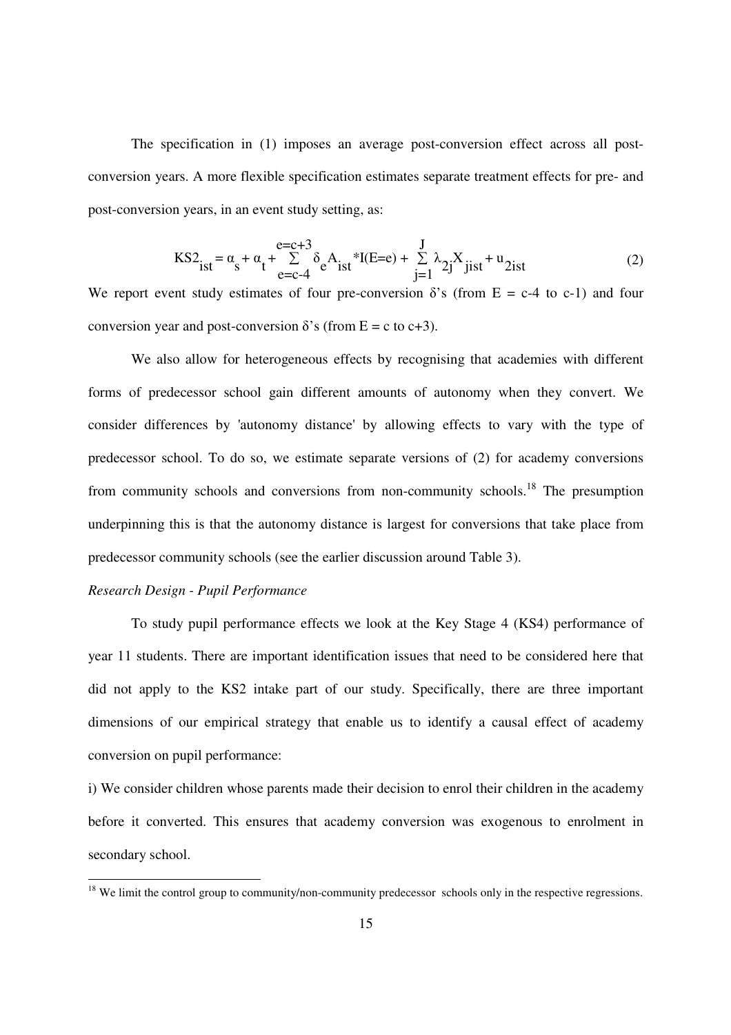The specification in (1) imposes an average post-conversion effect across all post-conversion years. A more flexible specification estimates separate treatment effects for pre- and post-conversion years, in an event study setting, as:

$$KS2_{ist} = \alpha_s + \alpha_t + \sum_{e=c-4}^{e=c+3} \delta_e A_{ist} * I(E=e) + \sum_{j=1}^{J} \lambda_{2j} X_{jist} + u_{2ist} \tag{2}$$

We report event study estimates of four pre-conversion δ's (from E = c-4 to c-1) and four conversion year and post-conversion δ's (from E = c to c+3).

We also allow for heterogeneous effects by recognising that academies with different forms of predecessor school gain different amounts of autonomy when they convert. We consider differences by 'autonomy distance' by allowing effects to vary with the type of predecessor school. To do so, we estimate separate versions of (2) for academy conversions from community schools and conversions from non-community schools.[18] The presumption underpinning this is that the autonomy distance is largest for conversions that take place from predecessor community schools (see the earlier discussion around Table 3).

*Research Design - Pupil Performance*

To study pupil performance effects we look at the Key Stage 4 (KS4) performance of year 11 students. There are important identification issues that need to be considered here that did not apply to the KS2 intake part of our study. Specifically, there are three important dimensions of our empirical strategy that enable us to identify a causal effect of academy conversion on pupil performance:

i) We consider children whose parents made their decision to enrol their children in the academy before it converted. This ensures that academy conversion was exogenous to enrolment in secondary school.

[18] We limit the control group to community/non-community predecessor schools only in the respective regressions.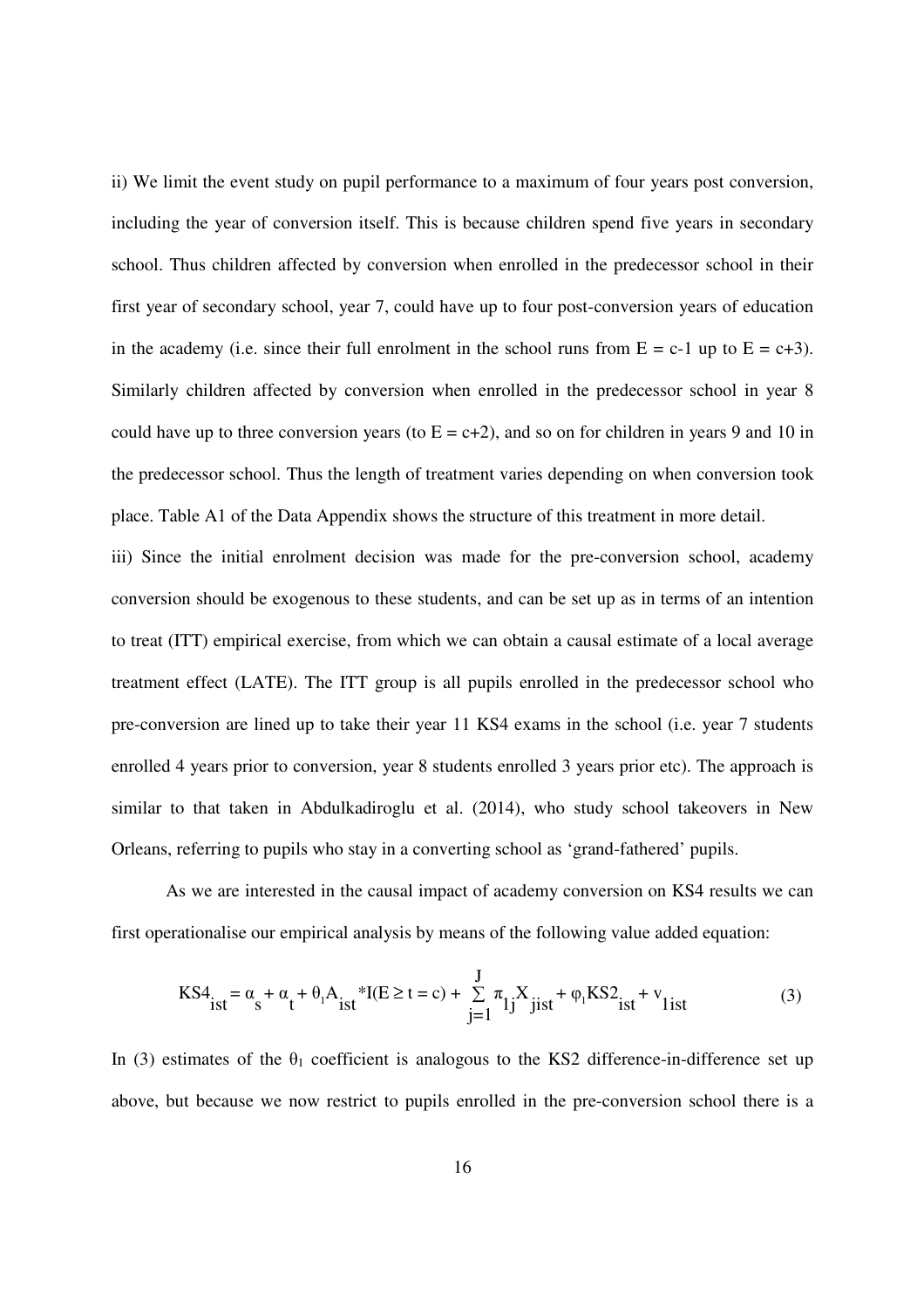ii) We limit the event study on pupil performance to a maximum of four years post conversion, including the year of conversion itself. This is because children spend five years in secondary school. Thus children affected by conversion when enrolled in the predecessor school in their first year of secondary school, year 7, could have up to four post-conversion years of education in the academy (i.e. since their full enrolment in the school runs from $E = c\text{-}1$ up to $E = c+3$). Similarly children affected by conversion when enrolled in the predecessor school in year 8 could have up to three conversion years (to $E = c+2$), and so on for children in years 9 and 10 in the predecessor school. Thus the length of treatment varies depending on when conversion took place. Table A1 of the Data Appendix shows the structure of this treatment in more detail.

iii) Since the initial enrolment decision was made for the pre-conversion school, academy conversion should be exogenous to these students, and can be set up as in terms of an intention to treat (ITT) empirical exercise, from which we can obtain a causal estimate of a local average treatment effect (LATE). The ITT group is all pupils enrolled in the predecessor school who pre-conversion are lined up to take their year 11 KS4 exams in the school (i.e. year 7 students enrolled 4 years prior to conversion, year 8 students enrolled 3 years prior etc). The approach is similar to that taken in Abdulkadiroglu et al. (2014), who study school takeovers in New Orleans, referring to pupils who stay in a converting school as 'grand-fathered' pupils.

As we are interested in the causal impact of academy conversion on KS4 results we can first operationalise our empirical analysis by means of the following value added equation:

$$KS4_{ist} = \alpha_s + \alpha_t + \theta_1 A_{ist} * I(E \geq t = c) + \sum_{j=1}^{J} \pi_{1j} X_{jist} + \varphi_1 KS2_{ist} + v_{1ist} \tag{3}$$

In (3) estimates of the $\theta_1$ coefficient is analogous to the KS2 difference-in-difference set up above, but because we now restrict to pupils enrolled in the pre-conversion school there is a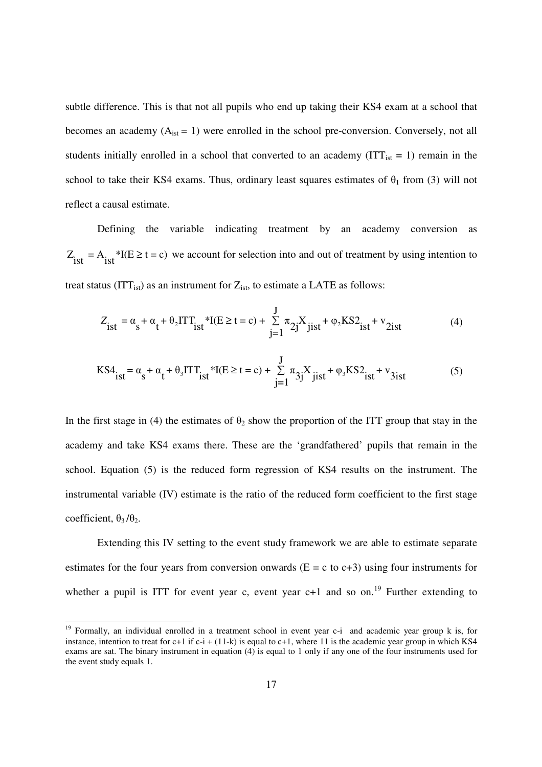subtle difference. This is that not all pupils who end up taking their KS4 exam at a school that becomes an academy ($A_{ist} = 1$) were enrolled in the school pre-conversion. Conversely, not all students initially enrolled in a school that converted to an academy ($ITT_{ist} = 1$) remain in the school to take their KS4 exams. Thus, ordinary least squares estimates of $\theta_1$ from (3) will not reflect a causal estimate.

Defining the variable indicating treatment by an academy conversion as $Z_{ist} = A_{ist} * I(E \geq t = c)$ we account for selection into and out of treatment by using intention to treat status ($ITT_{ist}$) as an instrument for $Z_{ist}$, to estimate a LATE as follows:

$$Z_{ist} = \alpha_s + \alpha_t + \theta_2 ITT_{ist} * I(E \geq t = c) + \sum_{j=1}^{J} \pi_{2j} X_{jist} + \varphi_2 KS2_{ist} + v_{2ist} \tag{4}$$

$$KS4_{ist} = \alpha_s + \alpha_t + \theta_3 ITT_{ist} * I(E \geq t = c) + \sum_{j=1}^{J} \pi_{3j} X_{jist} + \varphi_3 KS2_{ist} + v_{3ist} \tag{5}$$

In the first stage in (4) the estimates of $\theta_2$ show the proportion of the ITT group that stay in the academy and take KS4 exams there. These are the 'grandfathered' pupils that remain in the school. Equation (5) is the reduced form regression of KS4 results on the instrument. The instrumental variable (IV) estimate is the ratio of the reduced form coefficient to the first stage coefficient, $\theta_3 / \theta_2$.

Extending this IV setting to the event study framework we are able to estimate separate estimates for the four years from conversion onwards ($E = c$ to $c+3$) using four instruments for whether a pupil is ITT for event year c, event year c+1 and so on.[19] Further extending to

[19] Formally, an individual enrolled in a treatment school in event year c-i and academic year group k is, for instance, intention to treat for c+1 if c-i + (11-k) is equal to c+1, where 11 is the academic year group in which KS4 exams are sat. The binary instrument in equation (4) is equal to 1 only if any one of the four instruments used for the event study equals 1.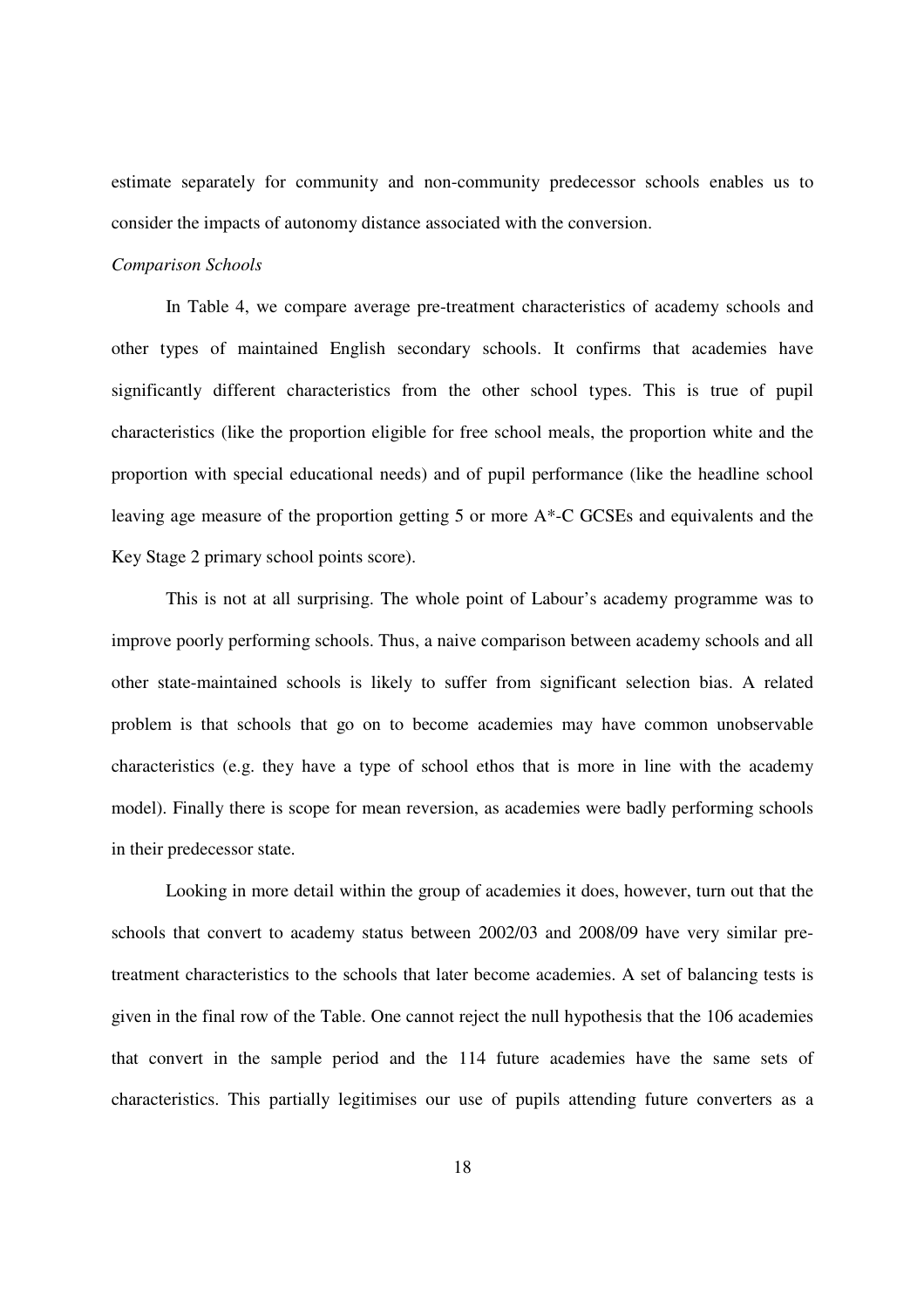estimate separately for community and non-community predecessor schools enables us to consider the impacts of autonomy distance associated with the conversion.

*Comparison Schools*

In Table 4, we compare average pre-treatment characteristics of academy schools and other types of maintained English secondary schools. It confirms that academies have significantly different characteristics from the other school types. This is true of pupil characteristics (like the proportion eligible for free school meals, the proportion white and the proportion with special educational needs) and of pupil performance (like the headline school leaving age measure of the proportion getting 5 or more A*-C GCSEs and equivalents and the Key Stage 2 primary school points score).

This is not at all surprising. The whole point of Labour's academy programme was to improve poorly performing schools. Thus, a naive comparison between academy schools and all other state-maintained schools is likely to suffer from significant selection bias. A related problem is that schools that go on to become academies may have common unobservable characteristics (e.g. they have a type of school ethos that is more in line with the academy model). Finally there is scope for mean reversion, as academies were badly performing schools in their predecessor state.

Looking in more detail within the group of academies it does, however, turn out that the schools that convert to academy status between 2002/03 and 2008/09 have very similar pre-treatment characteristics to the schools that later become academies. A set of balancing tests is given in the final row of the Table. One cannot reject the null hypothesis that the 106 academies that convert in the sample period and the 114 future academies have the same sets of characteristics. This partially legitimises our use of pupils attending future converters as a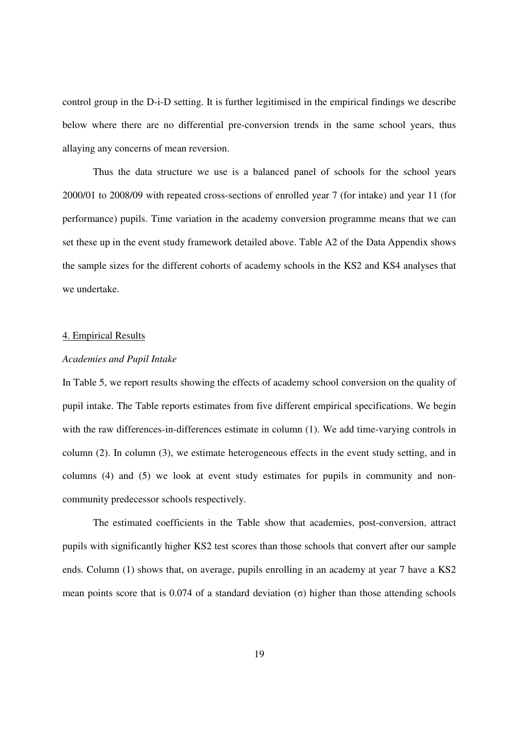control group in the D-i-D setting. It is further legitimised in the empirical findings we describe below where there are no differential pre-conversion trends in the same school years, thus allaying any concerns of mean reversion.

Thus the data structure we use is a balanced panel of schools for the school years 2000/01 to 2008/09 with repeated cross-sections of enrolled year 7 (for intake) and year 11 (for performance) pupils. Time variation in the academy conversion programme means that we can set these up in the event study framework detailed above. Table A2 of the Data Appendix shows the sample sizes for the different cohorts of academy schools in the KS2 and KS4 analyses that we undertake.

## 4. Empirical Results

### *Academies and Pupil Intake*

In Table 5, we report results showing the effects of academy school conversion on the quality of pupil intake. The Table reports estimates from five different empirical specifications. We begin with the raw differences-in-differences estimate in column (1). We add time-varying controls in column (2). In column (3), we estimate heterogeneous effects in the event study setting, and in columns (4) and (5) we look at event study estimates for pupils in community and non-community predecessor schools respectively.

The estimated coefficients in the Table show that academies, post-conversion, attract pupils with significantly higher KS2 test scores than those schools that convert after our sample ends. Column (1) shows that, on average, pupils enrolling in an academy at year 7 have a KS2 mean points score that is 0.074 of a standard deviation ($\sigma$) higher than those attending schools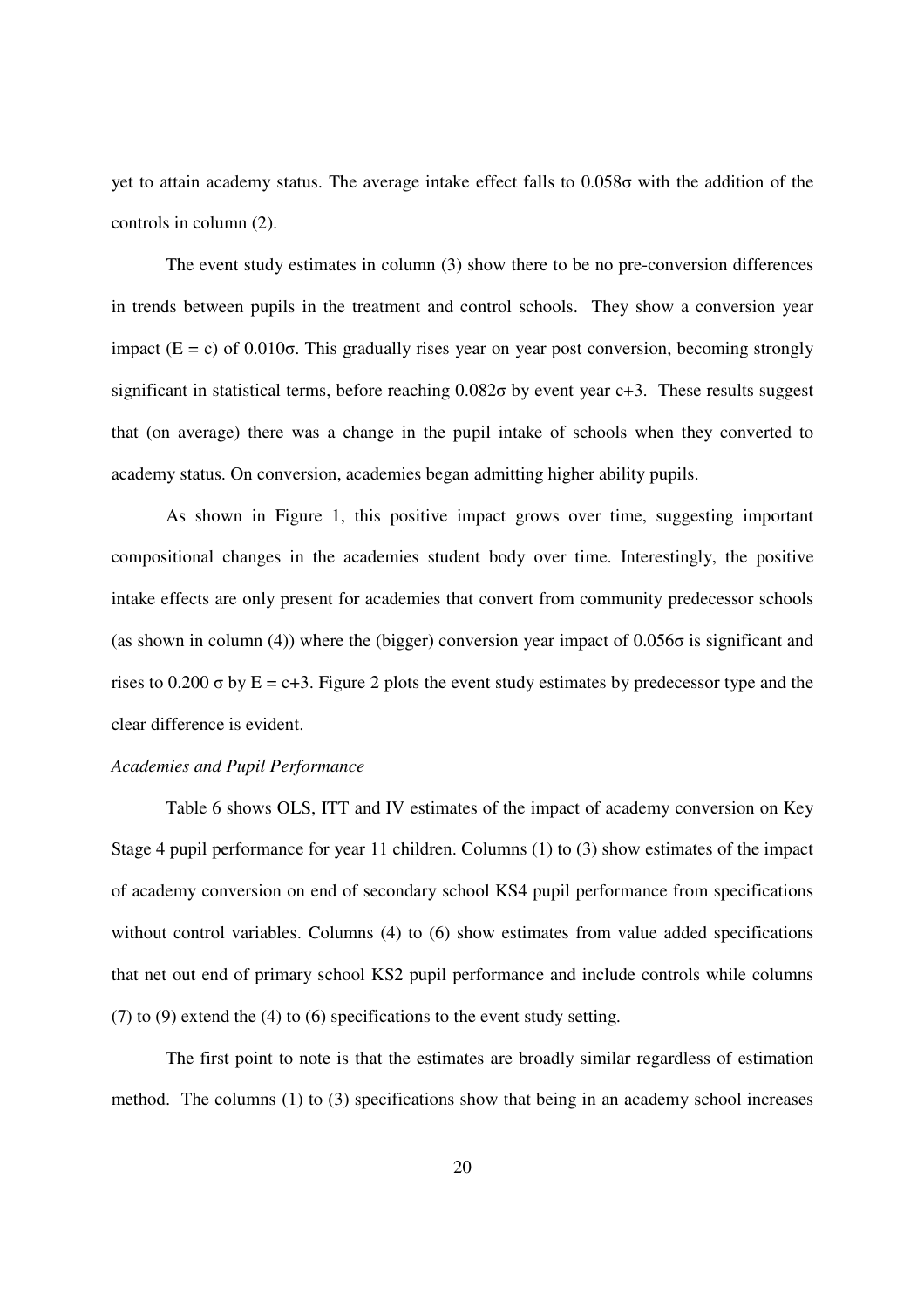yet to attain academy status. The average intake effect falls to 0.058σ with the addition of the controls in column (2).

The event study estimates in column (3) show there to be no pre-conversion differences in trends between pupils in the treatment and control schools. They show a conversion year impact (E = c) of 0.010σ. This gradually rises year on year post conversion, becoming strongly significant in statistical terms, before reaching 0.082σ by event year c+3. These results suggest that (on average) there was a change in the pupil intake of schools when they converted to academy status. On conversion, academies began admitting higher ability pupils.

As shown in Figure 1, this positive impact grows over time, suggesting important compositional changes in the academies student body over time. Interestingly, the positive intake effects are only present for academies that convert from community predecessor schools (as shown in column (4)) where the (bigger) conversion year impact of 0.056σ is significant and rises to 0.200 σ by E = c+3. Figure 2 plots the event study estimates by predecessor type and the clear difference is evident.

*Academies and Pupil Performance*

Table 6 shows OLS, ITT and IV estimates of the impact of academy conversion on Key Stage 4 pupil performance for year 11 children. Columns (1) to (3) show estimates of the impact of academy conversion on end of secondary school KS4 pupil performance from specifications without control variables. Columns (4) to (6) show estimates from value added specifications that net out end of primary school KS2 pupil performance and include controls while columns (7) to (9) extend the (4) to (6) specifications to the event study setting.

The first point to note is that the estimates are broadly similar regardless of estimation method. The columns (1) to (3) specifications show that being in an academy school increases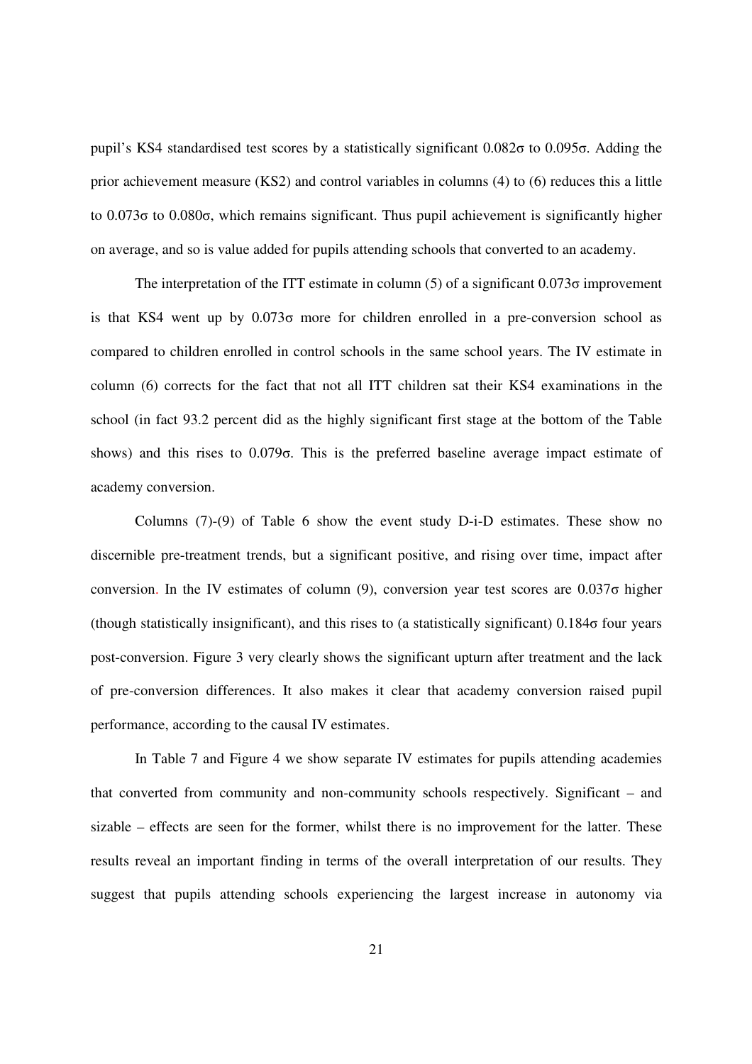pupil's KS4 standardised test scores by a statistically significant 0.082σ to 0.095σ. Adding the prior achievement measure (KS2) and control variables in columns (4) to (6) reduces this a little to 0.073σ to 0.080σ, which remains significant. Thus pupil achievement is significantly higher on average, and so is value added for pupils attending schools that converted to an academy.

The interpretation of the ITT estimate in column (5) of a significant 0.073σ improvement is that KS4 went up by 0.073σ more for children enrolled in a pre-conversion school as compared to children enrolled in control schools in the same school years. The IV estimate in column (6) corrects for the fact that not all ITT children sat their KS4 examinations in the school (in fact 93.2 percent did as the highly significant first stage at the bottom of the Table shows) and this rises to 0.079σ. This is the preferred baseline average impact estimate of academy conversion.

Columns (7)-(9) of Table 6 show the event study D-i-D estimates. These show no discernible pre-treatment trends, but a significant positive, and rising over time, impact after conversion. In the IV estimates of column (9), conversion year test scores are 0.037σ higher (though statistically insignificant), and this rises to (a statistically significant) 0.184σ four years post-conversion. Figure 3 very clearly shows the significant upturn after treatment and the lack of pre-conversion differences. It also makes it clear that academy conversion raised pupil performance, according to the causal IV estimates.

In Table 7 and Figure 4 we show separate IV estimates for pupils attending academies that converted from community and non-community schools respectively. Significant – and sizable – effects are seen for the former, whilst there is no improvement for the latter. These results reveal an important finding in terms of the overall interpretation of our results. They suggest that pupils attending schools experiencing the largest increase in autonomy via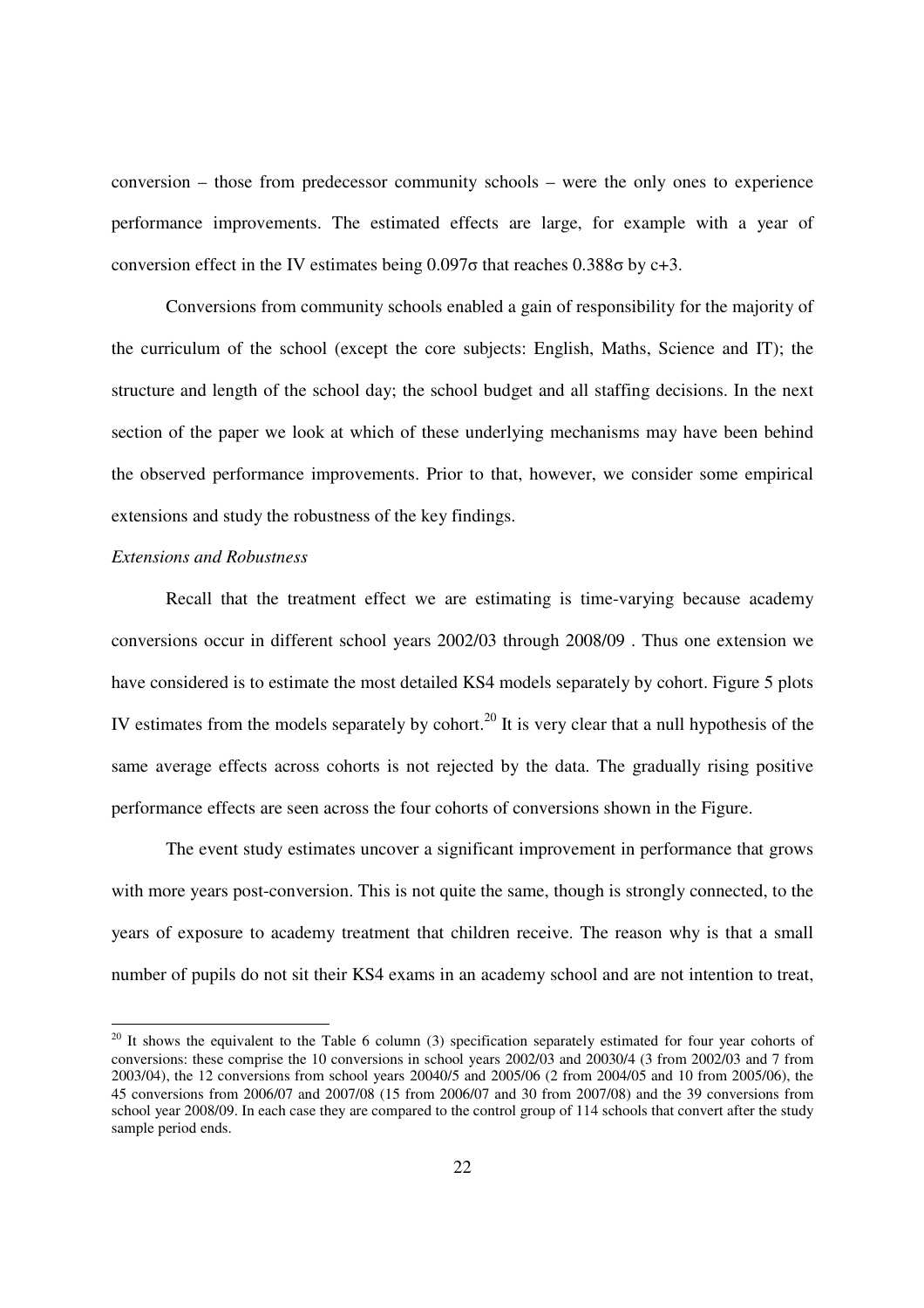conversion – those from predecessor community schools – were the only ones to experience performance improvements. The estimated effects are large, for example with a year of conversion effect in the IV estimates being 0.097σ that reaches 0.388σ by c+3.

Conversions from community schools enabled a gain of responsibility for the majority of the curriculum of the school (except the core subjects: English, Maths, Science and IT); the structure and length of the school day; the school budget and all staffing decisions. In the next section of the paper we look at which of these underlying mechanisms may have been behind the observed performance improvements. Prior to that, however, we consider some empirical extensions and study the robustness of the key findings.

*Extensions and Robustness*

Recall that the treatment effect we are estimating is time-varying because academy conversions occur in different school years 2002/03 through 2008/09 . Thus one extension we have considered is to estimate the most detailed KS4 models separately by cohort. Figure 5 plots IV estimates from the models separately by cohort.[20] It is very clear that a null hypothesis of the same average effects across cohorts is not rejected by the data. The gradually rising positive performance effects are seen across the four cohorts of conversions shown in the Figure.

The event study estimates uncover a significant improvement in performance that grows with more years post-conversion. This is not quite the same, though is strongly connected, to the years of exposure to academy treatment that children receive. The reason why is that a small number of pupils do not sit their KS4 exams in an academy school and are not intention to treat,

[20] It shows the equivalent to the Table 6 column (3) specification separately estimated for four year cohorts of conversions: these comprise the 10 conversions in school years 2002/03 and 20030/4 (3 from 2002/03 and 7 from 2003/04), the 12 conversions from school years 20040/5 and 2005/06 (2 from 2004/05 and 10 from 2005/06), the 45 conversions from 2006/07 and 2007/08 (15 from 2006/07 and 30 from 2007/08) and the 39 conversions from school year 2008/09. In each case they are compared to the control group of 114 schools that convert after the study sample period ends.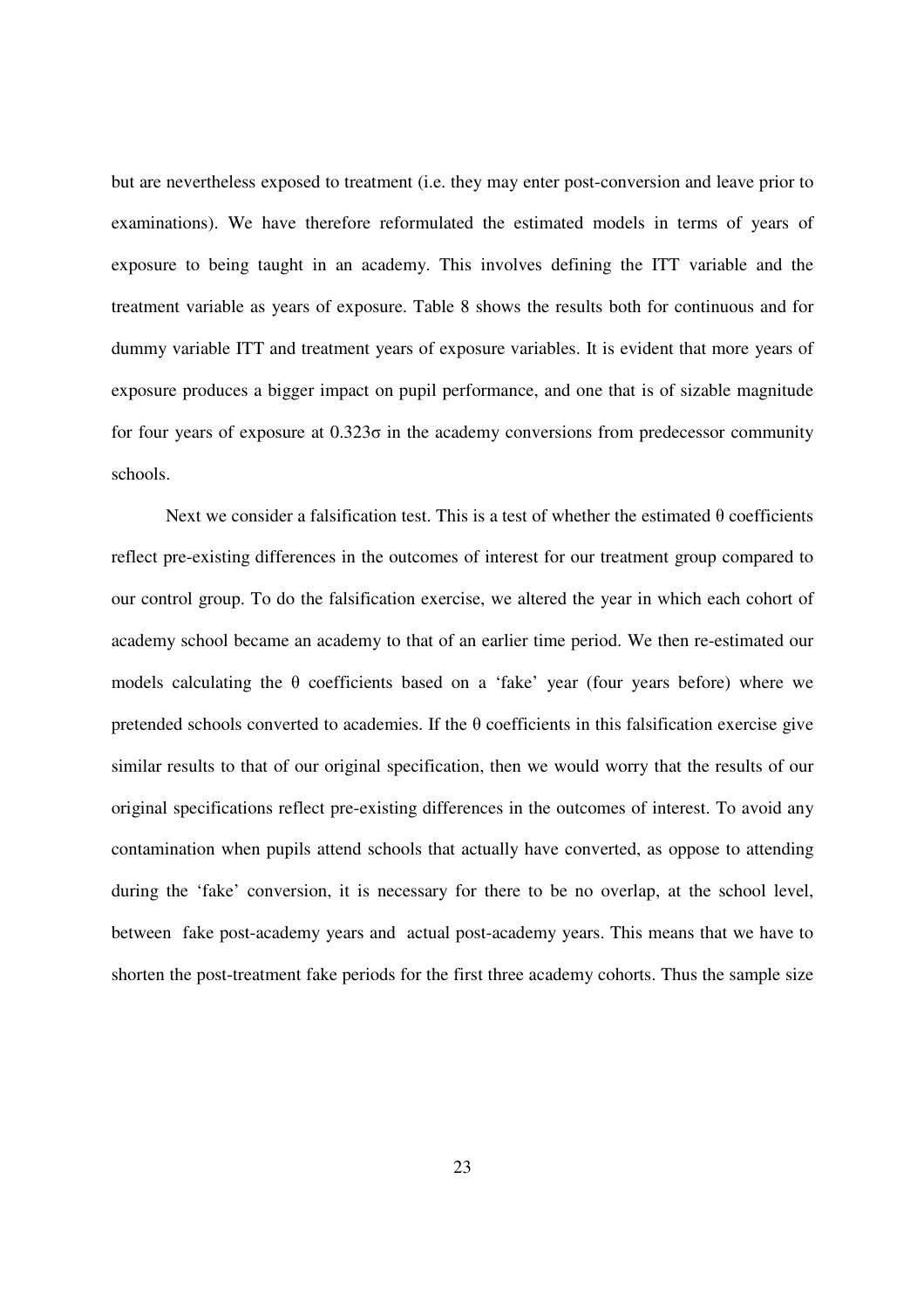but are nevertheless exposed to treatment (i.e. they may enter post-conversion and leave prior to examinations). We have therefore reformulated the estimated models in terms of years of exposure to being taught in an academy. This involves defining the ITT variable and the treatment variable as years of exposure. Table 8 shows the results both for continuous and for dummy variable ITT and treatment years of exposure variables. It is evident that more years of exposure produces a bigger impact on pupil performance, and one that is of sizable magnitude for four years of exposure at $0.323\sigma$ in the academy conversions from predecessor community schools.

Next we consider a falsification test. This is a test of whether the estimated $\theta$ coefficients reflect pre-existing differences in the outcomes of interest for our treatment group compared to our control group. To do the falsification exercise, we altered the year in which each cohort of academy school became an academy to that of an earlier time period. We then re-estimated our models calculating the $\theta$ coefficients based on a 'fake' year (four years before) where we pretended schools converted to academies. If the $\theta$ coefficients in this falsification exercise give similar results to that of our original specification, then we would worry that the results of our original specifications reflect pre-existing differences in the outcomes of interest. To avoid any contamination when pupils attend schools that actually have converted, as oppose to attending during the 'fake' conversion, it is necessary for there to be no overlap, at the school level, between fake post-academy years and actual post-academy years. This means that we have to shorten the post-treatment fake periods for the first three academy cohorts. Thus the sample size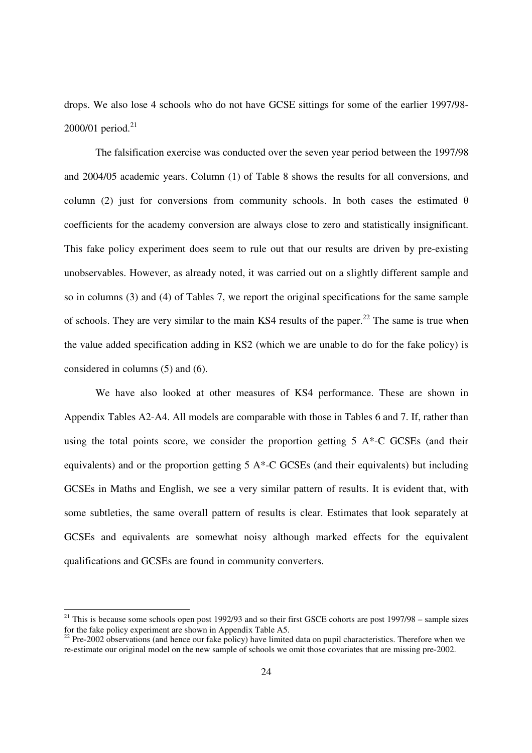drops. We also lose 4 schools who do not have GCSE sittings for some of the earlier 1997/98-2000/01 period.[21]

The falsification exercise was conducted over the seven year period between the 1997/98 and 2004/05 academic years. Column (1) of Table 8 shows the results for all conversions, and column (2) just for conversions from community schools. In both cases the estimated $\theta$ coefficients for the academy conversion are always close to zero and statistically insignificant. This fake policy experiment does seem to rule out that our results are driven by pre-existing unobservables. However, as already noted, it was carried out on a slightly different sample and so in columns (3) and (4) of Tables 7, we report the original specifications for the same sample of schools. They are very similar to the main KS4 results of the paper.[22] The same is true when the value added specification adding in KS2 (which we are unable to do for the fake policy) is considered in columns (5) and (6).

We have also looked at other measures of KS4 performance. These are shown in Appendix Tables A2-A4. All models are comparable with those in Tables 6 and 7. If, rather than using the total points score, we consider the proportion getting 5 A*-C GCSEs (and their equivalents) and or the proportion getting 5 A*-C GCSEs (and their equivalents) but including GCSEs in Maths and English, we see a very similar pattern of results. It is evident that, with some subtleties, the same overall pattern of results is clear. Estimates that look separately at GCSEs and equivalents are somewhat noisy although marked effects for the equivalent qualifications and GCSEs are found in community converters.

[21] This is because some schools open post 1992/93 and so their first GSCE cohorts are post 1997/98 – sample sizes for the fake policy experiment are shown in Appendix Table A5.

[22] Pre-2002 observations (and hence our fake policy) have limited data on pupil characteristics. Therefore when we re-estimate our original model on the new sample of schools we omit those covariates that are missing pre-2002.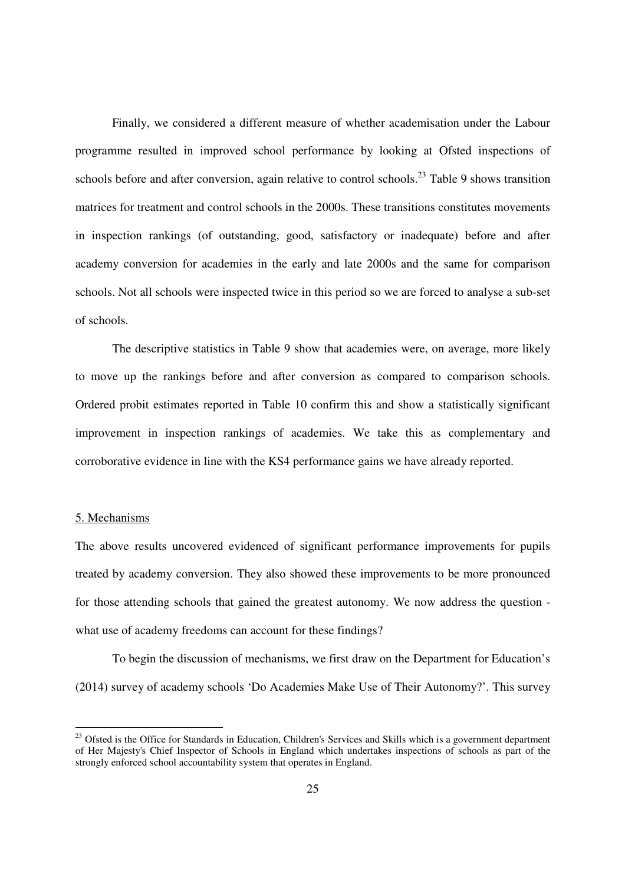Finally, we considered a different measure of whether academisation under the Labour programme resulted in improved school performance by looking at Ofsted inspections of schools before and after conversion, again relative to control schools.[23] Table 9 shows transition matrices for treatment and control schools in the 2000s. These transitions constitutes movements in inspection rankings (of outstanding, good, satisfactory or inadequate) before and after academy conversion for academies in the early and late 2000s and the same for comparison schools. Not all schools were inspected twice in this period so we are forced to analyse a sub-set of schools.

The descriptive statistics in Table 9 show that academies were, on average, more likely to move up the rankings before and after conversion as compared to comparison schools. Ordered probit estimates reported in Table 10 confirm this and show a statistically significant improvement in inspection rankings of academies. We take this as complementary and corroborative evidence in line with the KS4 performance gains we have already reported.

## 5. Mechanisms

The above results uncovered evidenced of significant performance improvements for pupils treated by academy conversion. They also showed these improvements to be more pronounced for those attending schools that gained the greatest autonomy. We now address the question - what use of academy freedoms can account for these findings?

To begin the discussion of mechanisms, we first draw on the Department for Education's (2014) survey of academy schools 'Do Academies Make Use of Their Autonomy?'. This survey

---

[23] Ofsted is the Office for Standards in Education, Children's Services and Skills which is a government department of Her Majesty's Chief Inspector of Schools in England which undertakes inspections of schools as part of the strongly enforced school accountability system that operates in England.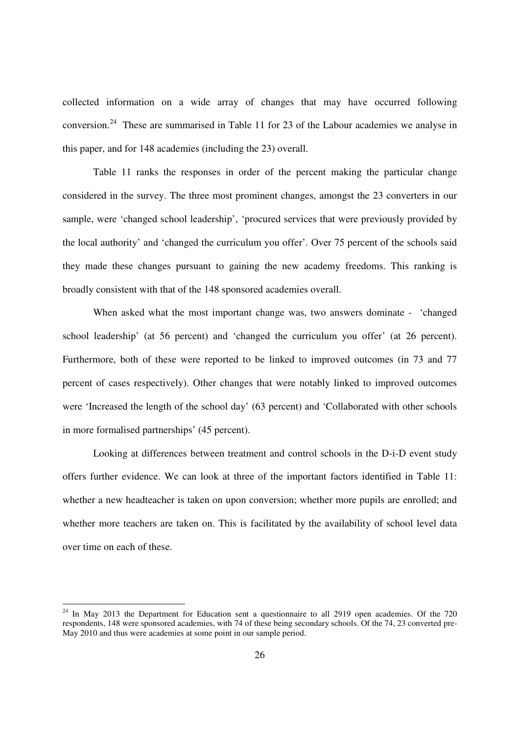collected information on a wide array of changes that may have occurred following conversion.[24] These are summarised in Table 11 for 23 of the Labour academies we analyse in this paper, and for 148 academies (including the 23) overall.

Table 11 ranks the responses in order of the percent making the particular change considered in the survey. The three most prominent changes, amongst the 23 converters in our sample, were 'changed school leadership', 'procured services that were previously provided by the local authority' and 'changed the curriculum you offer'. Over 75 percent of the schools said they made these changes pursuant to gaining the new academy freedoms. This ranking is broadly consistent with that of the 148 sponsored academies overall.

When asked what the most important change was, two answers dominate - 'changed school leadership' (at 56 percent) and 'changed the curriculum you offer' (at 26 percent). Furthermore, both of these were reported to be linked to improved outcomes (in 73 and 77 percent of cases respectively). Other changes that were notably linked to improved outcomes were 'Increased the length of the school day' (63 percent) and 'Collaborated with other schools in more formalised partnerships' (45 percent).

Looking at differences between treatment and control schools in the D-i-D event study offers further evidence. We can look at three of the important factors identified in Table 11: whether a new headteacher is taken on upon conversion; whether more pupils are enrolled; and whether more teachers are taken on. This is facilitated by the availability of school level data over time on each of these.

[24] In May 2013 the Department for Education sent a questionnaire to all 2919 open academies. Of the 720 respondents, 148 were sponsored academies, with 74 of these being secondary schools. Of the 74, 23 converted pre-May 2010 and thus were academies at some point in our sample period.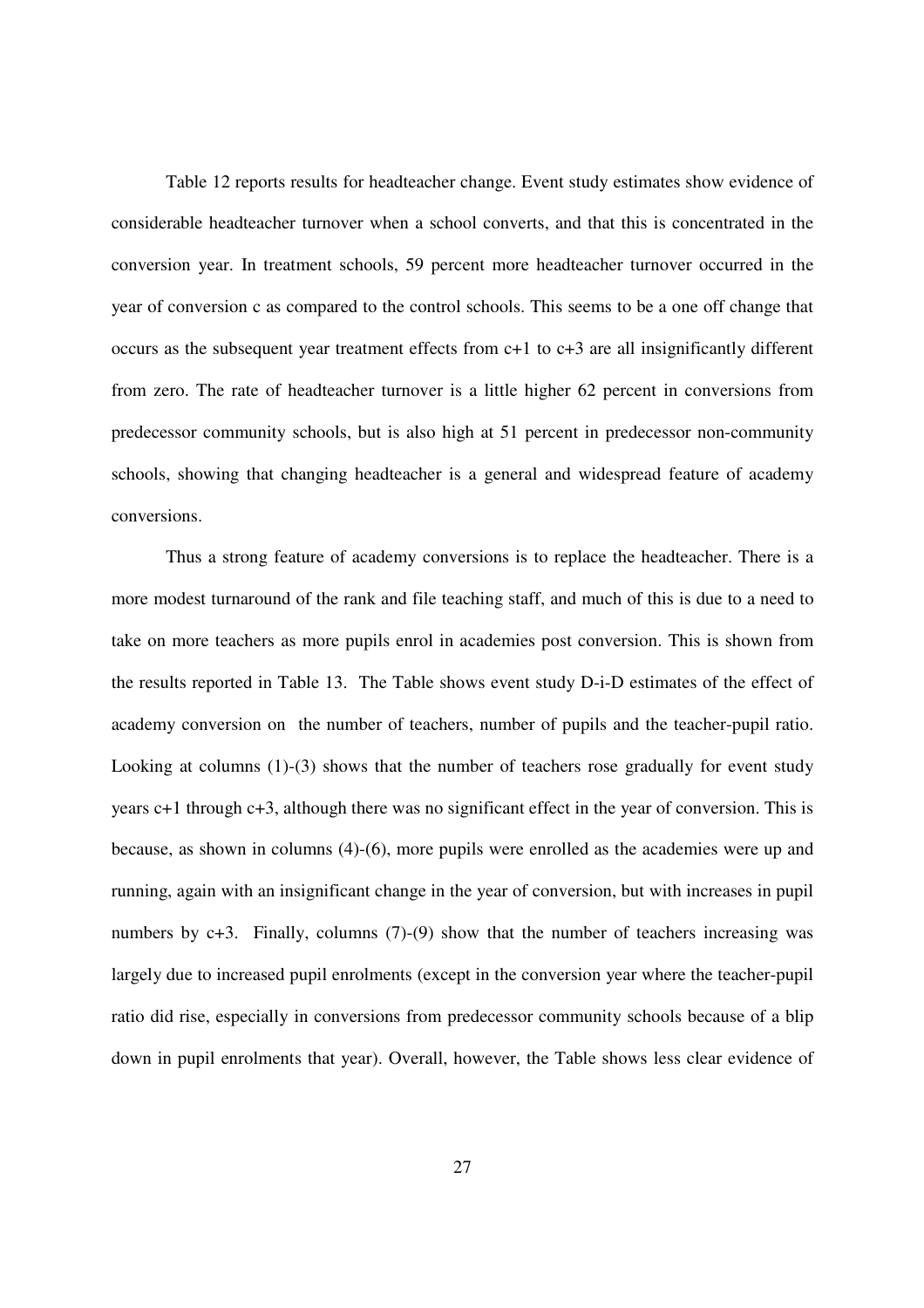Table 12 reports results for headteacher change. Event study estimates show evidence of considerable headteacher turnover when a school converts, and that this is concentrated in the conversion year. In treatment schools, 59 percent more headteacher turnover occurred in the year of conversion c as compared to the control schools. This seems to be a one off change that occurs as the subsequent year treatment effects from c+1 to c+3 are all insignificantly different from zero. The rate of headteacher turnover is a little higher 62 percent in conversions from predecessor community schools, but is also high at 51 percent in predecessor non-community schools, showing that changing headteacher is a general and widespread feature of academy conversions.

Thus a strong feature of academy conversions is to replace the headteacher. There is a more modest turnaround of the rank and file teaching staff, and much of this is due to a need to take on more teachers as more pupils enrol in academies post conversion. This is shown from the results reported in Table 13. The Table shows event study D-i-D estimates of the effect of academy conversion on the number of teachers, number of pupils and the teacher-pupil ratio. Looking at columns (1)-(3) shows that the number of teachers rose gradually for event study years c+1 through c+3, although there was no significant effect in the year of conversion. This is because, as shown in columns (4)-(6), more pupils were enrolled as the academies were up and running, again with an insignificant change in the year of conversion, but with increases in pupil numbers by c+3. Finally, columns (7)-(9) show that the number of teachers increasing was largely due to increased pupil enrolments (except in the conversion year where the teacher-pupil ratio did rise, especially in conversions from predecessor community schools because of a blip down in pupil enrolments that year). Overall, however, the Table shows less clear evidence of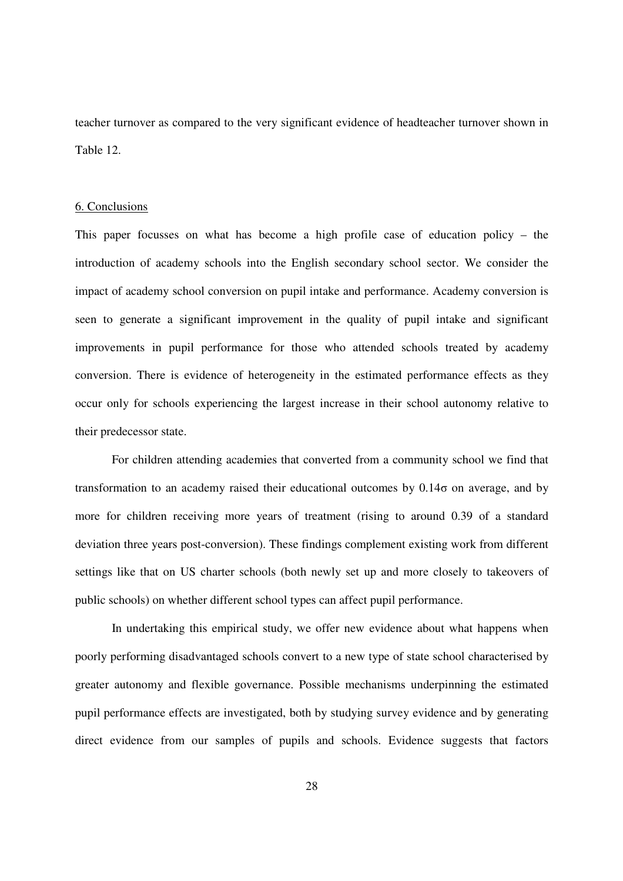teacher turnover as compared to the very significant evidence of headteacher turnover shown in Table 12.

## 6. Conclusions

This paper focusses on what has become a high profile case of education policy – the introduction of academy schools into the English secondary school sector. We consider the impact of academy school conversion on pupil intake and performance. Academy conversion is seen to generate a significant improvement in the quality of pupil intake and significant improvements in pupil performance for those who attended schools treated by academy conversion. There is evidence of heterogeneity in the estimated performance effects as they occur only for schools experiencing the largest increase in their school autonomy relative to their predecessor state.

For children attending academies that converted from a community school we find that transformation to an academy raised their educational outcomes by 0.14σ on average, and by more for children receiving more years of treatment (rising to around 0.39 of a standard deviation three years post-conversion). These findings complement existing work from different settings like that on US charter schools (both newly set up and more closely to takeovers of public schools) on whether different school types can affect pupil performance.

In undertaking this empirical study, we offer new evidence about what happens when poorly performing disadvantaged schools convert to a new type of state school characterised by greater autonomy and flexible governance. Possible mechanisms underpinning the estimated pupil performance effects are investigated, both by studying survey evidence and by generating direct evidence from our samples of pupils and schools. Evidence suggests that factors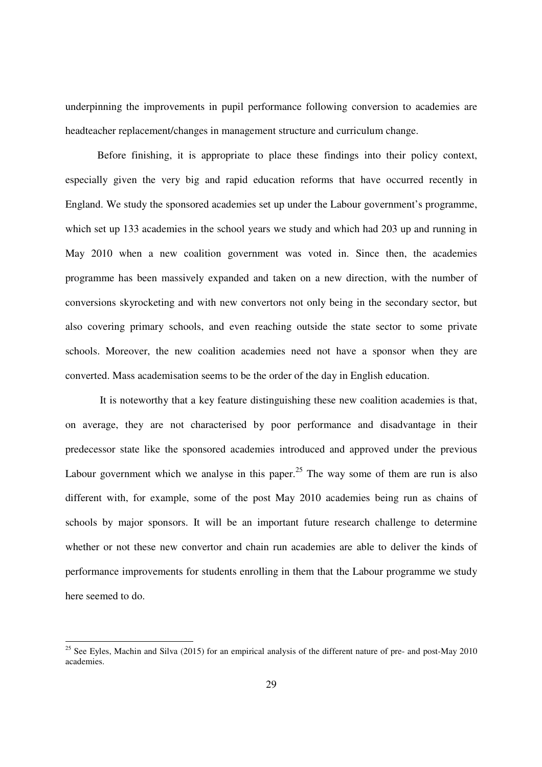underpinning the improvements in pupil performance following conversion to academies are headteacher replacement/changes in management structure and curriculum change.

Before finishing, it is appropriate to place these findings into their policy context, especially given the very big and rapid education reforms that have occurred recently in England. We study the sponsored academies set up under the Labour government's programme, which set up 133 academies in the school years we study and which had 203 up and running in May 2010 when a new coalition government was voted in. Since then, the academies programme has been massively expanded and taken on a new direction, with the number of conversions skyrocketing and with new convertors not only being in the secondary sector, but also covering primary schools, and even reaching outside the state sector to some private schools. Moreover, the new coalition academies need not have a sponsor when they are converted. Mass academisation seems to be the order of the day in English education.

It is noteworthy that a key feature distinguishing these new coalition academies is that, on average, they are not characterised by poor performance and disadvantage in their predecessor state like the sponsored academies introduced and approved under the previous Labour government which we analyse in this paper.[25] The way some of them are run is also different with, for example, some of the post May 2010 academies being run as chains of schools by major sponsors. It will be an important future research challenge to determine whether or not these new convertor and chain run academies are able to deliver the kinds of performance improvements for students enrolling in them that the Labour programme we study here seemed to do.

---

[25] See Eyles, Machin and Silva (2015) for an empirical analysis of the different nature of pre- and post-May 2010 academies.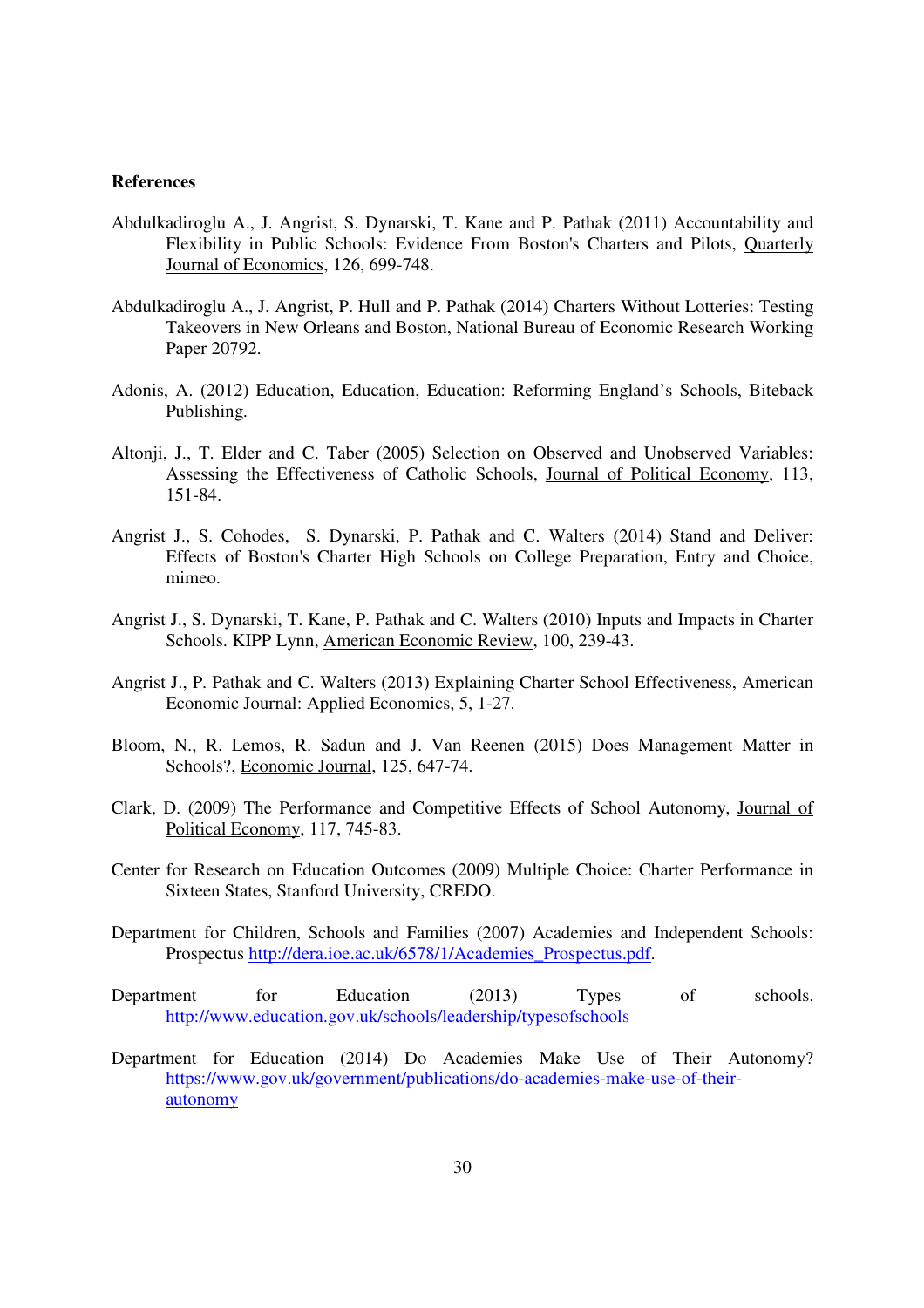**References**

Abdulkadiroglu A., J. Angrist, S. Dynarski, T. Kane and P. Pathak (2011) Accountability and Flexibility in Public Schools: Evidence From Boston's Charters and Pilots, Quarterly Journal of Economics, 126, 699-748.

Abdulkadiroglu A., J. Angrist, P. Hull and P. Pathak (2014) Charters Without Lotteries: Testing Takeovers in New Orleans and Boston, National Bureau of Economic Research Working Paper 20792.

Adonis, A. (2012) Education, Education, Education: Reforming England's Schools, Biteback Publishing.

Altonji, J., T. Elder and C. Taber (2005) Selection on Observed and Unobserved Variables: Assessing the Effectiveness of Catholic Schools, Journal of Political Economy, 113, 151-84.

Angrist J., S. Cohodes, S. Dynarski, P. Pathak and C. Walters (2014) Stand and Deliver: Effects of Boston's Charter High Schools on College Preparation, Entry and Choice, mimeo.

Angrist J., S. Dynarski, T. Kane, P. Pathak and C. Walters (2010) Inputs and Impacts in Charter Schools. KIPP Lynn, American Economic Review, 100, 239-43.

Angrist J., P. Pathak and C. Walters (2013) Explaining Charter School Effectiveness, American Economic Journal: Applied Economics, 5, 1-27.

Bloom, N., R. Lemos, R. Sadun and J. Van Reenen (2015) Does Management Matter in Schools?, Economic Journal, 125, 647-74.

Clark, D. (2009) The Performance and Competitive Effects of School Autonomy, Journal of Political Economy, 117, 745-83.

Center for Research on Education Outcomes (2009) Multiple Choice: Charter Performance in Sixteen States, Stanford University, CREDO.

Department for Children, Schools and Families (2007) Academies and Independent Schools: Prospectus http://dera.ioe.ac.uk/6578/1/Academies_Prospectus.pdf.

Department for Education (2013) Types of schools. http://www.education.gov.uk/schools/leadership/typesofschools

Department for Education (2014) Do Academies Make Use of Their Autonomy? https://www.gov.uk/government/publications/do-academies-make-use-of-their-autonomy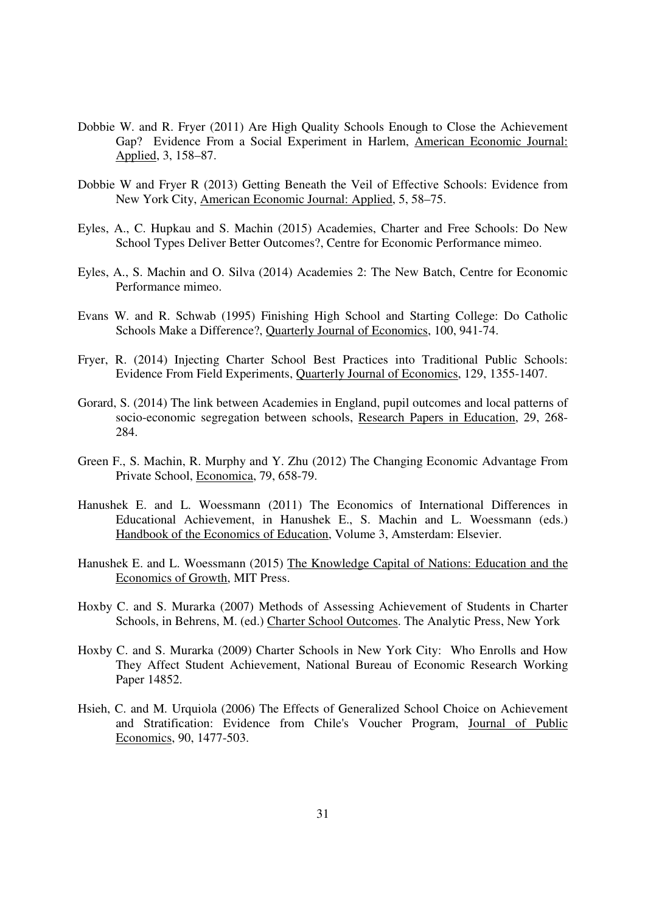Dobbie W. and R. Fryer (2011) Are High Quality Schools Enough to Close the Achievement Gap? Evidence From a Social Experiment in Harlem, American Economic Journal: Applied, 3, 158–87.

Dobbie W and Fryer R (2013) Getting Beneath the Veil of Effective Schools: Evidence from New York City, American Economic Journal: Applied, 5, 58–75.

Eyles, A., C. Hupkau and S. Machin (2015) Academies, Charter and Free Schools: Do New School Types Deliver Better Outcomes?, Centre for Economic Performance mimeo.

Eyles, A., S. Machin and O. Silva (2014) Academies 2: The New Batch, Centre for Economic Performance mimeo.

Evans W. and R. Schwab (1995) Finishing High School and Starting College: Do Catholic Schools Make a Difference?, Quarterly Journal of Economics, 100, 941-74.

Fryer, R. (2014) Injecting Charter School Best Practices into Traditional Public Schools: Evidence From Field Experiments, Quarterly Journal of Economics, 129, 1355-1407.

Gorard, S. (2014) The link between Academies in England, pupil outcomes and local patterns of socio-economic segregation between schools, Research Papers in Education, 29, 268-284.

Green F., S. Machin, R. Murphy and Y. Zhu (2012) The Changing Economic Advantage From Private School, Economica, 79, 658-79.

Hanushek E. and L. Woessmann (2011) The Economics of International Differences in Educational Achievement, in Hanushek E., S. Machin and L. Woessmann (eds.) Handbook of the Economics of Education, Volume 3, Amsterdam: Elsevier.

Hanushek E. and L. Woessmann (2015) The Knowledge Capital of Nations: Education and the Economics of Growth, MIT Press.

Hoxby C. and S. Murarka (2007) Methods of Assessing Achievement of Students in Charter Schools, in Behrens, M. (ed.) Charter School Outcomes. The Analytic Press, New York

Hoxby C. and S. Murarka (2009) Charter Schools in New York City: Who Enrolls and How They Affect Student Achievement, National Bureau of Economic Research Working Paper 14852.

Hsieh, C. and M. Urquiola (2006) The Effects of Generalized School Choice on Achievement and Stratification: Evidence from Chile's Voucher Program, Journal of Public Economics, 90, 1477-503.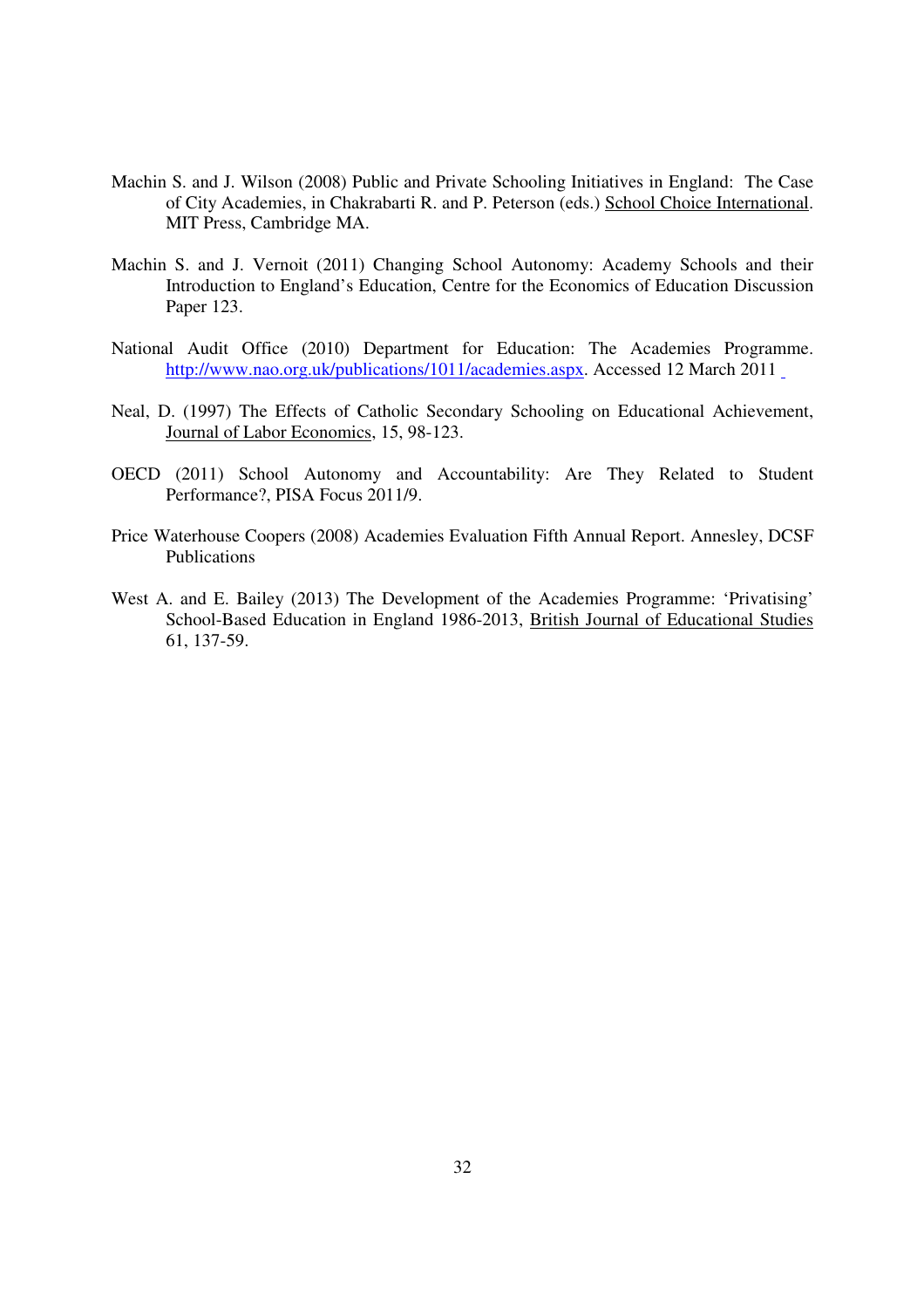Machin S. and J. Wilson (2008) Public and Private Schooling Initiatives in England: The Case of City Academies, in Chakrabarti R. and P. Peterson (eds.) School Choice International. MIT Press, Cambridge MA.

Machin S. and J. Vernoit (2011) Changing School Autonomy: Academy Schools and their Introduction to England's Education, Centre for the Economics of Education Discussion Paper 123.

National Audit Office (2010) Department for Education: The Academies Programme. http://www.nao.org.uk/publications/1011/academies.aspx. Accessed 12 March 2011

Neal, D. (1997) The Effects of Catholic Secondary Schooling on Educational Achievement, Journal of Labor Economics, 15, 98-123.

OECD (2011) School Autonomy and Accountability: Are They Related to Student Performance?, PISA Focus 2011/9.

Price Waterhouse Coopers (2008) Academies Evaluation Fifth Annual Report. Annesley, DCSF Publications

West A. and E. Bailey (2013) The Development of the Academies Programme: 'Privatising' School-Based Education in England 1986-2013, British Journal of Educational Studies 61, 137-59.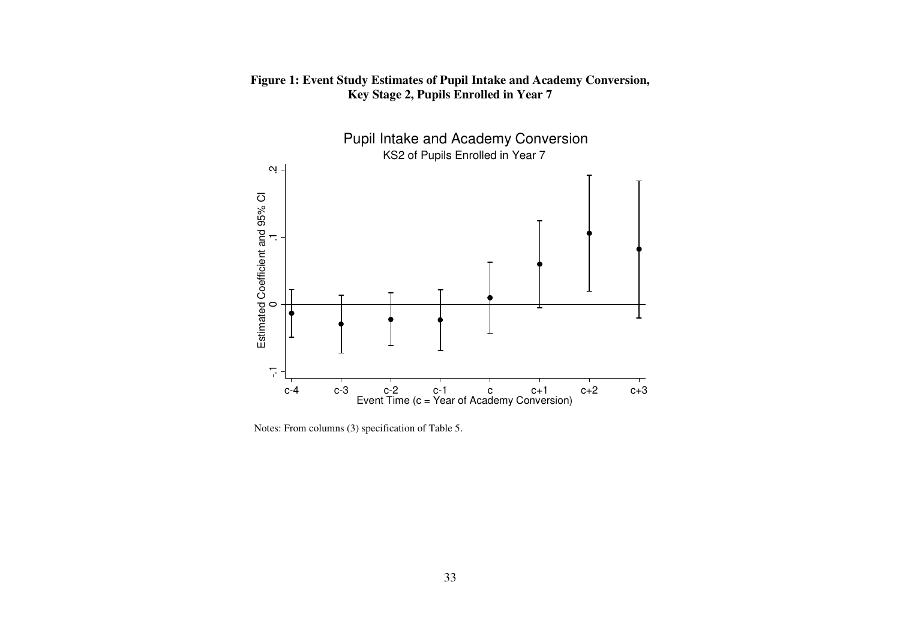**Figure 1: Event Study Estimates of Pupil Intake and Academy Conversion, Key Stage 2, Pupils Enrolled in Year 7**

Notes: From columns (3) specification of Table 5.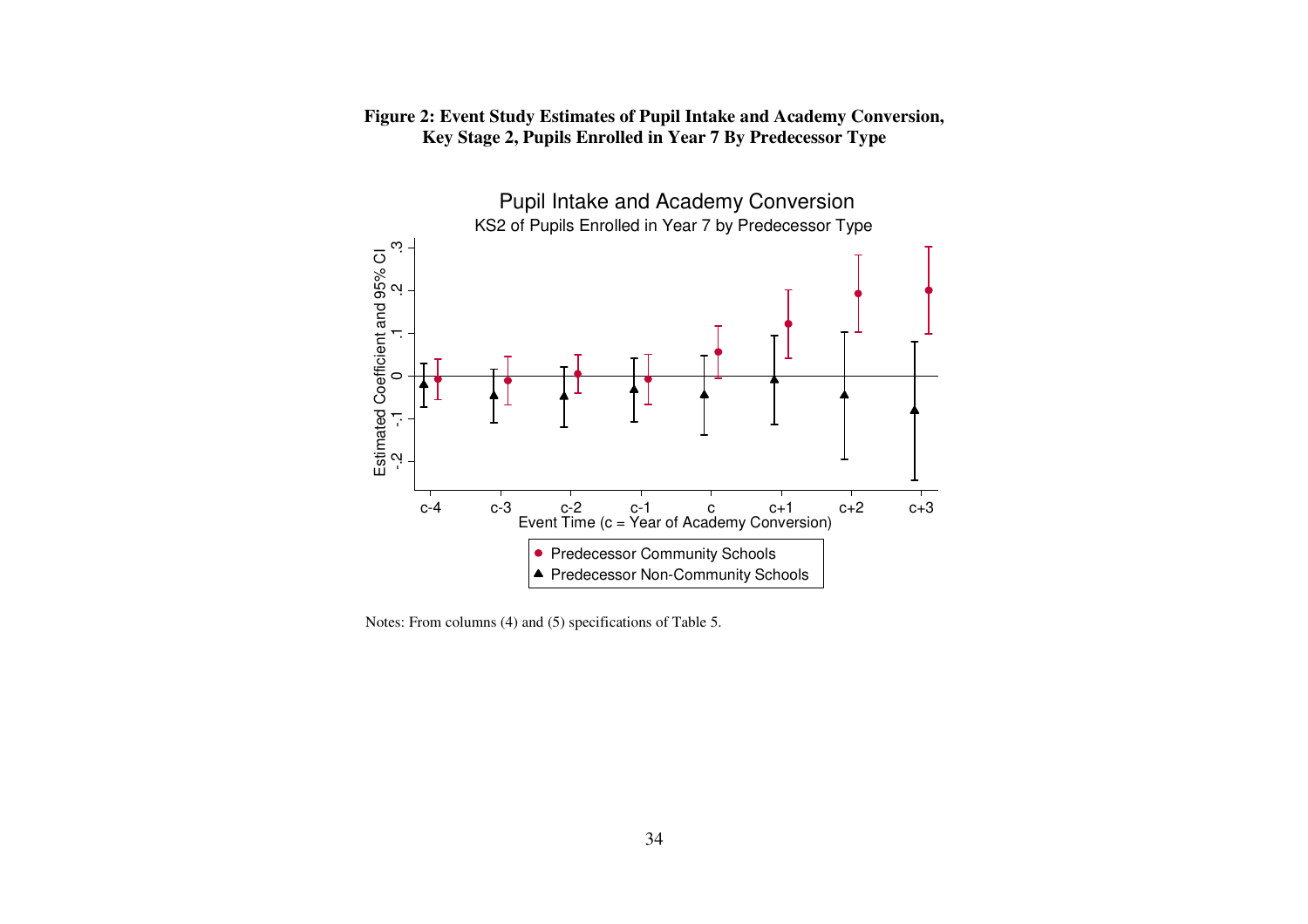**Figure 2: Event Study Estimates of Pupil Intake and Academy Conversion, Key Stage 2, Pupils Enrolled in Year 7 By Predecessor Type**

Notes: From columns (4) and (5) specifications of Table 5.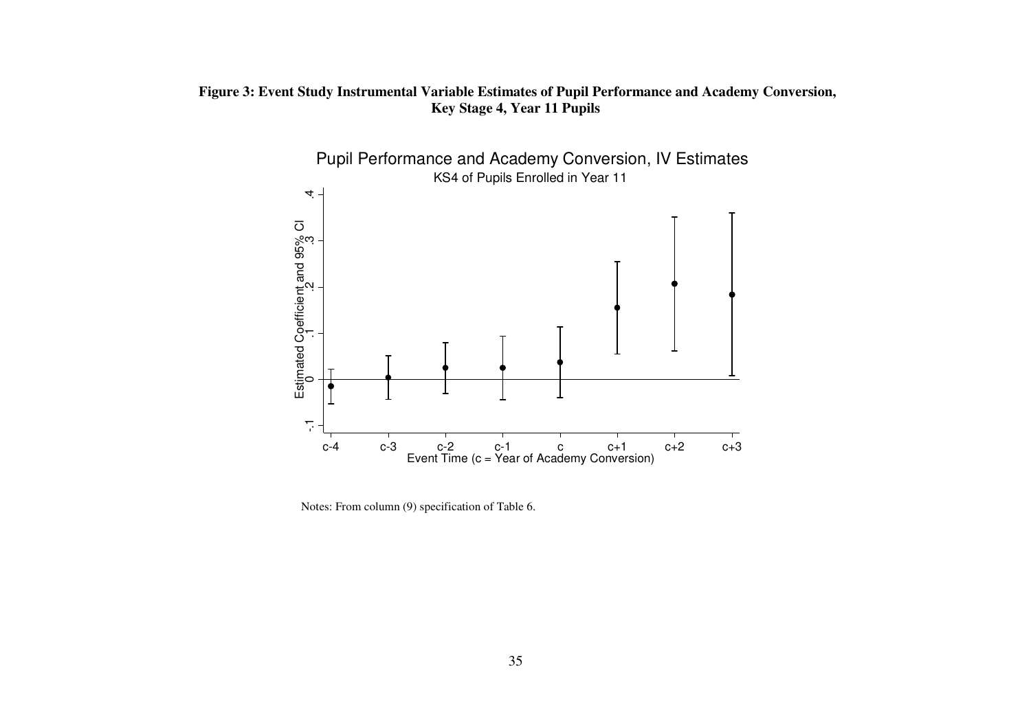**Figure 3: Event Study Instrumental Variable Estimates of Pupil Performance and Academy Conversion, Key Stage 4, Year 11 Pupils**

Notes: From column (9) specification of Table 6.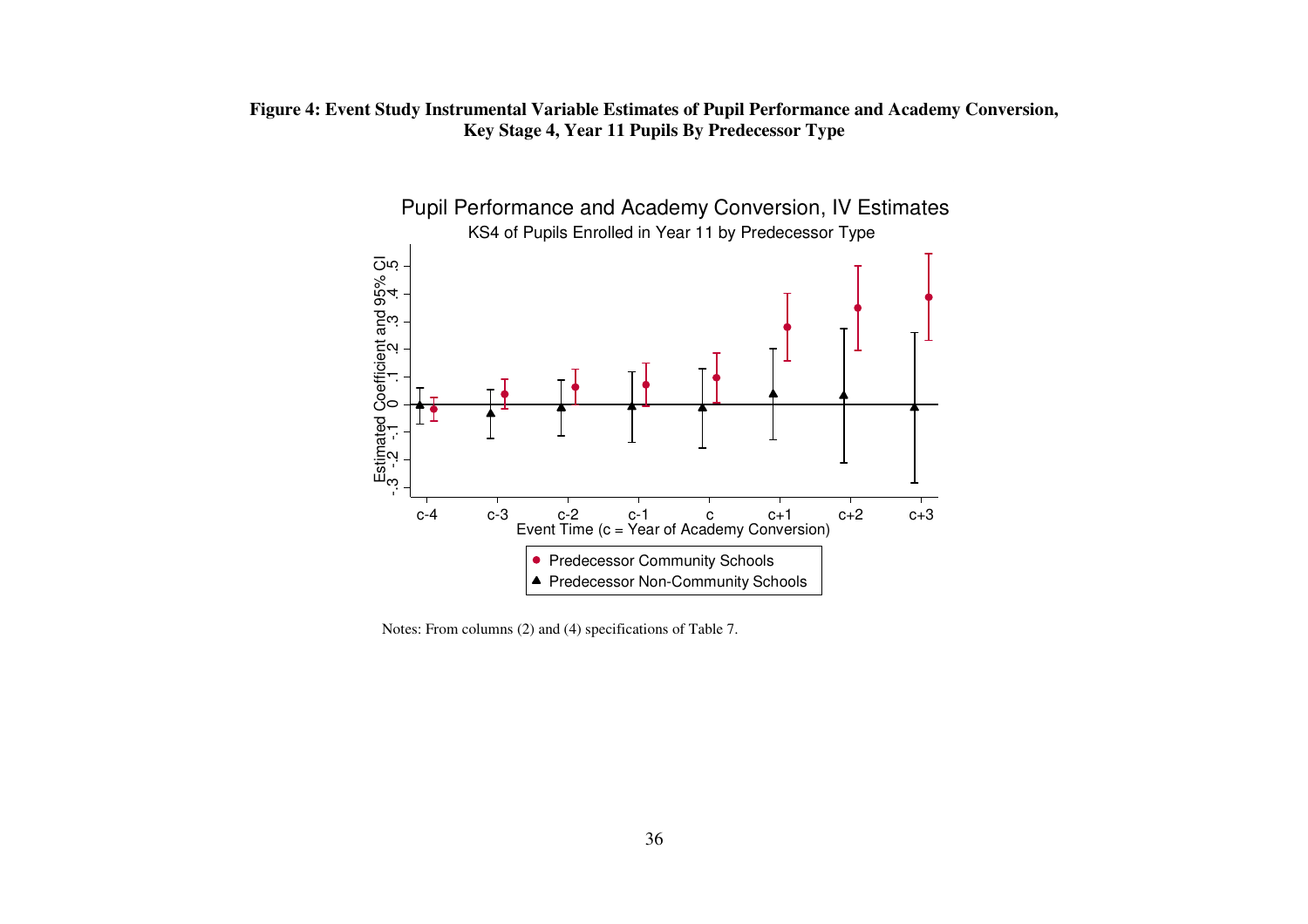**Figure 4: Event Study Instrumental Variable Estimates of Pupil Performance and Academy Conversion, Key Stage 4, Year 11 Pupils By Predecessor Type**

Notes: From columns (2) and (4) specifications of Table 7.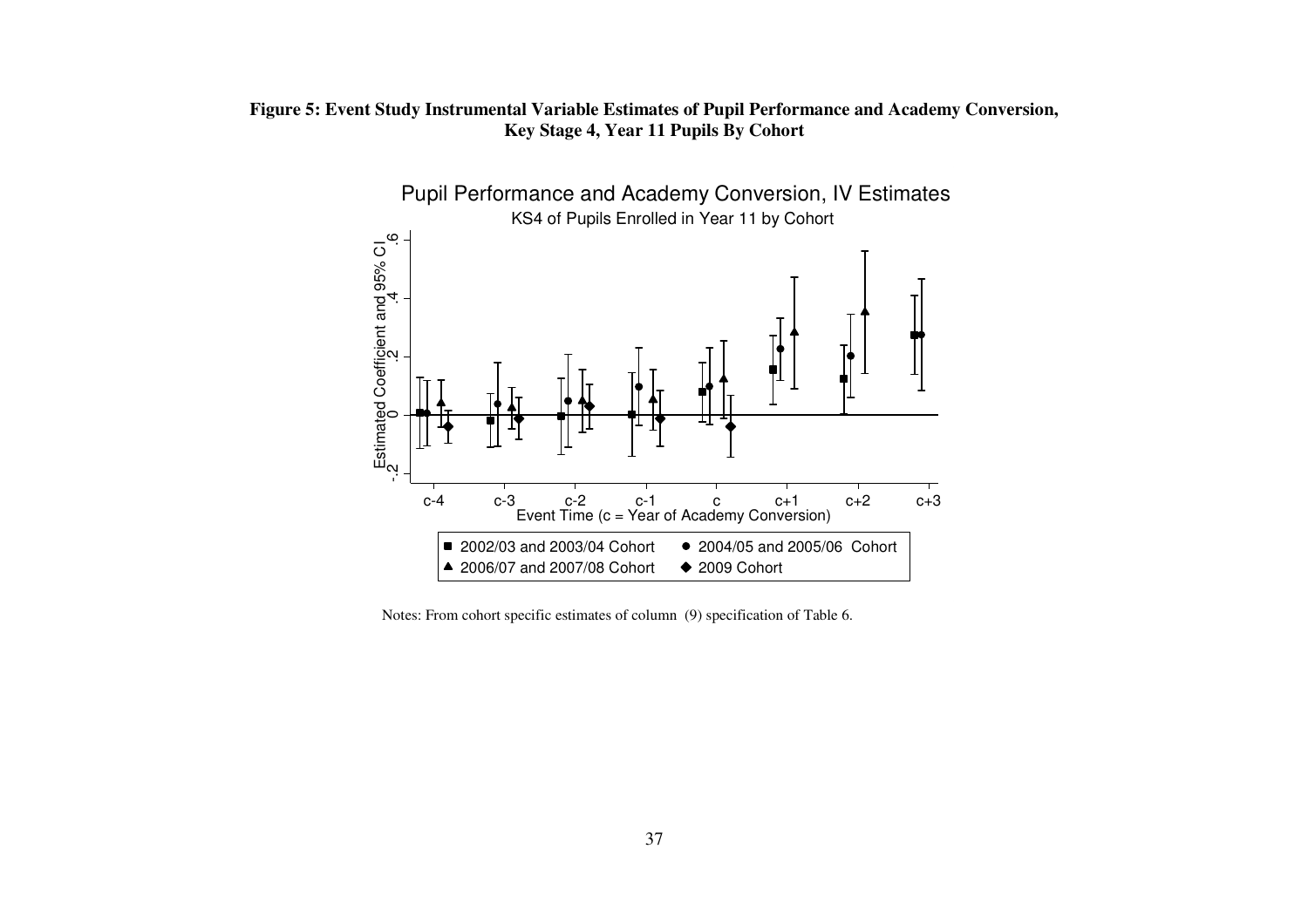**Figure 5: Event Study Instrumental Variable Estimates of Pupil Performance and Academy Conversion, Key Stage 4, Year 11 Pupils By Cohort**

Notes: From cohort specific estimates of column (9) specification of Table 6.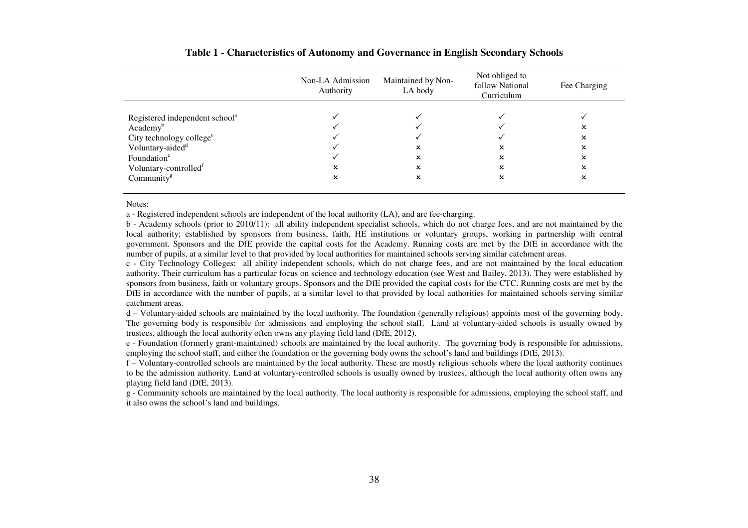**Table 1 - Characteristics of Autonomy and Governance in English Secondary Schools**

| | Non-LA Admission Authority | Maintained by Non-LA body | Not obliged to follow National Curriculum | Fee Charging |
|---|---|---|---|---|
| Registered independent school[a] | ✓ | ✓ | ✓ | ✓ |
| Academy[b] | ✓ | ✓ | ✓ | × |
| City technology college[c] | ✓ | ✓ | ✓ | × |
| Voluntary-aided[d] | ✓ | × | × | × |
| Foundation[e] | ✓ | × | × | × |
| Voluntary-controlled[f] | × | × | × | × |
| Community[g] | × | × | × | × |

Notes:

a - Registered independent schools are independent of the local authority (LA), and are fee-charging.

b - Academy schools (prior to 2010/11): all ability independent specialist schools, which do not charge fees, and are not maintained by the local authority; established by sponsors from business, faith, HE institutions or voluntary groups, working in partnership with central government. Sponsors and the DfE provide the capital costs for the Academy. Running costs are met by the DfE in accordance with the number of pupils, at a similar level to that provided by local authorities for maintained schools serving similar catchment areas.

c - City Technology Colleges: all ability independent schools, which do not charge fees, and are not maintained by the local education authority. Their curriculum has a particular focus on science and technology education (see West and Bailey, 2013). They were established by sponsors from business, faith or voluntary groups. Sponsors and the DfE provided the capital costs for the CTC. Running costs are met by the DfE in accordance with the number of pupils, at a similar level to that provided by local authorities for maintained schools serving similar catchment areas.

d – Voluntary-aided schools are maintained by the local authority. The foundation (generally religious) appoints most of the governing body. The governing body is responsible for admissions and employing the school staff. Land at voluntary-aided schools is usually owned by trustees, although the local authority often owns any playing field land (DfE, 2012).

e - Foundation (formerly grant-maintained) schools are maintained by the local authority. The governing body is responsible for admissions, employing the school staff, and either the foundation or the governing body owns the school's land and buildings (DfE, 2013).

f – Voluntary-controlled schools are maintained by the local authority. These are mostly religious schools where the local authority continues to be the admission authority. Land at voluntary-controlled schools is usually owned by trustees, although the local authority often owns any playing field land (DfE, 2013).

g - Community schools are maintained by the local authority. The local authority is responsible for admissions, employing the school staff, and it also owns the school's land and buildings.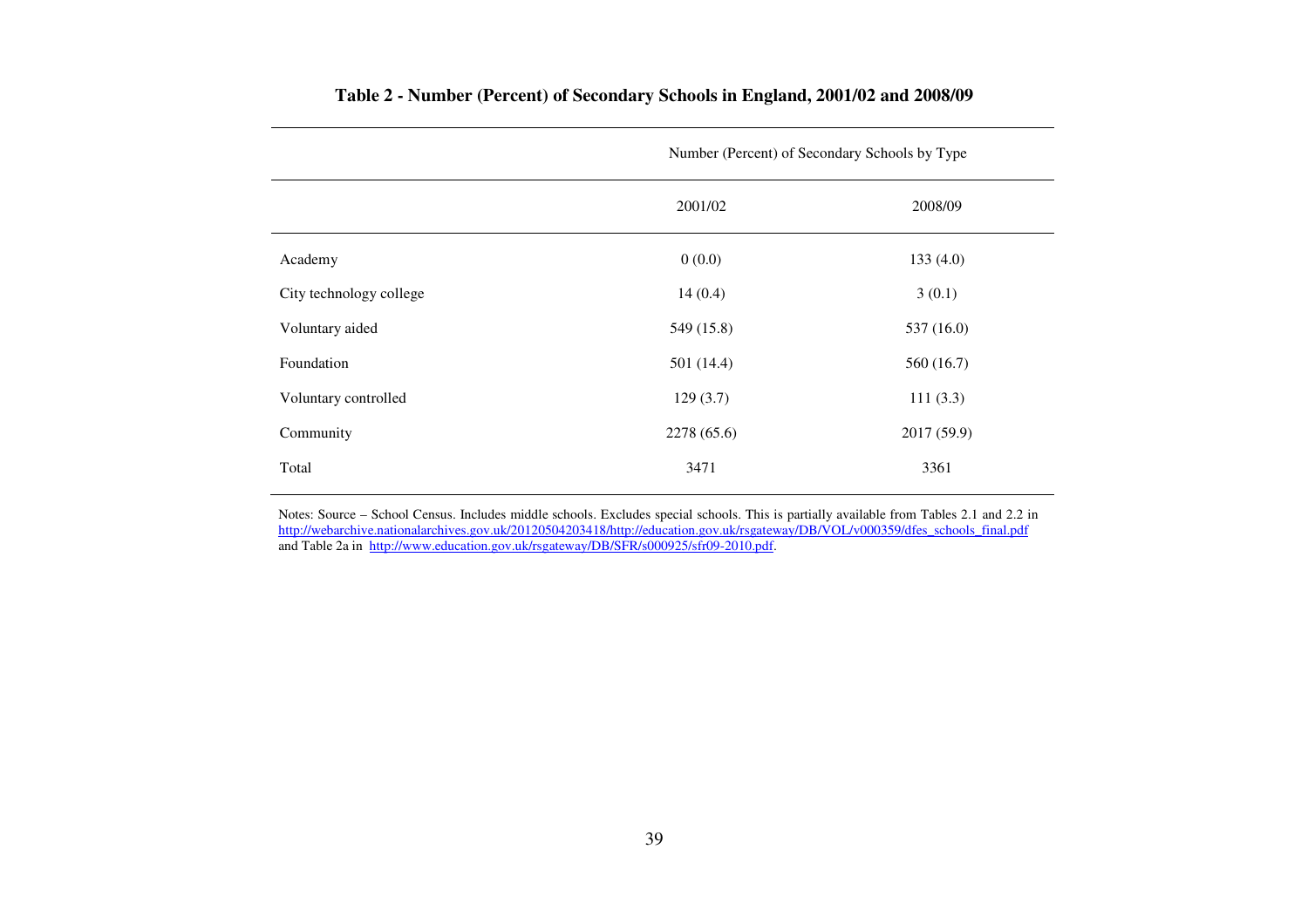**Table 2 - Number (Percent) of Secondary Schools in England, 2001/02 and 2008/09**

| | Number (Percent) of Secondary Schools by Type | |
|---|---|---|
| | 2001/02 | 2008/09 |
| Academy | 0 (0.0) | 133 (4.0) |
| City technology college | 14 (0.4) | 3 (0.1) |
| Voluntary aided | 549 (15.8) | 537 (16.0) |
| Foundation | 501 (14.4) | 560 (16.7) |
| Voluntary controlled | 129 (3.7) | 111 (3.3) |
| Community | 2278 (65.6) | 2017 (59.9) |
| Total | 3471 | 3361 |

Notes: Source – School Census. Includes middle schools. Excludes special schools. This is partially available from Tables 2.1 and 2.2 in http://webarchive.nationalarchives.gov.uk/20120504203418/http://education.gov.uk/rsgateway/DB/VOL/v000359/dfes_schools_final.pdf and Table 2a in http://www.education.gov.uk/rsgateway/DB/SFR/s000925/sfr09-2010.pdf.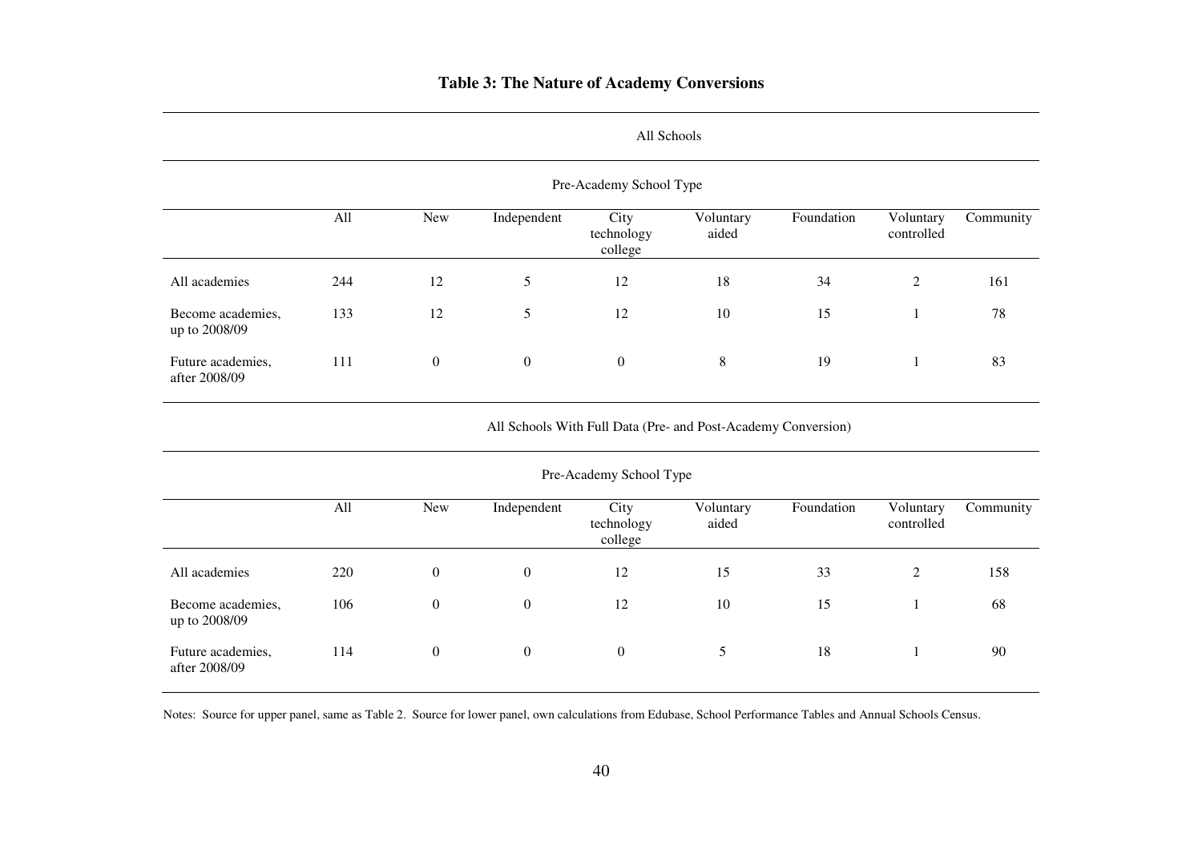**Table 3: The Nature of Academy Conversions**

| All Schools | | | | | | | | |
|---|---|---|---|---|---|---|---|---|
| | Pre-Academy School Type | | | | | | | |
| | All | New | Independent | City technology college | Voluntary aided | Foundation | Voluntary controlled | Community |
| All academies | 244 | 12 | 5 | 12 | 18 | 34 | 2 | 161 |
| Become academies, up to 2008/09 | 133 | 12 | 5 | 12 | 10 | 15 | 1 | 78 |
| Future academies, after 2008/09 | 111 | 0 | 0 | 0 | 8 | 19 | 1 | 83 |

| All Schools With Full Data (Pre- and Post-Academy Conversion) | | | | | | | | |
|---|---|---|---|---|---|---|---|---|
| | Pre-Academy School Type | | | | | | | |
| | All | New | Independent | City technology college | Voluntary aided | Foundation | Voluntary controlled | Community |
| All academies | 220 | 0 | 0 | 12 | 15 | 33 | 2 | 158 |
| Become academies, up to 2008/09 | 106 | 0 | 0 | 12 | 10 | 15 | 1 | 68 |
| Future academies, after 2008/09 | 114 | 0 | 0 | 0 | 5 | 18 | 1 | 90 |

Notes: Source for upper panel, same as Table 2. Source for lower panel, own calculations from Edubase, School Performance Tables and Annual Schools Census.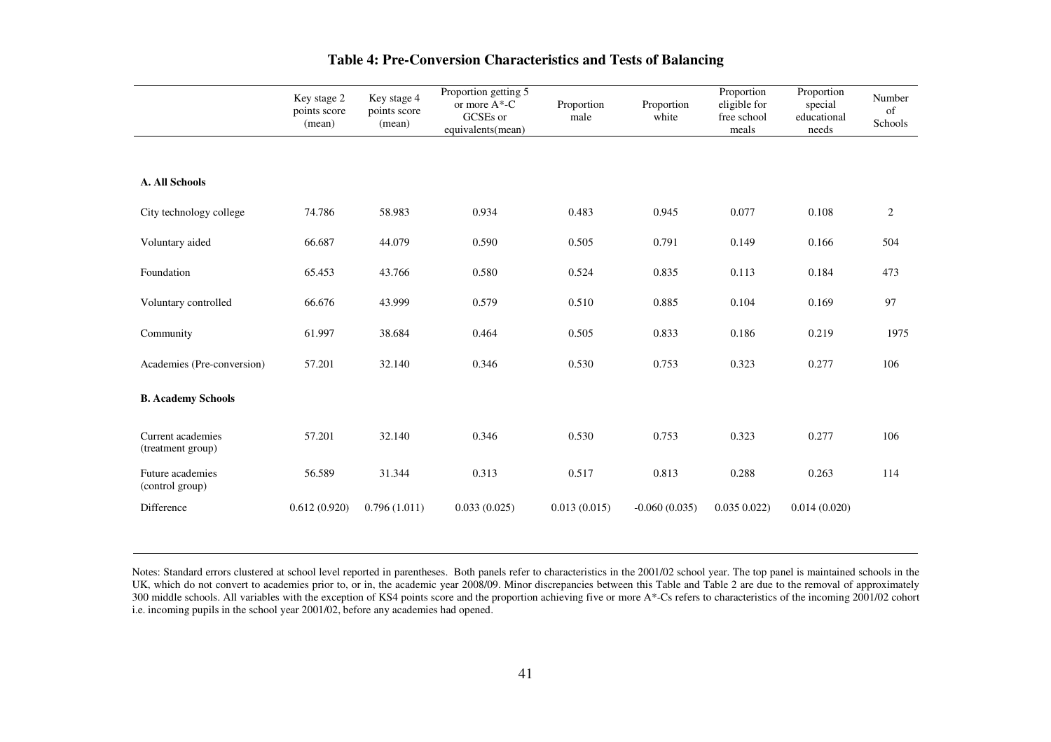## Table 4: Pre-Conversion Characteristics and Tests of Balancing

| | Key stage 2 points score (mean) | Key stage 4 points score (mean) | Proportion getting 5 or more A*-C GCSEs or equivalents(mean) | Proportion male | Proportion white | Proportion eligible for free school meals | Proportion special educational needs | Number of Schools |
|---|---|---|---|---|---|---|---|---|
| **A. All Schools** | | | | | | | | |
| City technology college | 74.786 | 58.983 | 0.934 | 0.483 | 0.945 | 0.077 | 0.108 | 2 |
| Voluntary aided | 66.687 | 44.079 | 0.590 | 0.505 | 0.791 | 0.149 | 0.166 | 504 |
| Foundation | 65.453 | 43.766 | 0.580 | 0.524 | 0.835 | 0.113 | 0.184 | 473 |
| Voluntary controlled | 66.676 | 43.999 | 0.579 | 0.510 | 0.885 | 0.104 | 0.169 | 97 |
| Community | 61.997 | 38.684 | 0.464 | 0.505 | 0.833 | 0.186 | 0.219 | 1975 |
| Academies (Pre-conversion) | 57.201 | 32.140 | 0.346 | 0.530 | 0.753 | 0.323 | 0.277 | 106 |
| **B. Academy Schools** | | | | | | | | |
| Current academies (treatment group) | 57.201 | 32.140 | 0.346 | 0.530 | 0.753 | 0.323 | 0.277 | 106 |
| Future academies (control group) | 56.589 | 31.344 | 0.313 | 0.517 | 0.813 | 0.288 | 0.263 | 114 |
| Difference | 0.612 (0.920) | 0.796 (1.011) | 0.033 (0.025) | 0.013 (0.015) | -0.060 (0.035) | 0.035 0.022) | 0.014 (0.020) | |

Notes: Standard errors clustered at school level reported in parentheses. Both panels refer to characteristics in the 2001/02 school year. The top panel is maintained schools in the UK, which do not convert to academies prior to, or in, the academic year 2008/09. Minor discrepancies between this Table and Table 2 are due to the removal of approximately 300 middle schools. All variables with the exception of KS4 points score and the proportion achieving five or more A*-Cs refers to characteristics of the incoming 2001/02 cohort i.e. incoming pupils in the school year 2001/02, before any academies had opened.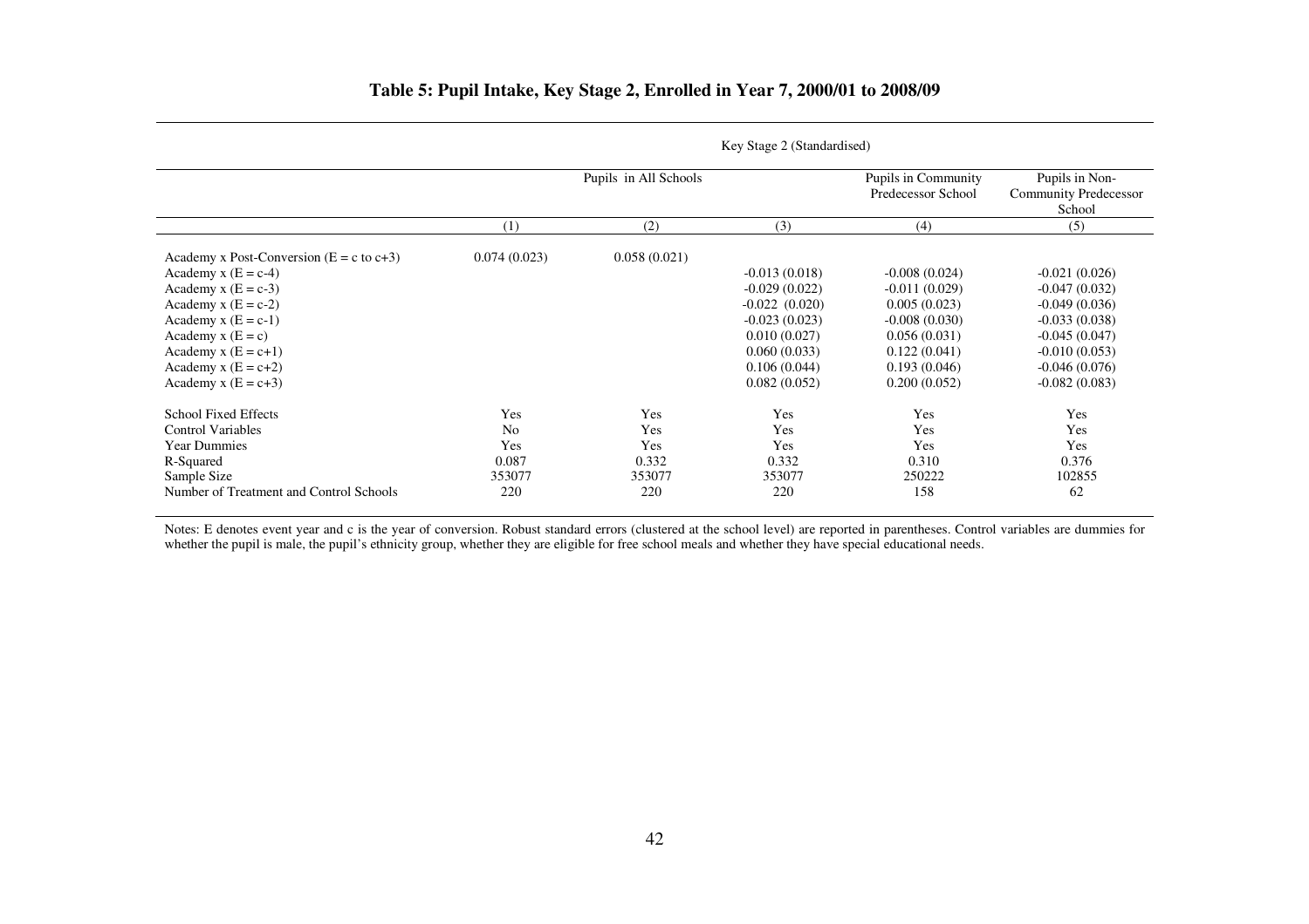# Table 5: Pupil Intake, Key Stage 2, Enrolled in Year 7, 2000/01 to 2008/09

| | Key Stage 2 (Standardised) | | | | |
|---|---|---|---|---|---|
| | Pupils in All Schools | | | Pupils in Community Predecessor School | Pupils in Non-Community Predecessor School |
| | (1) | (2) | (3) | (4) | (5) |
| Academy x Post-Conversion (E = c to c+3) | 0.074 (0.023) | 0.058 (0.021) | | | |
| Academy x (E = c-4) | | | -0.013 (0.018) | -0.008 (0.024) | -0.021 (0.026) |
| Academy x (E = c-3) | | | -0.029 (0.022) | -0.011 (0.029) | -0.047 (0.032) |
| Academy x (E = c-2) | | | -0.022 (0.020) | 0.005 (0.023) | -0.049 (0.036) |
| Academy x (E = c-1) | | | -0.023 (0.023) | -0.008 (0.030) | -0.033 (0.038) |
| Academy x (E = c) | | | 0.010 (0.027) | 0.056 (0.031) | -0.045 (0.047) |
| Academy x (E = c+1) | | | 0.060 (0.033) | 0.122 (0.041) | -0.010 (0.053) |
| Academy x (E = c+2) | | | 0.106 (0.044) | 0.193 (0.046) | -0.046 (0.076) |
| Academy x (E = c+3) | | | 0.082 (0.052) | 0.200 (0.052) | -0.082 (0.083) |
| School Fixed Effects | Yes | Yes | Yes | Yes | Yes |
| Control Variables | No | Yes | Yes | Yes | Yes |
| Year Dummies | Yes | Yes | Yes | Yes | Yes |
| R-Squared | 0.087 | 0.332 | 0.332 | 0.310 | 0.376 |
| Sample Size | 353077 | 353077 | 353077 | 250222 | 102855 |
| Number of Treatment and Control Schools | 220 | 220 | 220 | 158 | 62 |

Notes: E denotes event year and c is the year of conversion. Robust standard errors (clustered at the school level) are reported in parentheses. Control variables are dummies for whether the pupil is male, the pupil's ethnicity group, whether they are eligible for free school meals and whether they have special educational needs.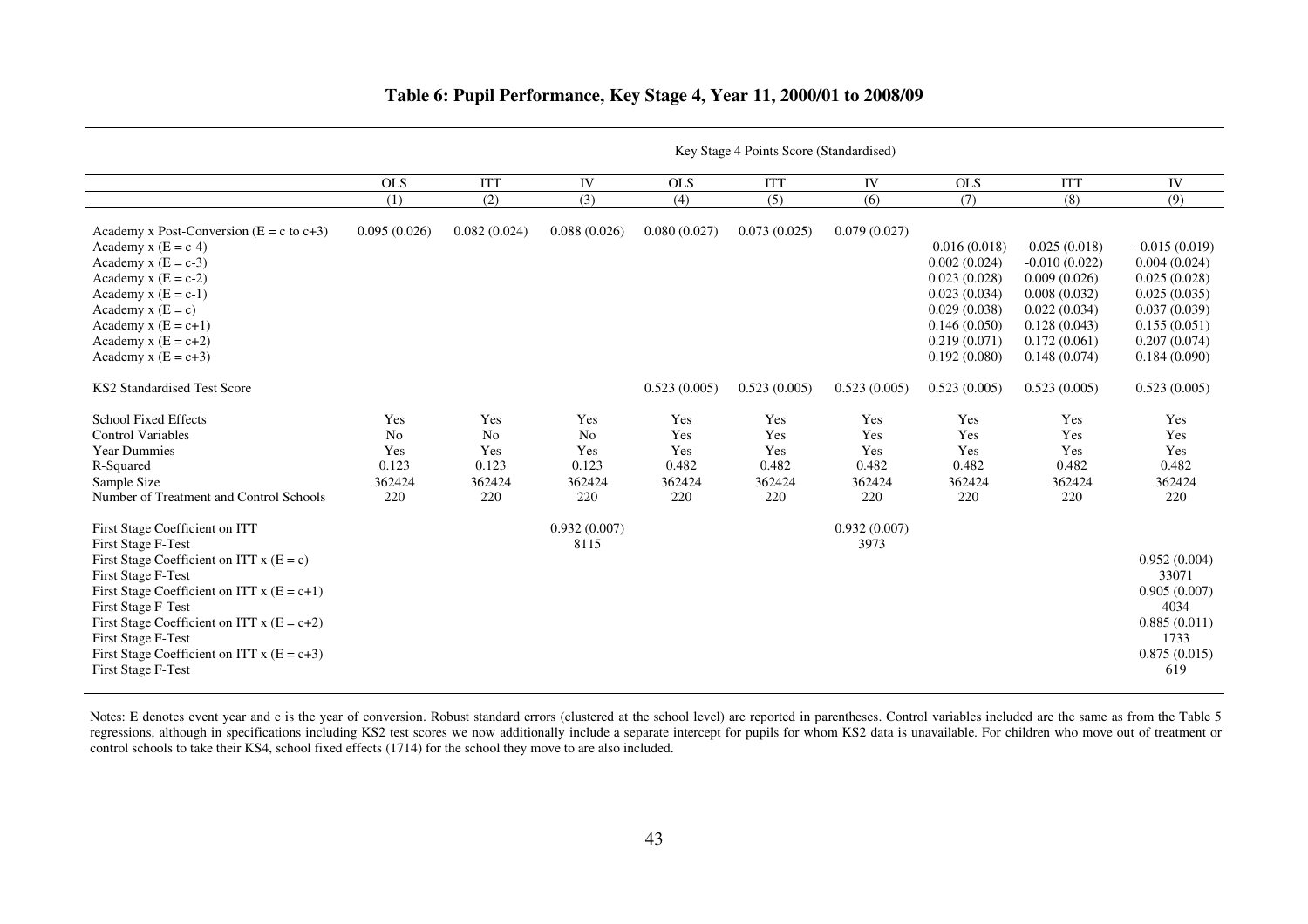## Table 6: Pupil Performance, Key Stage 4, Year 11, 2000/01 to 2008/09

| | Key Stage 4 Points Score (Standardised) | | | | | | | | |
|---|---|---|---|---|---|---|---|---|---|
| | OLS | ITT | IV | OLS | ITT | IV | OLS | ITT | IV |
| | (1) | (2) | (3) | (4) | (5) | (6) | (7) | (8) | (9) |
| Academy x Post-Conversion (E = c to c+3) | 0.095 (0.026) | 0.082 (0.024) | 0.088 (0.026) | 0.080 (0.027) | 0.073 (0.025) | 0.079 (0.027) | | | |
| Academy x (E = c-4) | | | | | | | -0.016 (0.018) | -0.025 (0.018) | -0.015 (0.019) |
| Academy x (E = c-3) | | | | | | | 0.002 (0.024) | -0.010 (0.022) | 0.004 (0.024) |
| Academy x (E = c-2) | | | | | | | 0.023 (0.028) | 0.009 (0.026) | 0.025 (0.028) |
| Academy x (E = c-1) | | | | | | | 0.023 (0.034) | 0.008 (0.032) | 0.025 (0.035) |
| Academy x (E = c) | | | | | | | 0.029 (0.038) | 0.022 (0.034) | 0.037 (0.039) |
| Academy x (E = c+1) | | | | | | | 0.146 (0.050) | 0.128 (0.043) | 0.155 (0.051) |
| Academy x (E = c+2) | | | | | | | 0.219 (0.071) | 0.172 (0.061) | 0.207 (0.074) |
| Academy x (E = c+3) | | | | | | | 0.192 (0.080) | 0.148 (0.074) | 0.184 (0.090) |
| KS2 Standardised Test Score | | | | 0.523 (0.005) | 0.523 (0.005) | 0.523 (0.005) | 0.523 (0.005) | 0.523 (0.005) | 0.523 (0.005) |
| School Fixed Effects | Yes | Yes | Yes | Yes | Yes | Yes | Yes | Yes | Yes |
| Control Variables | No | No | No | Yes | Yes | Yes | Yes | Yes | Yes |
| Year Dummies | Yes | Yes | Yes | Yes | Yes | Yes | Yes | Yes | Yes |
| R-Squared | 0.123 | 0.123 | 0.123 | 0.482 | 0.482 | 0.482 | 0.482 | 0.482 | 0.482 |
| Sample Size | 362424 | 362424 | 362424 | 362424 | 362424 | 362424 | 362424 | 362424 | 362424 |
| Number of Treatment and Control Schools | 220 | 220 | 220 | 220 | 220 | 220 | 220 | 220 | 220 |
| First Stage Coefficient on ITT | | | 0.932 (0.007) | | | 0.932 (0.007) | | | |
| First Stage F-Test | | | 8115 | | | 3973 | | | |
| First Stage Coefficient on ITT x (E = c) | | | | | | | | | 0.952 (0.004) |
| First Stage F-Test | | | | | | | | | 33071 |
| First Stage Coefficient on ITT x (E = c+1) | | | | | | | | | 0.905 (0.007) |
| First Stage F-Test | | | | | | | | | 4034 |
| First Stage Coefficient on ITT x (E = c+2) | | | | | | | | | 0.885 (0.011) |
| First Stage F-Test | | | | | | | | | 1733 |
| First Stage Coefficient on ITT x (E = c+3) | | | | | | | | | 0.875 (0.015) |
| First Stage F-Test | | | | | | | | | 619 |

Notes: E denotes event year and c is the year of conversion. Robust standard errors (clustered at the school level) are reported in parentheses. Control variables included are the same as from the Table 5 regressions, although in specifications including KS2 test scores we now additionally include a separate intercept for pupils for whom KS2 data is unavailable. For children who move out of treatment or control schools to take their KS4, school fixed effects (1714) for the school they move to are also included.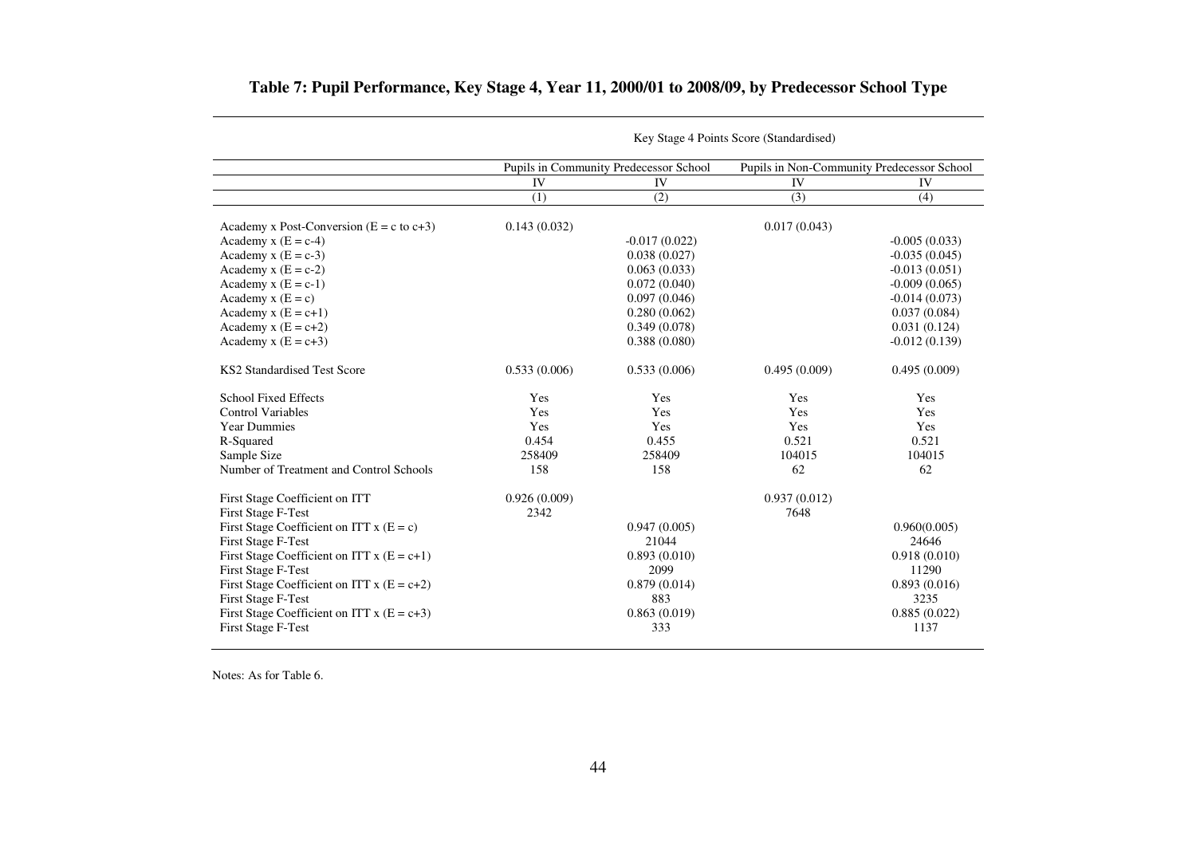# Table 7: Pupil Performance, Key Stage 4, Year 11, 2000/01 to 2008/09, by Predecessor School Type

| | Key Stage 4 Points Score (Standardised) | | | |
|---|---|---|---|---|
| | Pupils in Community Predecessor School | | Pupils in Non-Community Predecessor School | |
| | IV | IV | IV | IV |
| | (1) | (2) | (3) | (4) |
| Academy x Post-Conversion (E = c to c+3) | 0.143 (0.032) | | 0.017 (0.043) | |
| Academy x (E = c-4) | | -0.017 (0.022) | | -0.005 (0.033) |
| Academy x (E = c-3) | | 0.038 (0.027) | | -0.035 (0.045) |
| Academy x (E = c-2) | | 0.063 (0.033) | | -0.013 (0.051) |
| Academy x (E = c-1) | | 0.072 (0.040) | | -0.009 (0.065) |
| Academy x (E = c) | | 0.097 (0.046) | | -0.014 (0.073) |
| Academy x (E = c+1) | | 0.280 (0.062) | | 0.037 (0.084) |
| Academy x (E = c+2) | | 0.349 (0.078) | | 0.031 (0.124) |
| Academy x (E = c+3) | | 0.388 (0.080) | | -0.012 (0.139) |
| KS2 Standardised Test Score | 0.533 (0.006) | 0.533 (0.006) | 0.495 (0.009) | 0.495 (0.009) |
| School Fixed Effects | Yes | Yes | Yes | Yes |
| Control Variables | Yes | Yes | Yes | Yes |
| Year Dummies | Yes | Yes | Yes | Yes |
| R-Squared | 0.454 | 0.455 | 0.521 | 0.521 |
| Sample Size | 258409 | 258409 | 104015 | 104015 |
| Number of Treatment and Control Schools | 158 | 158 | 62 | 62 |
| First Stage Coefficient on ITT | 0.926 (0.009) | | 0.937 (0.012) | |
| First Stage F-Test | 2342 | | 7648 | |
| First Stage Coefficient on ITT x (E = c) | | 0.947 (0.005) | | 0.960(0.005) |
| First Stage F-Test | | 21044 | | 24646 |
| First Stage Coefficient on ITT x (E = c+1) | | 0.893 (0.010) | | 0.918 (0.010) |
| First Stage F-Test | | 2099 | | 11290 |
| First Stage Coefficient on ITT x (E = c+2) | | 0.879 (0.014) | | 0.893 (0.016) |
| First Stage F-Test | | 883 | | 3235 |
| First Stage Coefficient on ITT x (E = c+3) | | 0.863 (0.019) | | 0.885 (0.022) |
| First Stage F-Test | | 333 | | 1137 |

Notes: As for Table 6.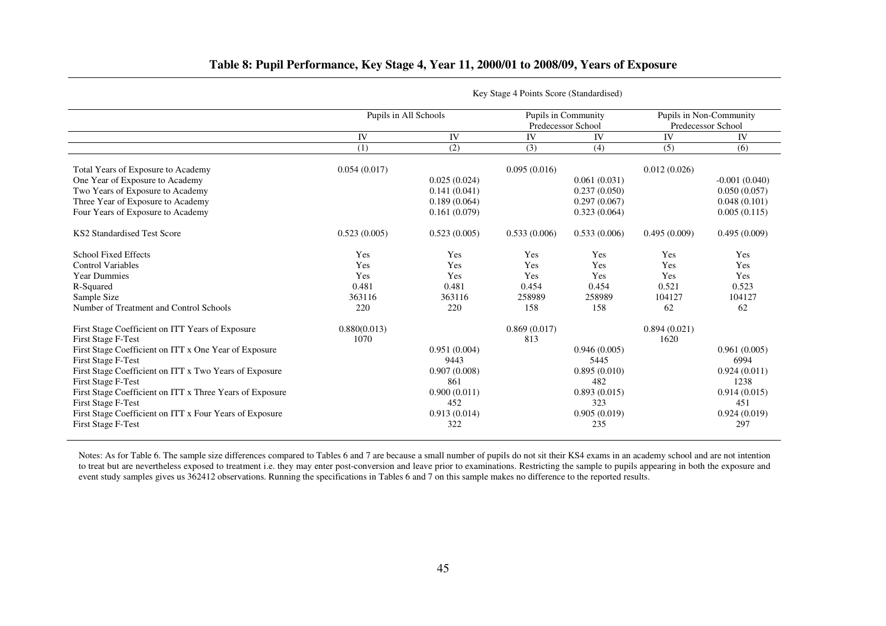# Table 8: Pupil Performance, Key Stage 4, Year 11, 2000/01 to 2008/09, Years of Exposure

| | Key Stage 4 Points Score (Standardised) | | | | | |
|---|---|---|---|---|---|---|
| | Pupils in All Schools | | Pupils in Community Predecessor School | | Pupils in Non-Community Predecessor School | |
| | IV | IV | IV | IV | IV | IV |
| | (1) | (2) | (3) | (4) | (5) | (6) |
| Total Years of Exposure to Academy | 0.054 (0.017) | | 0.095 (0.016) | | 0.012 (0.026) | |
| One Year of Exposure to Academy | | 0.025 (0.024) | | 0.061 (0.031) | | -0.001 (0.040) |
| Two Years of Exposure to Academy | | 0.141 (0.041) | | 0.237 (0.050) | | 0.050 (0.057) |
| Three Year of Exposure to Academy | | 0.189 (0.064) | | 0.297 (0.067) | | 0.048 (0.101) |
| Four Years of Exposure to Academy | | 0.161 (0.079) | | 0.323 (0.064) | | 0.005 (0.115) |
| KS2 Standardised Test Score | 0.523 (0.005) | 0.523 (0.005) | 0.533 (0.006) | 0.533 (0.006) | 0.495 (0.009) | 0.495 (0.009) |
| School Fixed Effects | Yes | Yes | Yes | Yes | Yes | Yes |
| Control Variables | Yes | Yes | Yes | Yes | Yes | Yes |
| Year Dummies | Yes | Yes | Yes | Yes | Yes | Yes |
| R-Squared | 0.481 | 0.481 | 0.454 | 0.454 | 0.521 | 0.523 |
| Sample Size | 363116 | 363116 | 258989 | 258989 | 104127 | 104127 |
| Number of Treatment and Control Schools | 220 | 220 | 158 | 158 | 62 | 62 |
| First Stage Coefficient on ITT Years of Exposure | 0.880(0.013) | | 0.869 (0.017) | | 0.894 (0.021) | |
| First Stage F-Test | 1070 | | 813 | | 1620 | |
| First Stage Coefficient on ITT x One Year of Exposure | | 0.951 (0.004) | | 0.946 (0.005) | | 0.961 (0.005) |
| First Stage F-Test | | 9443 | | 5445 | | 6994 |
| First Stage Coefficient on ITT x Two Years of Exposure | | 0.907 (0.008) | | 0.895 (0.010) | | 0.924 (0.011) |
| First Stage F-Test | | 861 | | 482 | | 1238 |
| First Stage Coefficient on ITT x Three Years of Exposure | | 0.900 (0.011) | | 0.893 (0.015) | | 0.914 (0.015) |
| First Stage F-Test | | 452 | | 323 | | 451 |
| First Stage Coefficient on ITT x Four Years of Exposure | | 0.913 (0.014) | | 0.905 (0.019) | | 0.924 (0.019) |
| First Stage F-Test | | 322 | | 235 | | 297 |

Notes: As for Table 6. The sample size differences compared to Tables 6 and 7 are because a small number of pupils do not sit their KS4 exams in an academy school and are not intention to treat but are nevertheless exposed to treatment i.e. they may enter post-conversion and leave prior to examinations. Restricting the sample to pupils appearing in both the exposure and event study samples gives us 362412 observations. Running the specifications in Tables 6 and 7 on this sample makes no difference to the reported results.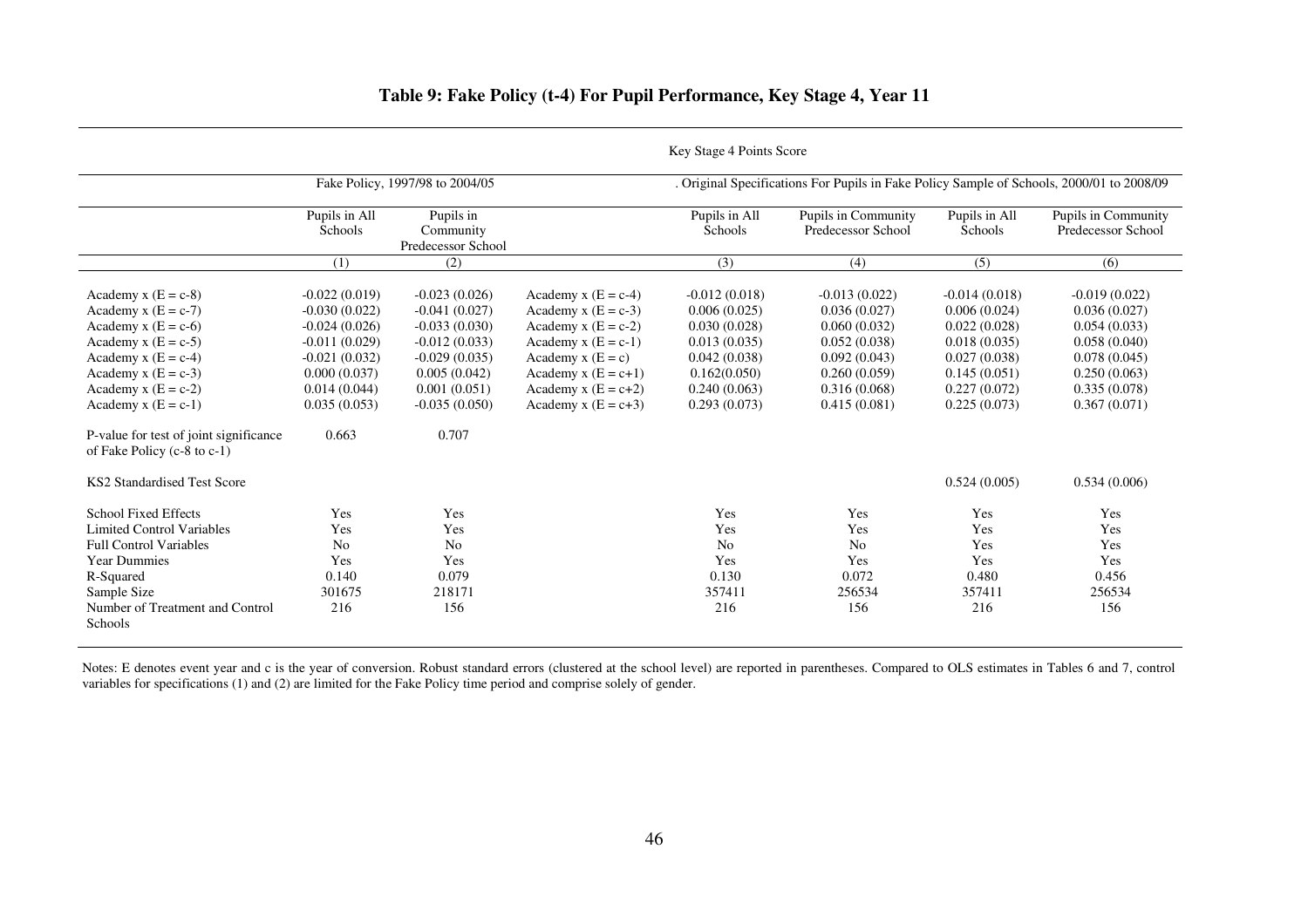# Table 9: Fake Policy (t-4) For Pupil Performance, Key Stage 4, Year 11

| | Key Stage 4 Points Score | | | | | | |
|---|---|---|---|---|---|---|---|
| | Fake Policy, 1997/98 to 2004/05 | | | . Original Specifications For Pupils in Fake Policy Sample of Schools, 2000/01 to 2008/09 | | | |
| | Pupils in All Schools | Pupils in Community Predecessor School | | Pupils in All Schools | Pupils in Community Predecessor School | Pupils in All Schools | Pupils in Community Predecessor School |
| | (1) | (2) | | (3) | (4) | (5) | (6) |
| Academy x (E = c-8) | -0.022 (0.019) | -0.023 (0.026) | Academy x (E = c-4) | -0.012 (0.018) | -0.013 (0.022) | -0.014 (0.018) | -0.019 (0.022) |
| Academy x (E = c-7) | -0.030 (0.022) | -0.041 (0.027) | Academy x (E = c-3) | 0.006 (0.025) | 0.036 (0.027) | 0.006 (0.024) | 0.036 (0.027) |
| Academy x (E = c-6) | -0.024 (0.026) | -0.033 (0.030) | Academy x (E = c-2) | 0.030 (0.028) | 0.060 (0.032) | 0.022 (0.028) | 0.054 (0.033) |
| Academy x (E = c-5) | -0.011 (0.029) | -0.012 (0.033) | Academy x (E = c-1) | 0.013 (0.035) | 0.052 (0.038) | 0.018 (0.035) | 0.058 (0.040) |
| Academy x (E = c-4) | -0.021 (0.032) | -0.029 (0.035) | Academy x (E = c) | 0.042 (0.038) | 0.092 (0.043) | 0.027 (0.038) | 0.078 (0.045) |
| Academy x (E = c-3) | 0.000 (0.037) | 0.005 (0.042) | Academy x (E = c+1) | 0.162(0.050) | 0.260 (0.059) | 0.145 (0.051) | 0.250 (0.063) |
| Academy x (E = c-2) | 0.014 (0.044) | 0.001 (0.051) | Academy x (E = c+2) | 0.240 (0.063) | 0.316 (0.068) | 0.227 (0.072) | 0.335 (0.078) |
| Academy x (E = c-1) | 0.035 (0.053) | -0.035 (0.050) | Academy x (E = c+3) | 0.293 (0.073) | 0.415 (0.081) | 0.225 (0.073) | 0.367 (0.071) |
| P-value for test of joint significance of Fake Policy (c-8 to c-1) | 0.663 | 0.707 | | | | | |
| KS2 Standardised Test Score | | | | | | 0.524 (0.005) | 0.534 (0.006) |
| School Fixed Effects | Yes | Yes | | Yes | Yes | Yes | Yes |
| Limited Control Variables | Yes | Yes | | Yes | Yes | Yes | Yes |
| Full Control Variables | No | No | | No | No | Yes | Yes |
| Year Dummies | Yes | Yes | | Yes | Yes | Yes | Yes |
| R-Squared | 0.140 | 0.079 | | 0.130 | 0.072 | 0.480 | 0.456 |
| Sample Size | 301675 | 218171 | | 357411 | 256534 | 357411 | 256534 |
| Number of Treatment and Control Schools | 216 | 156 | | 216 | 156 | 216 | 156 |

Notes: E denotes event year and c is the year of conversion. Robust standard errors (clustered at the school level) are reported in parentheses. Compared to OLS estimates in Tables 6 and 7, control variables for specifications (1) and (2) are limited for the Fake Policy time period and comprise solely of gender.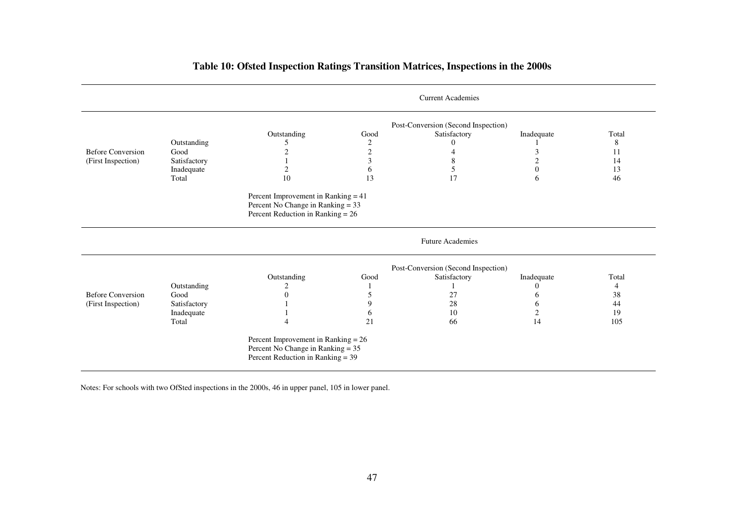**Table 10: Ofsted Inspection Ratings Transition Matrices, Inspections in the 2000s**

**Current Academies**

| | | Post-Conversion (Second Inspection) | | | | |
|---|---|---|---|---|---|---|
| | | Outstanding | Good | Satisfactory | Inadequate | Total |
| Before Conversion (First Inspection) | Outstanding | 5 | 2 | 0 | 1 | 8 |
| | Good | 2 | 2 | 4 | 3 | 11 |
| | Satisfactory | 1 | 3 | 8 | 2 | 14 |
| | Inadequate | 2 | 6 | 5 | 0 | 13 |
| | Total | 10 | 13 | 17 | 6 | 46 |

Percent Improvement in Ranking = 41
Percent No Change in Ranking = 33
Percent Reduction in Ranking = 26

**Future Academies**

| | | Post-Conversion (Second Inspection) | | | | |
|---|---|---|---|---|---|---|
| | | Outstanding | Good | Satisfactory | Inadequate | Total |
| Before Conversion (First Inspection) | Outstanding | 2 | 1 | 1 | 0 | 4 |
| | Good | 0 | 5 | 27 | 6 | 38 |
| | Satisfactory | 1 | 9 | 28 | 6 | 44 |
| | Inadequate | 1 | 6 | 10 | 2 | 19 |
| | Total | 4 | 21 | 66 | 14 | 105 |

Percent Improvement in Ranking = 26
Percent No Change in Ranking = 35
Percent Reduction in Ranking = 39

Notes: For schools with two OfSted inspections in the 2000s, 46 in upper panel, 105 in lower panel.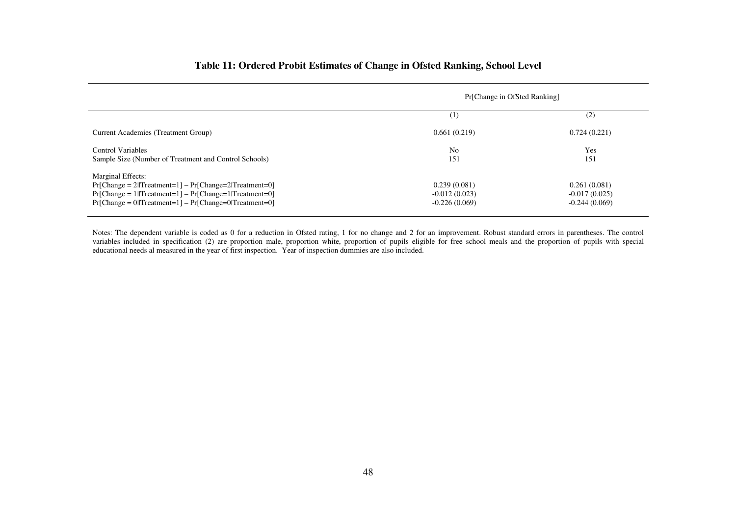**Table 11: Ordered Probit Estimates of Change in Ofsted Ranking, School Level**

| | Pr[Change in OfSted Ranking] | |
|---|---|---|
| | (1) | (2) |
| Current Academies (Treatment Group) | 0.661 (0.219) | 0.724 (0.221) |
| Control Variables | No | Yes |
| Sample Size (Number of Treatment and Control Schools) | 151 | 151 |
| Marginal Effects: | | |
| Pr[Change = 2\|Treatment=1] – Pr[Change=2\|Treatment=0] | 0.239 (0.081) | 0.261 (0.081) |
| Pr[Change = 1\|Treatment=1] – Pr[Change=1\|Treatment=0] | -0.012 (0.023) | -0.017 (0.025) |
| Pr[Change = 0\|Treatment=1] – Pr[Change=0\|Treatment=0] | -0.226 (0.069) | -0.244 (0.069) |

Notes: The dependent variable is coded as 0 for a reduction in Ofsted rating, 1 for no change and 2 for an improvement. Robust standard errors in parentheses. The control variables included in specification (2) are proportion male, proportion white, proportion of pupils eligible for free school meals and the proportion of pupils with special educational needs al measured in the year of first inspection. Year of inspection dummies are also included.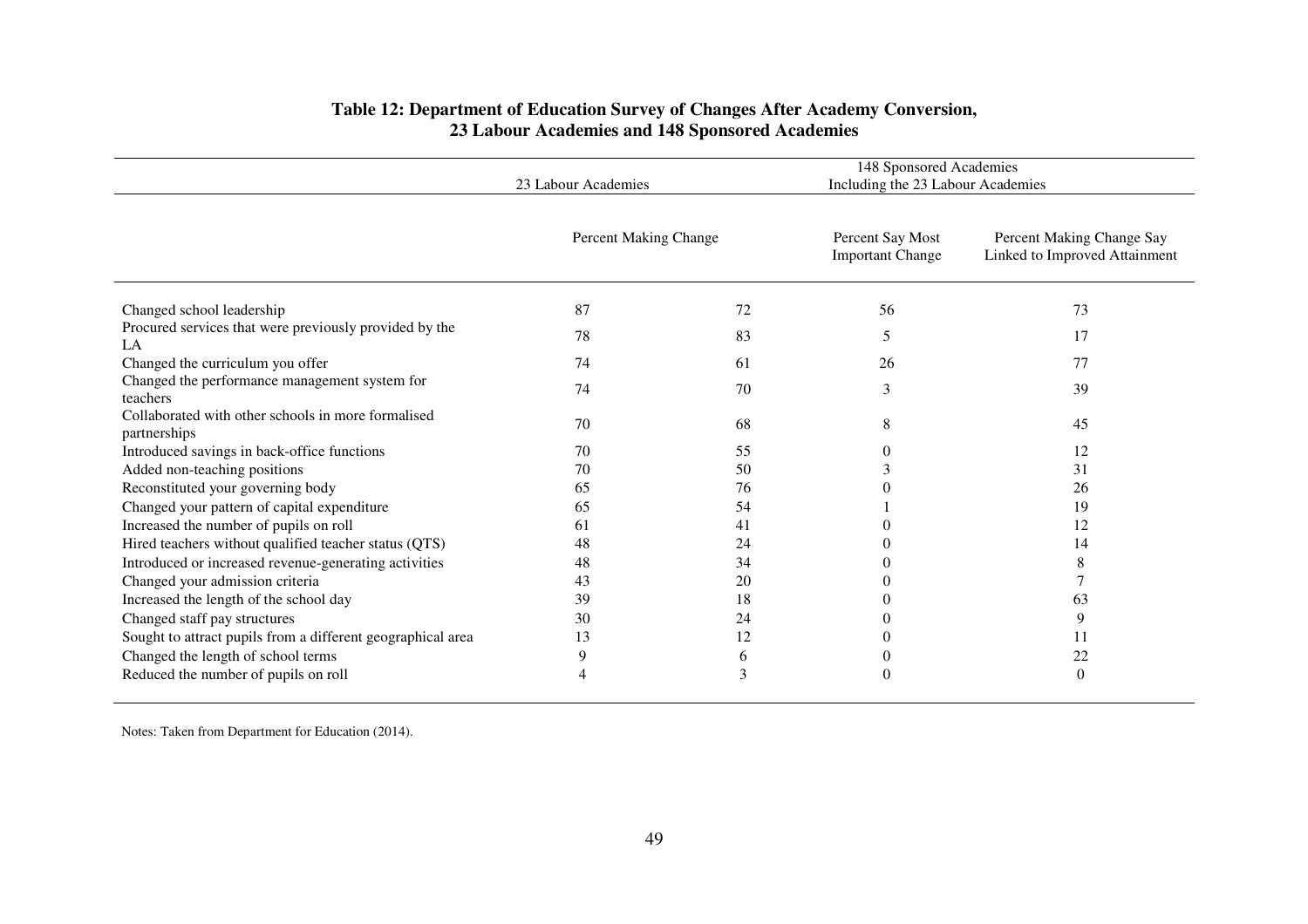**Table 12: Department of Education Survey of Changes After Academy Conversion, 23 Labour Academies and 148 Sponsored Academies**

| | 23 Labour Academies | 148 Sponsored Academies Including the 23 Labour Academies | | |
|---|---|---|---|---|
| | Percent Making Change | | Percent Say Most Important Change | Percent Making Change Say Linked to Improved Attainment |
| Changed school leadership | 87 | 72 | 56 | 73 |
| Procured services that were previously provided by the LA | 78 | 83 | 5 | 17 |
| Changed the curriculum you offer | 74 | 61 | 26 | 77 |
| Changed the performance management system for teachers | 74 | 70 | 3 | 39 |
| Collaborated with other schools in more formalised partnerships | 70 | 68 | 8 | 45 |
| Introduced savings in back-office functions | 70 | 55 | 0 | 12 |
| Added non-teaching positions | 70 | 50 | 3 | 31 |
| Reconstituted your governing body | 65 | 76 | 0 | 26 |
| Changed your pattern of capital expenditure | 65 | 54 | 1 | 19 |
| Increased the number of pupils on roll | 61 | 41 | 0 | 12 |
| Hired teachers without qualified teacher status (QTS) | 48 | 24 | 0 | 14 |
| Introduced or increased revenue-generating activities | 48 | 34 | 0 | 8 |
| Changed your admission criteria | 43 | 20 | 0 | 7 |
| Increased the length of the school day | 39 | 18 | 0 | 63 |
| Changed staff pay structures | 30 | 24 | 0 | 9 |
| Sought to attract pupils from a different geographical area | 13 | 12 | 0 | 11 |
| Changed the length of school terms | 9 | 6 | 0 | 22 |
| Reduced the number of pupils on roll | 4 | 3 | 0 | 0 |

Notes: Taken from Department for Education (2014).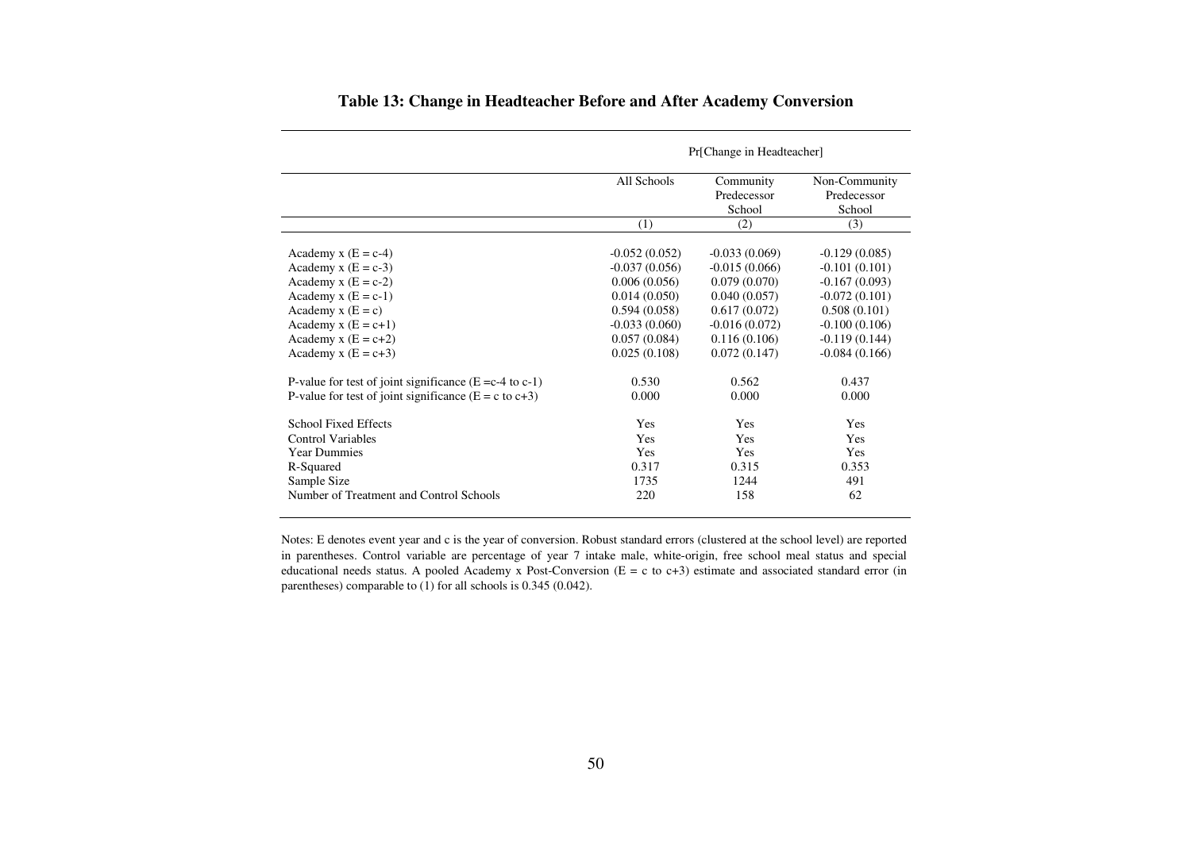# Table 13: Change in Headteacher Before and After Academy Conversion

| | Pr[Change in Headteacher] | | |
|---|---|---|---|
| | All Schools | Community Predecessor School | Non-Community Predecessor School |
| | (1) | (2) | (3) |
| Academy x (E = c-4) | -0.052 (0.052) | -0.033 (0.069) | -0.129 (0.085) |
| Academy x (E = c-3) | -0.037 (0.056) | -0.015 (0.066) | -0.101 (0.101) |
| Academy x (E = c-2) | 0.006 (0.056) | 0.079 (0.070) | -0.167 (0.093) |
| Academy x (E = c-1) | 0.014 (0.050) | 0.040 (0.057) | -0.072 (0.101) |
| Academy x (E = c) | 0.594 (0.058) | 0.617 (0.072) | 0.508 (0.101) |
| Academy x (E = c+1) | -0.033 (0.060) | -0.016 (0.072) | -0.100 (0.106) |
| Academy x (E = c+2) | 0.057 (0.084) | 0.116 (0.106) | -0.119 (0.144) |
| Academy x (E = c+3) | 0.025 (0.108) | 0.072 (0.147) | -0.084 (0.166) |
| P-value for test of joint significance (E =c-4 to c-1) | 0.530 | 0.562 | 0.437 |
| P-value for test of joint significance (E = c to c+3) | 0.000 | 0.000 | 0.000 |
| School Fixed Effects | Yes | Yes | Yes |
| Control Variables | Yes | Yes | Yes |
| Year Dummies | Yes | Yes | Yes |
| R-Squared | 0.317 | 0.315 | 0.353 |
| Sample Size | 1735 | 1244 | 491 |
| Number of Treatment and Control Schools | 220 | 158 | 62 |

Notes: E denotes event year and c is the year of conversion. Robust standard errors (clustered at the school level) are reported in parentheses. Control variable are percentage of year 7 intake male, white-origin, free school meal status and special educational needs status. A pooled Academy x Post-Conversion (E = c to c+3) estimate and associated standard error (in parentheses) comparable to (1) for all schools is 0.345 (0.042).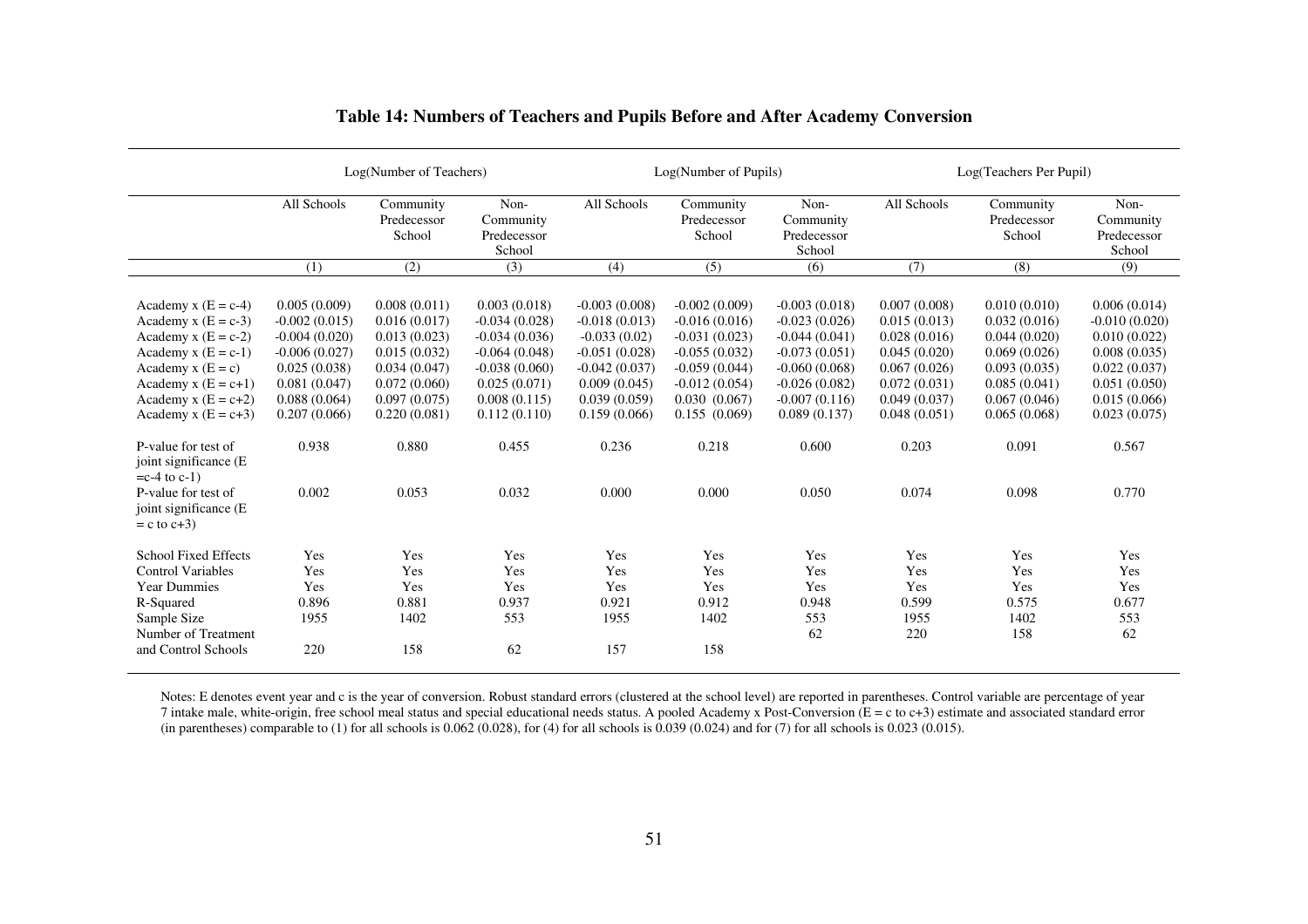# Table 14: Numbers of Teachers and Pupils Before and After Academy Conversion

| | Log(Number of Teachers) | | | Log(Number of Pupils) | | | Log(Teachers Per Pupil) | | |
|---|---|---|---|---|---|---|---|---|---|
| | All Schools | Community Predecessor School | Non-Community Predecessor School | All Schools | Community Predecessor School | Non-Community Predecessor School | All Schools | Community Predecessor School | Non-Community Predecessor School |
| | (1) | (2) | (3) | (4) | (5) | (6) | (7) | (8) | (9) |
| Academy x (E = c-4) | 0.005 (0.009) | 0.008 (0.011) | 0.003 (0.018) | -0.003 (0.008) | -0.002 (0.009) | -0.003 (0.018) | 0.007 (0.008) | 0.010 (0.010) | 0.006 (0.014) |
| Academy x (E = c-3) | -0.002 (0.015) | 0.016 (0.017) | -0.034 (0.028) | -0.018 (0.013) | -0.016 (0.016) | -0.023 (0.026) | 0.015 (0.013) | 0.032 (0.016) | -0.010 (0.020) |
| Academy x (E = c-2) | -0.004 (0.020) | 0.013 (0.023) | -0.034 (0.036) | -0.033 (0.02) | -0.031 (0.023) | -0.044 (0.041) | 0.028 (0.016) | 0.044 (0.020) | 0.010 (0.022) |
| Academy x (E = c-1) | -0.006 (0.027) | 0.015 (0.032) | -0.064 (0.048) | -0.051 (0.028) | -0.055 (0.032) | -0.073 (0.051) | 0.045 (0.020) | 0.069 (0.026) | 0.008 (0.035) |
| Academy x (E = c) | 0.025 (0.038) | 0.034 (0.047) | -0.038 (0.060) | -0.042 (0.037) | -0.059 (0.044) | -0.060 (0.068) | 0.067 (0.026) | 0.093 (0.035) | 0.022 (0.037) |
| Academy x (E = c+1) | 0.081 (0.047) | 0.072 (0.060) | 0.025 (0.071) | 0.009 (0.045) | -0.012 (0.054) | -0.026 (0.082) | 0.072 (0.031) | 0.085 (0.041) | 0.051 (0.050) |
| Academy x (E = c+2) | 0.088 (0.064) | 0.097 (0.075) | 0.008 (0.115) | 0.039 (0.059) | 0.030 (0.067) | -0.007 (0.116) | 0.049 (0.037) | 0.067 (0.046) | 0.015 (0.066) |
| Academy x (E = c+3) | 0.207 (0.066) | 0.220 (0.081) | 0.112 (0.110) | 0.159 (0.066) | 0.155 (0.069) | 0.089 (0.137) | 0.048 (0.051) | 0.065 (0.068) | 0.023 (0.075) |
| P-value for test of joint significance (E =c-4 to c-1) | 0.938 | 0.880 | 0.455 | 0.236 | 0.218 | 0.600 | 0.203 | 0.091 | 0.567 |
| P-value for test of joint significance (E = c to c+3) | 0.002 | 0.053 | 0.032 | 0.000 | 0.000 | 0.050 | 0.074 | 0.098 | 0.770 |
| School Fixed Effects | Yes | Yes | Yes | Yes | Yes | Yes | Yes | Yes | Yes |
| Control Variables | Yes | Yes | Yes | Yes | Yes | Yes | Yes | Yes | Yes |
| Year Dummies | Yes | Yes | Yes | Yes | Yes | Yes | Yes | Yes | Yes |
| R-Squared | 0.896 | 0.881 | 0.937 | 0.921 | 0.912 | 0.948 | 0.599 | 0.575 | 0.677 |
| Sample Size | 1955 | 1402 | 553 | 1955 | 1402 | 553 | 1955 | 1402 | 553 |
| Number of Treatment and Control Schools | 220 | 158 | 62 | 157 | 158 | 62 | 220 | 158 | 62 |

Notes: E denotes event year and c is the year of conversion. Robust standard errors (clustered at the school level) are reported in parentheses. Control variable are percentage of year 7 intake male, white-origin, free school meal status and special educational needs status. A pooled Academy x Post-Conversion (E = c to c+3) estimate and associated standard error (in parentheses) comparable to (1) for all schools is 0.062 (0.028), for (4) for all schools is 0.039 (0.024) and for (7) for all schools is 0.023 (0.015).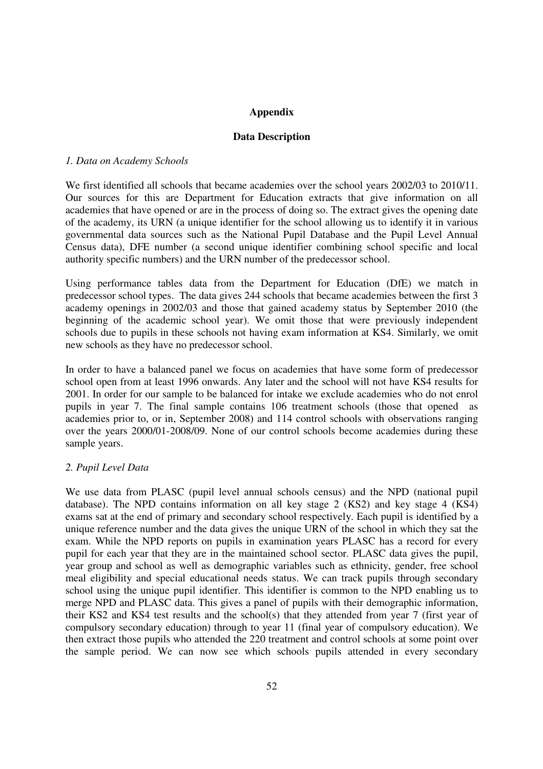## Appendix

### Data Description

*1. Data on Academy Schools*

We first identified all schools that became academies over the school years 2002/03 to 2010/11. Our sources for this are Department for Education extracts that give information on all academies that have opened or are in the process of doing so. The extract gives the opening date of the academy, its URN (a unique identifier for the school allowing us to identify it in various governmental data sources such as the National Pupil Database and the Pupil Level Annual Census data), DFE number (a second unique identifier combining school specific and local authority specific numbers) and the URN number of the predecessor school.

Using performance tables data from the Department for Education (DfE) we match in predecessor school types. The data gives 244 schools that became academies between the first 3 academy openings in 2002/03 and those that gained academy status by September 2010 (the beginning of the academic school year). We omit those that were previously independent schools due to pupils in these schools not having exam information at KS4. Similarly, we omit new schools as they have no predecessor school.

In order to have a balanced panel we focus on academies that have some form of predecessor school open from at least 1996 onwards. Any later and the school will not have KS4 results for 2001. In order for our sample to be balanced for intake we exclude academies who do not enrol pupils in year 7. The final sample contains 106 treatment schools (those that opened as academies prior to, or in, September 2008) and 114 control schools with observations ranging over the years 2000/01-2008/09. None of our control schools become academies during these sample years.

*2. Pupil Level Data*

We use data from PLASC (pupil level annual schools census) and the NPD (national pupil database). The NPD contains information on all key stage 2 (KS2) and key stage 4 (KS4) exams sat at the end of primary and secondary school respectively. Each pupil is identified by a unique reference number and the data gives the unique URN of the school in which they sat the exam. While the NPD reports on pupils in examination years PLASC has a record for every pupil for each year that they are in the maintained school sector. PLASC data gives the pupil, year group and school as well as demographic variables such as ethnicity, gender, free school meal eligibility and special educational needs status. We can track pupils through secondary school using the unique pupil identifier. This identifier is common to the NPD enabling us to merge NPD and PLASC data. This gives a panel of pupils with their demographic information, their KS2 and KS4 test results and the school(s) that they attended from year 7 (first year of compulsory secondary education) through to year 11 (final year of compulsory education). We then extract those pupils who attended the 220 treatment and control schools at some point over the sample period. We can now see which schools pupils attended in every secondary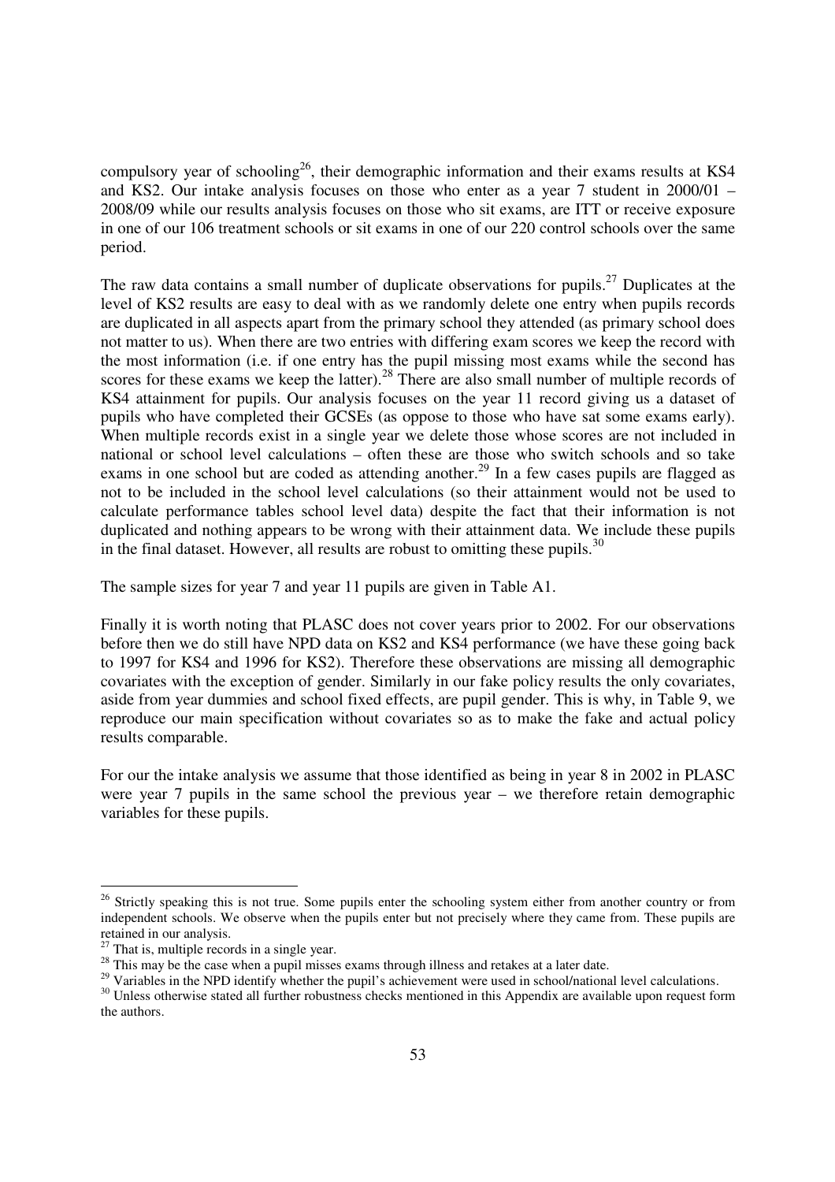compulsory year of schooling[26], their demographic information and their exams results at KS4 and KS2. Our intake analysis focuses on those who enter as a year 7 student in 2000/01 – 2008/09 while our results analysis focuses on those who sit exams, are ITT or receive exposure in one of our 106 treatment schools or sit exams in one of our 220 control schools over the same period.

The raw data contains a small number of duplicate observations for pupils.[27] Duplicates at the level of KS2 results are easy to deal with as we randomly delete one entry when pupils records are duplicated in all aspects apart from the primary school they attended (as primary school does not matter to us). When there are two entries with differing exam scores we keep the record with the most information (i.e. if one entry has the pupil missing most exams while the second has scores for these exams we keep the latter).[28] There are also small number of multiple records of KS4 attainment for pupils. Our analysis focuses on the year 11 record giving us a dataset of pupils who have completed their GCSEs (as oppose to those who have sat some exams early). When multiple records exist in a single year we delete those whose scores are not included in national or school level calculations – often these are those who switch schools and so take exams in one school but are coded as attending another.[29] In a few cases pupils are flagged as not to be included in the school level calculations (so their attainment would not be used to calculate performance tables school level data) despite the fact that their information is not duplicated and nothing appears to be wrong with their attainment data. We include these pupils in the final dataset. However, all results are robust to omitting these pupils.[30]

The sample sizes for year 7 and year 11 pupils are given in Table A1.

Finally it is worth noting that PLASC does not cover years prior to 2002. For our observations before then we do still have NPD data on KS2 and KS4 performance (we have these going back to 1997 for KS4 and 1996 for KS2). Therefore these observations are missing all demographic covariates with the exception of gender. Similarly in our fake policy results the only covariates, aside from year dummies and school fixed effects, are pupil gender. This is why, in Table 9, we reproduce our main specification without covariates so as to make the fake and actual policy results comparable.

For our the intake analysis we assume that those identified as being in year 8 in 2002 in PLASC were year 7 pupils in the same school the previous year – we therefore retain demographic variables for these pupils.

---

[26] Strictly speaking this is not true. Some pupils enter the schooling system either from another country or from independent schools. We observe when the pupils enter but not precisely where they came from. These pupils are retained in our analysis.

[27] That is, multiple records in a single year.

[28] This may be the case when a pupil misses exams through illness and retakes at a later date.

[29] Variables in the NPD identify whether the pupil's achievement were used in school/national level calculations.

[30] Unless otherwise stated all further robustness checks mentioned in this Appendix are available upon request form the authors.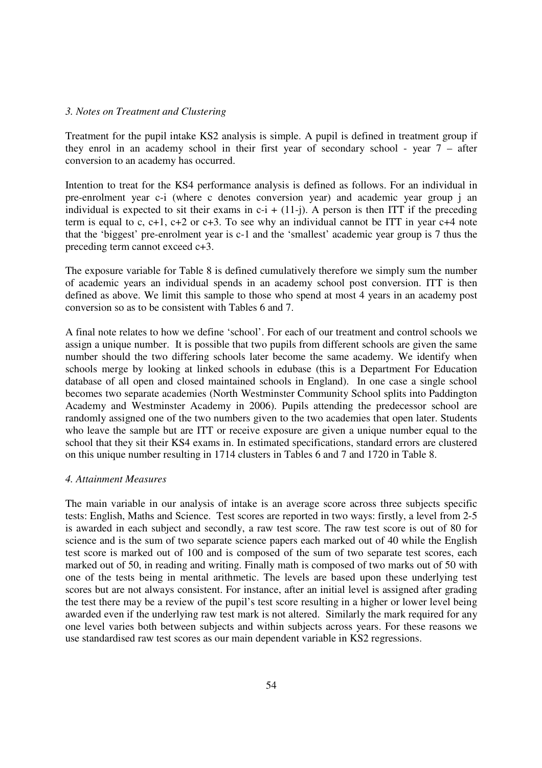*3. Notes on Treatment and Clustering*

Treatment for the pupil intake KS2 analysis is simple. A pupil is defined in treatment group if they enrol in an academy school in their first year of secondary school - year 7 – after conversion to an academy has occurred.

Intention to treat for the KS4 performance analysis is defined as follows. For an individual in pre-enrolment year c-i (where c denotes conversion year) and academic year group j an individual is expected to sit their exams in $c\text{-}i + (11\text{-}j)$. A person is then ITT if the preceding term is equal to c, c+1, c+2 or c+3. To see why an individual cannot be ITT in year c+4 note that the 'biggest' pre-enrolment year is c-1 and the 'smallest' academic year group is 7 thus the preceding term cannot exceed c+3.

The exposure variable for Table 8 is defined cumulatively therefore we simply sum the number of academic years an individual spends in an academy school post conversion. ITT is then defined as above. We limit this sample to those who spend at most 4 years in an academy post conversion so as to be consistent with Tables 6 and 7.

A final note relates to how we define 'school'. For each of our treatment and control schools we assign a unique number. It is possible that two pupils from different schools are given the same number should the two differing schools later become the same academy. We identify when schools merge by looking at linked schools in edubase (this is a Department For Education database of all open and closed maintained schools in England). In one case a single school becomes two separate academies (North Westminster Community School splits into Paddington Academy and Westminster Academy in 2006). Pupils attending the predecessor school are randomly assigned one of the two numbers given to the two academies that open later. Students who leave the sample but are ITT or receive exposure are given a unique number equal to the school that they sit their KS4 exams in. In estimated specifications, standard errors are clustered on this unique number resulting in 1714 clusters in Tables 6 and 7 and 1720 in Table 8.

*4. Attainment Measures*

The main variable in our analysis of intake is an average score across three subjects specific tests: English, Maths and Science. Test scores are reported in two ways: firstly, a level from 2-5 is awarded in each subject and secondly, a raw test score. The raw test score is out of 80 for science and is the sum of two separate science papers each marked out of 40 while the English test score is marked out of 100 and is composed of the sum of two separate test scores, each marked out of 50, in reading and writing. Finally math is composed of two marks out of 50 with one of the tests being in mental arithmetic. The levels are based upon these underlying test scores but are not always consistent. For instance, after an initial level is assigned after grading the test there may be a review of the pupil's test score resulting in a higher or lower level being awarded even if the underlying raw test mark is not altered. Similarly the mark required for any one level varies both between subjects and within subjects across years. For these reasons we use standardised raw test scores as our main dependent variable in KS2 regressions.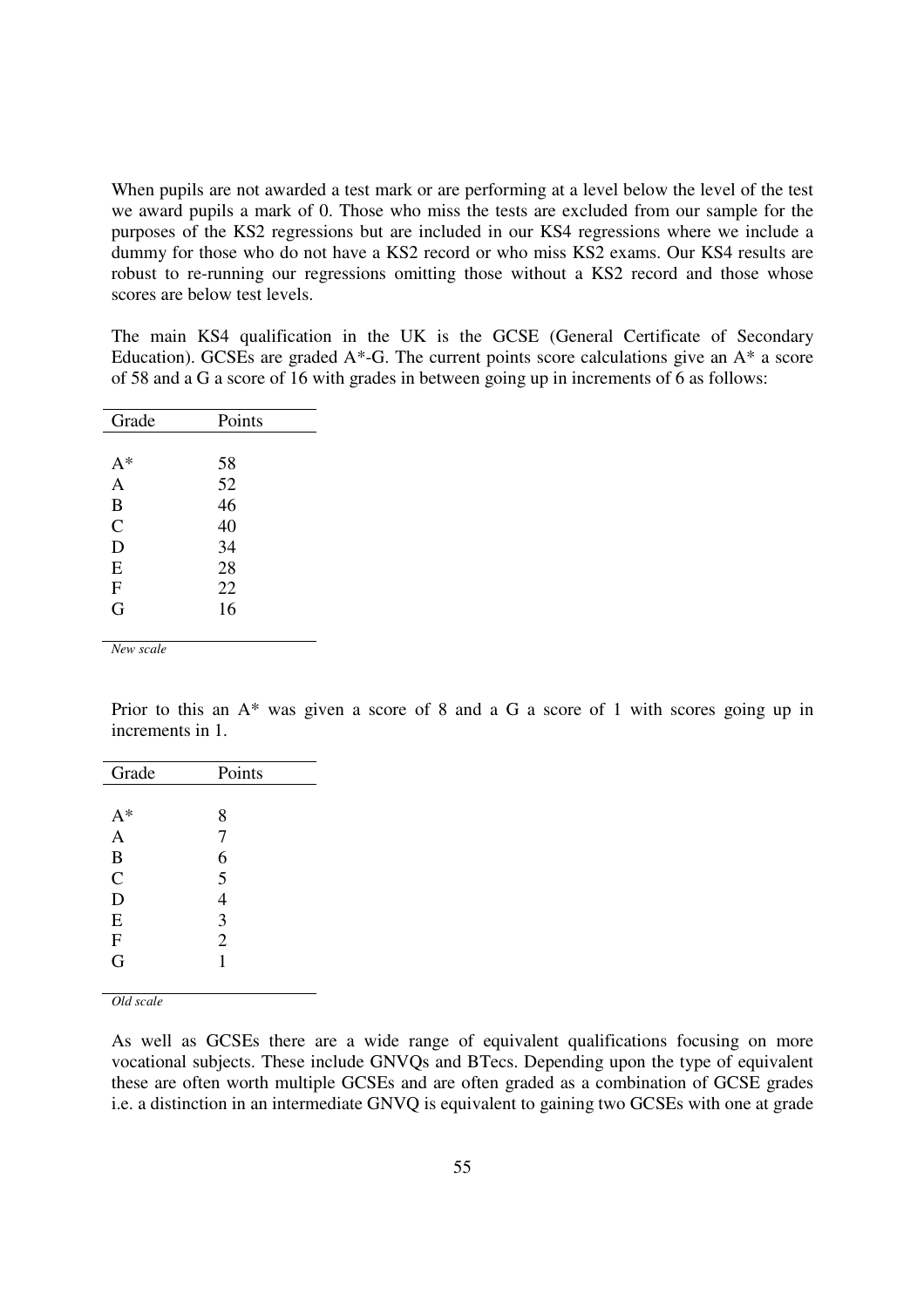When pupils are not awarded a test mark or are performing at a level below the level of the test we award pupils a mark of 0. Those who miss the tests are excluded from our sample for the purposes of the KS2 regressions but are included in our KS4 regressions where we include a dummy for those who do not have a KS2 record or who miss KS2 exams. Our KS4 results are robust to re-running our regressions omitting those without a KS2 record and those whose scores are below test levels.

The main KS4 qualification in the UK is the GCSE (General Certificate of Secondary Education). GCSEs are graded A*-G. The current points score calculations give an A* a score of 58 and a G a score of 16 with grades in between going up in increments of 6 as follows:

| Grade | Points |
|---|---|
| A* | 58 |
| A | 52 |
| B | 46 |
| C | 40 |
| D | 34 |
| E | 28 |
| F | 22 |
| G | 16 |

*New scale*

Prior to this an A* was given a score of 8 and a G a score of 1 with scores going up in increments in 1.

| Grade | Points |
|---|---|
| A* | 8 |
| A | 7 |
| B | 6 |
| C | 5 |
| D | 4 |
| E | 3 |
| F | 2 |
| G | 1 |

*Old scale*

As well as GCSEs there are a wide range of equivalent qualifications focusing on more vocational subjects. These include GNVQs and BTecs. Depending upon the type of equivalent these are often worth multiple GCSEs and are often graded as a combination of GCSE grades i.e. a distinction in an intermediate GNVQ is equivalent to gaining two GCSEs with one at grade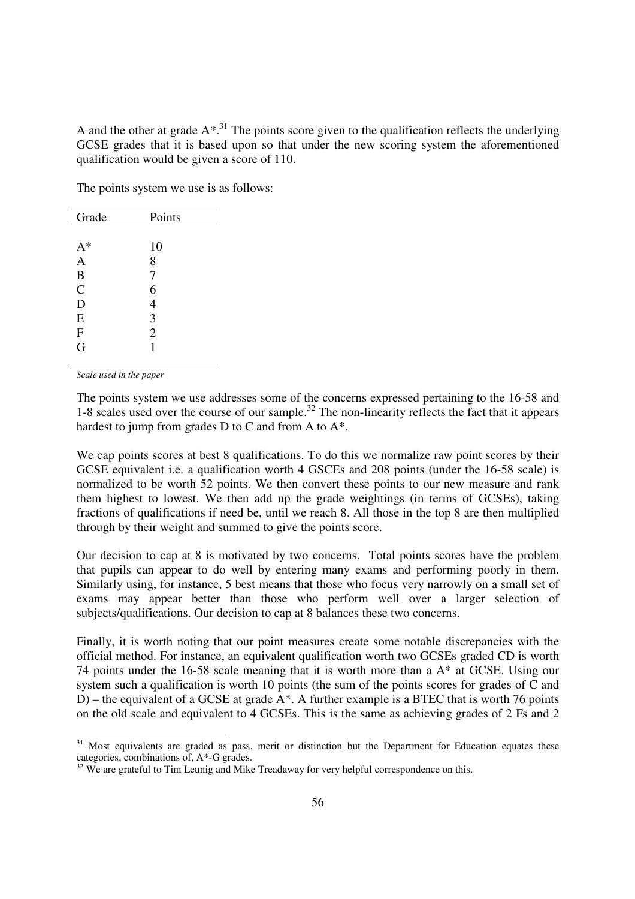A and the other at grade A*.[31] The points score given to the qualification reflects the underlying GCSE grades that it is based upon so that under the new scoring system the aforementioned qualification would be given a score of 110.

The points system we use is as follows:

| Grade | Points |
|---|---|
| A* | 10 |
| A | 8 |
| B | 7 |
| C | 6 |
| D | 4 |
| E | 3 |
| F | 2 |
| G | 1 |

*Scale used in the paper*

The points system we use addresses some of the concerns expressed pertaining to the 16-58 and 1-8 scales used over the course of our sample.[32] The non-linearity reflects the fact that it appears hardest to jump from grades D to C and from A to A*.

We cap points scores at best 8 qualifications. To do this we normalize raw point scores by their GCSE equivalent i.e. a qualification worth 4 GSCEs and 208 points (under the 16-58 scale) is normalized to be worth 52 points. We then convert these points to our new measure and rank them highest to lowest. We then add up the grade weightings (in terms of GCSEs), taking fractions of qualifications if need be, until we reach 8. All those in the top 8 are then multiplied through by their weight and summed to give the points score.

Our decision to cap at 8 is motivated by two concerns. Total points scores have the problem that pupils can appear to do well by entering many exams and performing poorly in them. Similarly using, for instance, 5 best means that those who focus very narrowly on a small set of exams may appear better than those who perform well over a larger selection of subjects/qualifications. Our decision to cap at 8 balances these two concerns.

Finally, it is worth noting that our point measures create some notable discrepancies with the official method. For instance, an equivalent qualification worth two GCSEs graded CD is worth 74 points under the 16-58 scale meaning that it is worth more than a A* at GCSE. Using our system such a qualification is worth 10 points (the sum of the points scores for grades of C and D) – the equivalent of a GCSE at grade A*. A further example is a BTEC that is worth 76 points on the old scale and equivalent to 4 GCSEs. This is the same as achieving grades of 2 Fs and 2

[31] Most equivalents are graded as pass, merit or distinction but the Department for Education equates these categories, combinations of, A*-G grades.

[32] We are grateful to Tim Leunig and Mike Treadaway for very helpful correspondence on this.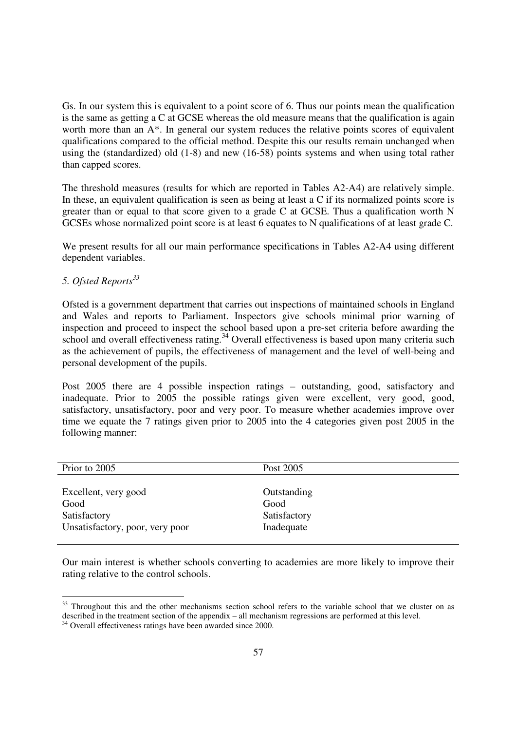Gs. In our system this is equivalent to a point score of 6. Thus our points mean the qualification is the same as getting a C at GCSE whereas the old measure means that the qualification is again worth more than an A*. In general our system reduces the relative points scores of equivalent qualifications compared to the official method. Despite this our results remain unchanged when using the (standardized) old (1-8) and new (16-58) points systems and when using total rather than capped scores.

The threshold measures (results for which are reported in Tables A2-A4) are relatively simple. In these, an equivalent qualification is seen as being at least a C if its normalized points score is greater than or equal to that score given to a grade C at GCSE. Thus a qualification worth N GCSEs whose normalized point score is at least 6 equates to N qualifications of at least grade C.

We present results for all our main performance specifications in Tables A2-A4 using different dependent variables.

### *5. Ofsted Reports*[33]

Ofsted is a government department that carries out inspections of maintained schools in England and Wales and reports to Parliament. Inspectors give schools minimal prior warning of inspection and proceed to inspect the school based upon a pre-set criteria before awarding the school and overall effectiveness rating.[34] Overall effectiveness is based upon many criteria such as the achievement of pupils, the effectiveness of management and the level of well-being and personal development of the pupils.

Post 2005 there are 4 possible inspection ratings – outstanding, good, satisfactory and inadequate. Prior to 2005 the possible ratings given were excellent, very good, good, satisfactory, unsatisfactory, poor and very poor. To measure whether academies improve over time we equate the 7 ratings given prior to 2005 into the 4 categories given post 2005 in the following manner:

| Prior to 2005 | Post 2005 |
|---|---|
| Excellent, very good | Outstanding |
| Good | Good |
| Satisfactory | Satisfactory |
| Unsatisfactory, poor, very poor | Inadequate |

Our main interest is whether schools converting to academies are more likely to improve their rating relative to the control schools.

---

[33] Throughout this and the other mechanisms section school refers to the variable school that we cluster on as described in the treatment section of the appendix – all mechanism regressions are performed at this level.

[34] Overall effectiveness ratings have been awarded since 2000.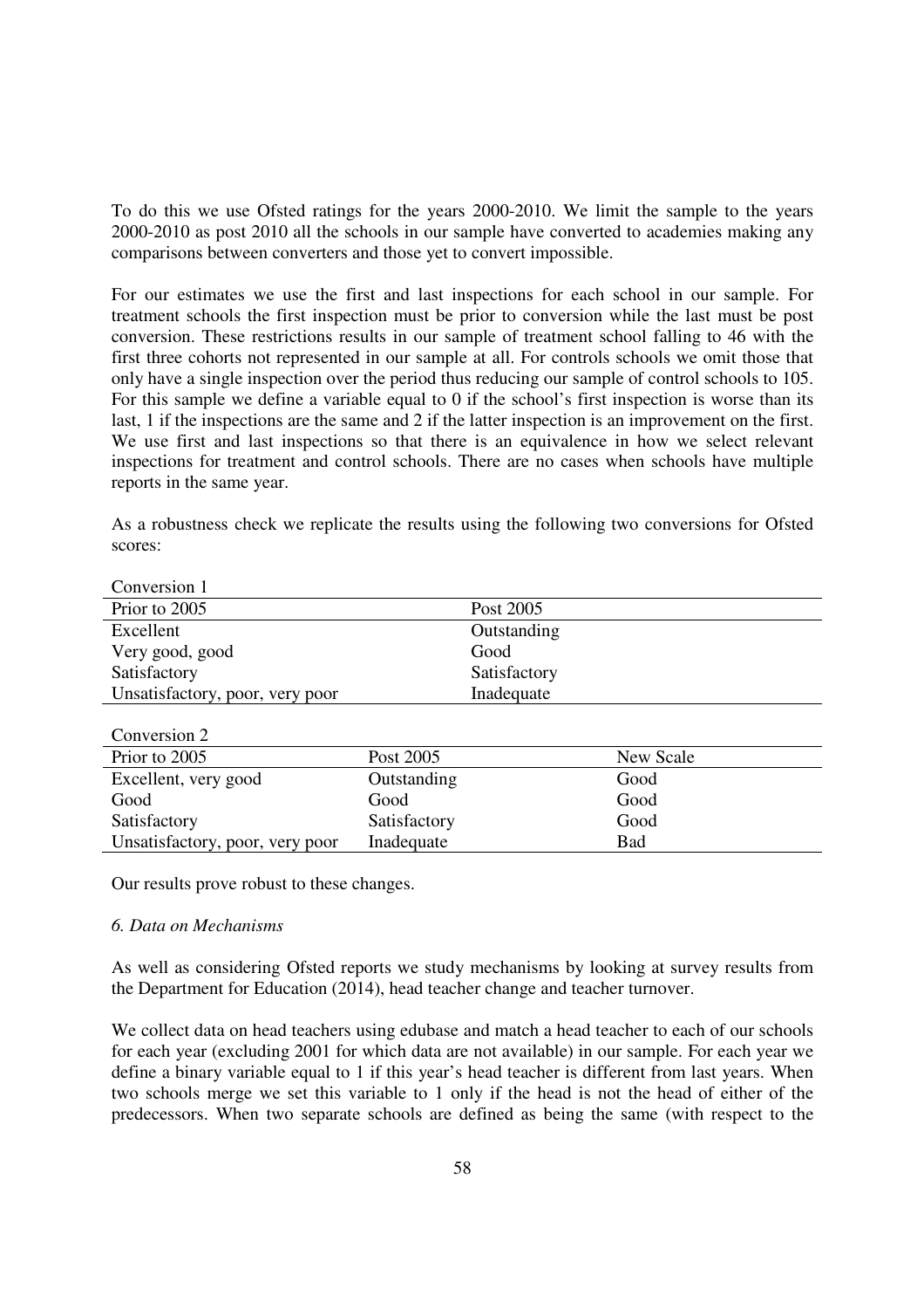To do this we use Ofsted ratings for the years 2000-2010. We limit the sample to the years 2000-2010 as post 2010 all the schools in our sample have converted to academies making any comparisons between converters and those yet to convert impossible.

For our estimates we use the first and last inspections for each school in our sample. For treatment schools the first inspection must be prior to conversion while the last must be post conversion. These restrictions results in our sample of treatment school falling to 46 with the first three cohorts not represented in our sample at all. For controls schools we omit those that only have a single inspection over the period thus reducing our sample of control schools to 105. For this sample we define a variable equal to 0 if the school's first inspection is worse than its last, 1 if the inspections are the same and 2 if the latter inspection is an improvement on the first. We use first and last inspections so that there is an equivalence in how we select relevant inspections for treatment and control schools. There are no cases when schools have multiple reports in the same year.

As a robustness check we replicate the results using the following two conversions for Ofsted scores:

Conversion 1

| Prior to 2005 | Post 2005 |
|---|---|
| Excellent | Outstanding |
| Very good, good | Good |
| Satisfactory | Satisfactory |
| Unsatisfactory, poor, very poor | Inadequate |

Conversion 2

| Prior to 2005 | Post 2005 | New Scale |
|---|---|---|
| Excellent, very good | Outstanding | Good |
| Good | Good | Good |
| Satisfactory | Satisfactory | Good |
| Unsatisfactory, poor, very poor | Inadequate | Bad |

Our results prove robust to these changes.

### *6. Data on Mechanisms*

As well as considering Ofsted reports we study mechanisms by looking at survey results from the Department for Education (2014), head teacher change and teacher turnover.

We collect data on head teachers using edubase and match a head teacher to each of our schools for each year (excluding 2001 for which data are not available) in our sample. For each year we define a binary variable equal to 1 if this year's head teacher is different from last years. When two schools merge we set this variable to 1 only if the head is not the head of either of the predecessors. When two separate schools are defined as being the same (with respect to the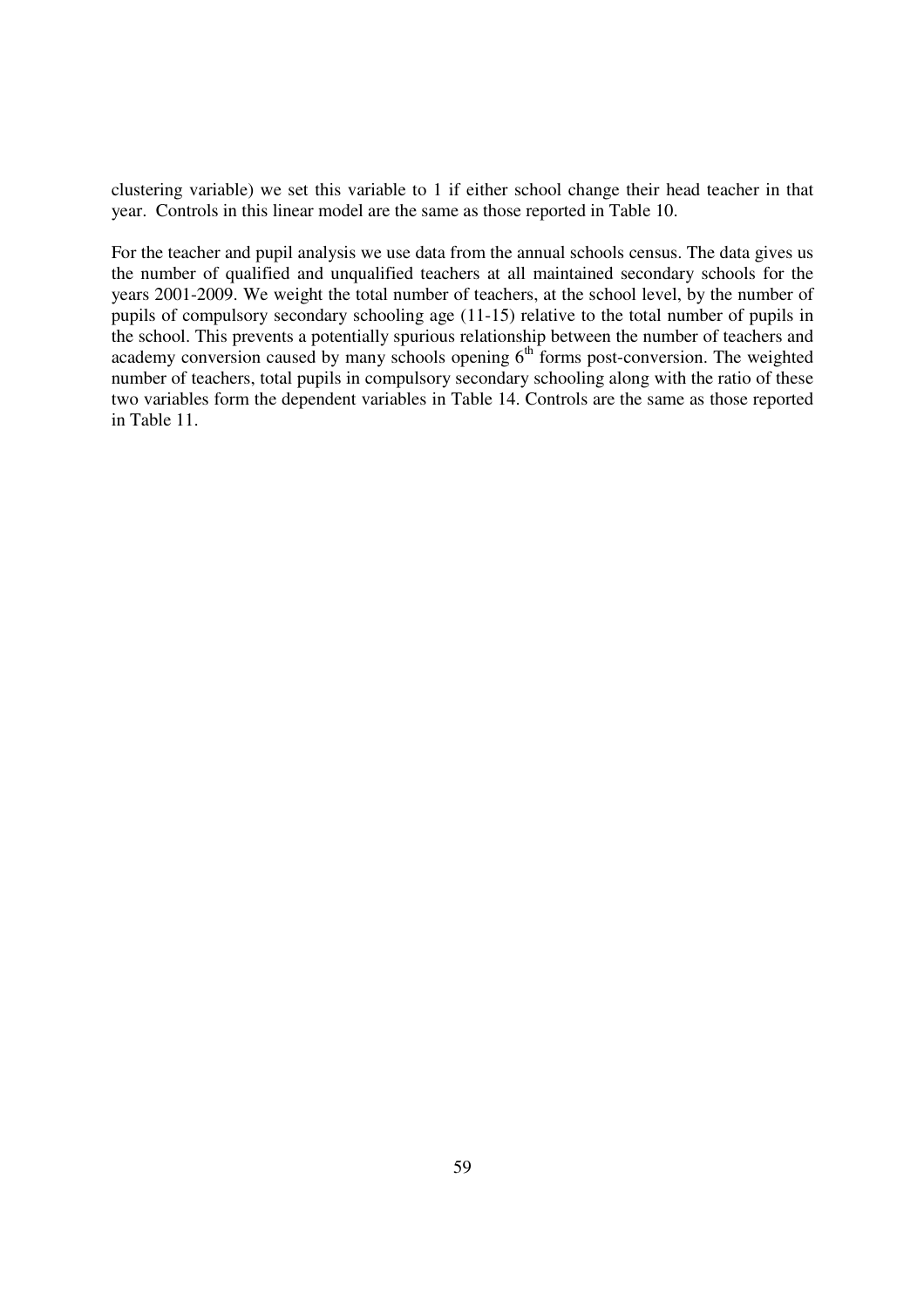clustering variable) we set this variable to 1 if either school change their head teacher in that year. Controls in this linear model are the same as those reported in Table 10.

For the teacher and pupil analysis we use data from the annual schools census. The data gives us the number of qualified and unqualified teachers at all maintained secondary schools for the years 2001-2009. We weight the total number of teachers, at the school level, by the number of pupils of compulsory secondary schooling age (11-15) relative to the total number of pupils in the school. This prevents a potentially spurious relationship between the number of teachers and academy conversion caused by many schools opening 6th forms post-conversion. The weighted number of teachers, total pupils in compulsory secondary schooling along with the ratio of these two variables form the dependent variables in Table 14. Controls are the same as those reported in Table 11.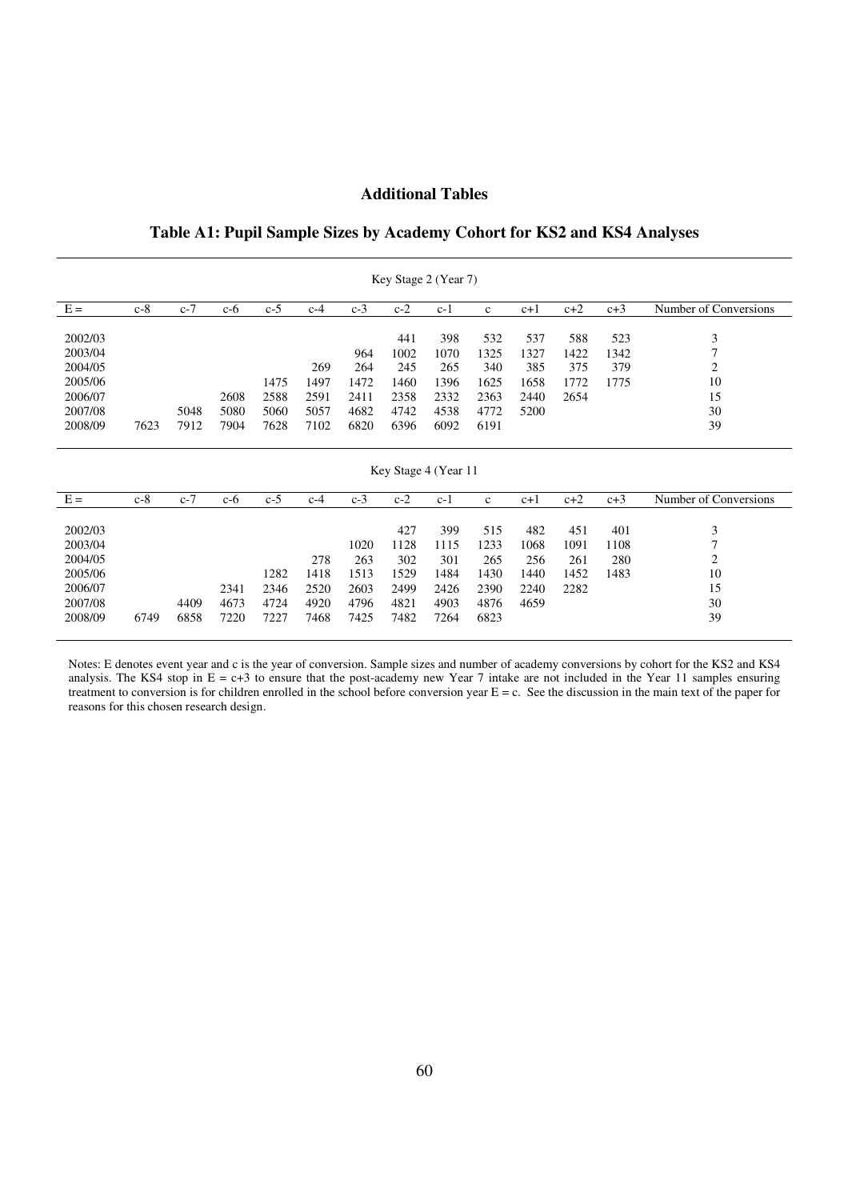# Additional Tables

## Table A1: Pupil Sample Sizes by Academy Cohort for KS2 and KS4 Analyses

| Key Stage 2 (Year 7) | | | | | | | | | | | | | |
|---|---|---|---|---|---|---|---|---|---|---|---|---|---|
| E = | c-8 | c-7 | c-6 | c-5 | c-4 | c-3 | c-2 | c-1 | c | c+1 | c+2 | c+3 | Number of Conversions |
| 2002/03 | | | | | | | 441 | 398 | 532 | 537 | 588 | 523 | 3 |
| 2003/04 | | | | | | 964 | 1002 | 1070 | 1325 | 1327 | 1422 | 1342 | 7 |
| 2004/05 | | | | | 269 | 264 | 245 | 265 | 340 | 385 | 375 | 379 | 2 |
| 2005/06 | | | | 1475 | 1497 | 1472 | 1460 | 1396 | 1625 | 1658 | 1772 | 1775 | 10 |
| 2006/07 | | | 2608 | 2588 | 2591 | 2411 | 2358 | 2332 | 2363 | 2440 | 2654 | | 15 |
| 2007/08 | | 5048 | 5080 | 5060 | 5057 | 4682 | 4742 | 4538 | 4772 | 5200 | | | 30 |
| 2008/09 | 7623 | 7912 | 7904 | 7628 | 7102 | 6820 | 6396 | 6092 | 6191 | | | | 39 |

| Key Stage 4 (Year 11 | | | | | | | | | | | | | |
|---|---|---|---|---|---|---|---|---|---|---|---|---|---|
| E = | c-8 | c-7 | c-6 | c-5 | c-4 | c-3 | c-2 | c-1 | c | c+1 | c+2 | c+3 | Number of Conversions |
| 2002/03 | | | | | | | 427 | 399 | 515 | 482 | 451 | 401 | 3 |
| 2003/04 | | | | | | 1020 | 1128 | 1115 | 1233 | 1068 | 1091 | 1108 | 7 |
| 2004/05 | | | | | 278 | 263 | 302 | 301 | 265 | 256 | 261 | 280 | 2 |
| 2005/06 | | | | 1282 | 1418 | 1513 | 1529 | 1484 | 1430 | 1440 | 1452 | 1483 | 10 |
| 2006/07 | | | 2341 | 2346 | 2520 | 2603 | 2499 | 2426 | 2390 | 2240 | 2282 | | 15 |
| 2007/08 | | 4409 | 4673 | 4724 | 4920 | 4796 | 4821 | 4903 | 4876 | 4659 | | | 30 |
| 2008/09 | 6749 | 6858 | 7220 | 7227 | 7468 | 7425 | 7482 | 7264 | 6823 | | | | 39 |

Notes: E denotes event year and c is the year of conversion. Sample sizes and number of academy conversions by cohort for the KS2 and KS4 analysis. The KS4 stop in E = c+3 to ensure that the post-academy new Year 7 intake are not included in the Year 11 samples ensuring treatment to conversion is for children enrolled in the school before conversion year E = c. See the discussion in the main text of the paper for reasons for this chosen research design.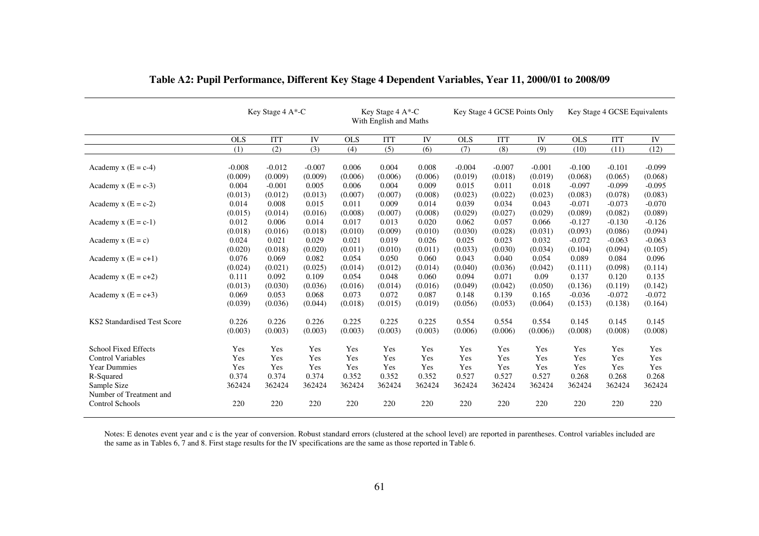**Table A2: Pupil Performance, Different Key Stage 4 Dependent Variables, Year 11, 2000/01 to 2008/09**

| | Key Stage 4 A*-C | | | Key Stage 4 A*-C With English and Maths | | | Key Stage 4 GCSE Points Only | | | Key Stage 4 GCSE Equivalents | | |
|---|---|---|---|---|---|---|---|---|---|---|---|---|
| | OLS | ITT | IV | OLS | ITT | IV | OLS | ITT | IV | OLS | ITT | IV |
| | (1) | (2) | (3) | (4) | (5) | (6) | (7) | (8) | (9) | (10) | (11) | (12) |
| Academy x (E = c-4) | -0.008 | -0.012 | -0.007 | 0.006 | 0.004 | 0.008 | -0.004 | -0.007 | -0.001 | -0.100 | -0.101 | -0.099 |
| | (0.009) | (0.009) | (0.009) | (0.006) | (0.006) | (0.006) | (0.019) | (0.018) | (0.019) | (0.068) | (0.065) | (0.068) |
| Academy x (E = c-3) | 0.004 | -0.001 | 0.005 | 0.006 | 0.004 | 0.009 | 0.015 | 0.011 | 0.018 | -0.097 | -0.099 | -0.095 |
| | (0.013) | (0.012) | (0.013) | (0.007) | (0.007) | (0.008) | (0.023) | (0.022) | (0.023) | (0.083) | (0.078) | (0.083) |
| Academy x (E = c-2) | 0.014 | 0.008 | 0.015 | 0.011 | 0.009 | 0.014 | 0.039 | 0.034 | 0.043 | -0.071 | -0.073 | -0.070 |
| | (0.015) | (0.014) | (0.016) | (0.008) | (0.007) | (0.008) | (0.029) | (0.027) | (0.029) | (0.089) | (0.082) | (0.089) |
| Academy x (E = c-1) | 0.012 | 0.006 | 0.014 | 0.017 | 0.013 | 0.020 | 0.062 | 0.057 | 0.066 | -0.127 | -0.130 | -0.126 |
| | (0.018) | (0.016) | (0.018) | (0.010) | (0.009) | (0.010) | (0.030) | (0.028) | (0.031) | (0.093) | (0.086) | (0.094) |
| Academy x (E = c) | 0.024 | 0.021 | 0.029 | 0.021 | 0.019 | 0.026 | 0.025 | 0.023 | 0.032 | -0.072 | -0.063 | -0.063 |
| | (0.020) | (0.018) | (0.020) | (0.011) | (0.010) | (0.011) | (0.033) | (0.030) | (0.034) | (0.104) | (0.094) | (0.105) |
| Academy x (E = c+1) | 0.076 | 0.069 | 0.082 | 0.054 | 0.050 | 0.060 | 0.043 | 0.040 | 0.054 | 0.089 | 0.084 | 0.096 |
| | (0.024) | (0.021) | (0.025) | (0.014) | (0.012) | (0.014) | (0.040) | (0.036) | (0.042) | (0.111) | (0.098) | (0.114) |
| Academy x (E = c+2) | 0.111 | 0.092 | 0.109 | 0.054 | 0.048 | 0.060 | 0.094 | 0.071 | 0.09 | 0.137 | 0.120 | 0.135 |
| | (0.013) | (0.030) | (0.036) | (0.016) | (0.014) | (0.016) | (0.049) | (0.042) | (0.050) | (0.136) | (0.119) | (0.142) |
| Academy x (E = c+3) | 0.069 | 0.053 | 0.068 | 0.073 | 0.072 | 0.087 | 0.148 | 0.139 | 0.165 | -0.036 | -0.072 | -0.072 |
| | (0.039) | (0.036) | (0.044) | (0.018) | (0.015) | (0.019) | (0.056) | (0.053) | (0.064) | (0.153) | (0.138) | (0.164) |
| KS2 Standardised Test Score | 0.226 | 0.226 | 0.226 | 0.225 | 0.225 | 0.225 | 0.554 | 0.554 | 0.554 | 0.145 | 0.145 | 0.145 |
| | (0.003) | (0.003) | (0.003) | (0.003) | (0.003) | (0.003) | (0.006) | (0.006) | (0.006)) | (0.008) | (0.008) | (0.008) |
| School Fixed Effects | Yes | Yes | Yes | Yes | Yes | Yes | Yes | Yes | Yes | Yes | Yes | Yes |
| Control Variables | Yes | Yes | Yes | Yes | Yes | Yes | Yes | Yes | Yes | Yes | Yes | Yes |
| Year Dummies | Yes | Yes | Yes | Yes | Yes | Yes | Yes | Yes | Yes | Yes | Yes | Yes |
| R-Squared | 0.374 | 0.374 | 0.374 | 0.352 | 0.352 | 0.352 | 0.527 | 0.527 | 0.527 | 0.268 | 0.268 | 0.268 |
| Sample Size | 362424 | 362424 | 362424 | 362424 | 362424 | 362424 | 362424 | 362424 | 362424 | 362424 | 362424 | 362424 |
| Number of Treatment and Control Schools | 220 | 220 | 220 | 220 | 220 | 220 | 220 | 220 | 220 | 220 | 220 | 220 |

Notes: E denotes event year and c is the year of conversion. Robust standard errors (clustered at the school level) are reported in parentheses. Control variables included are the same as in Tables 6, 7 and 8. First stage results for the IV specifications are the same as those reported in Table 6.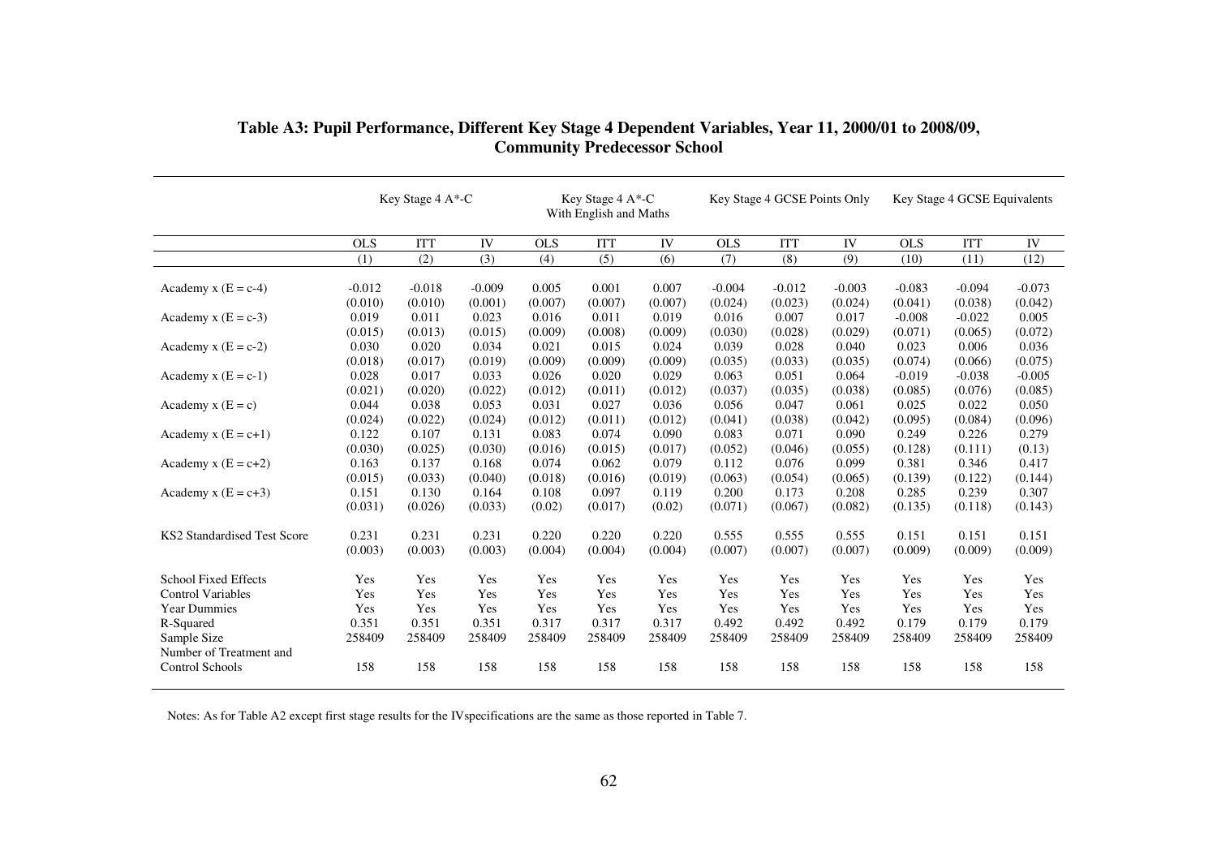**Table A3: Pupil Performance, Different Key Stage 4 Dependent Variables, Year 11, 2000/01 to 2008/09, Community Predecessor School**

| | Key Stage 4 A*-C | | | Key Stage 4 A*-C With English and Maths | | | Key Stage 4 GCSE Points Only | | | Key Stage 4 GCSE Equivalents | | |
|---|---|---|---|---|---|---|---|---|---|---|---|---|
| | OLS | ITT | IV | OLS | ITT | IV | OLS | ITT | IV | OLS | ITT | IV |
| | (1) | (2) | (3) | (4) | (5) | (6) | (7) | (8) | (9) | (10) | (11) | (12) |
| Academy x (E = c-4) | -0.012 | -0.018 | -0.009 | 0.005 | 0.001 | 0.007 | -0.004 | -0.012 | -0.003 | -0.083 | -0.094 | -0.073 |
| | (0.010) | (0.010) | (0.001) | (0.007) | (0.007) | (0.007) | (0.024) | (0.023) | (0.024) | (0.041) | (0.038) | (0.042) |
| Academy x (E = c-3) | 0.019 | 0.011 | 0.023 | 0.016 | 0.011 | 0.019 | 0.016 | 0.007 | 0.017 | -0.008 | -0.022 | 0.005 |
| | (0.015) | (0.013) | (0.015) | (0.009) | (0.008) | (0.009) | (0.030) | (0.028) | (0.029) | (0.071) | (0.065) | (0.072) |
| Academy x (E = c-2) | 0.030 | 0.020 | 0.034 | 0.021 | 0.015 | 0.024 | 0.039 | 0.028 | 0.040 | 0.023 | 0.006 | 0.036 |
| | (0.018) | (0.017) | (0.019) | (0.009) | (0.009) | (0.009) | (0.035) | (0.033) | (0.035) | (0.074) | (0.066) | (0.075) |
| Academy x (E = c-1) | 0.028 | 0.017 | 0.033 | 0.026 | 0.020 | 0.029 | 0.063 | 0.051 | 0.064 | -0.019 | -0.038 | -0.005 |
| | (0.021) | (0.020) | (0.022) | (0.012) | (0.011) | (0.012) | (0.037) | (0.035) | (0.038) | (0.085) | (0.076) | (0.085) |
| Academy x (E = c) | 0.044 | 0.038 | 0.053 | 0.031 | 0.027 | 0.036 | 0.056 | 0.047 | 0.061 | 0.025 | 0.022 | 0.050 |
| | (0.024) | (0.022) | (0.024) | (0.012) | (0.011) | (0.012) | (0.041) | (0.038) | (0.042) | (0.095) | (0.084) | (0.096) |
| Academy x (E = c+1) | 0.122 | 0.107 | 0.131 | 0.083 | 0.074 | 0.090 | 0.083 | 0.071 | 0.090 | 0.249 | 0.226 | 0.279 |
| | (0.030) | (0.025) | (0.030) | (0.016) | (0.015) | (0.017) | (0.052) | (0.046) | (0.055) | (0.128) | (0.111) | (0.13) |
| Academy x (E = c+2) | 0.163 | 0.137 | 0.168 | 0.074 | 0.062 | 0.079 | 0.112 | 0.076 | 0.099 | 0.381 | 0.346 | 0.417 |
| | (0.015) | (0.033) | (0.040) | (0.018) | (0.016) | (0.019) | (0.063) | (0.054) | (0.065) | (0.139) | (0.122) | (0.144) |
| Academy x (E = c+3) | 0.151 | 0.130 | 0.164 | 0.108 | 0.097 | 0.119 | 0.200 | 0.173 | 0.208 | 0.285 | 0.239 | 0.307 |
| | (0.031) | (0.026) | (0.033) | (0.02) | (0.017) | (0.02) | (0.071) | (0.067) | (0.082) | (0.135) | (0.118) | (0.143) |
| KS2 Standardised Test Score | 0.231 | 0.231 | 0.231 | 0.220 | 0.220 | 0.220 | 0.555 | 0.555 | 0.555 | 0.151 | 0.151 | 0.151 |
| | (0.003) | (0.003) | (0.003) | (0.004) | (0.004) | (0.004) | (0.007) | (0.007) | (0.007) | (0.009) | (0.009) | (0.009) |
| School Fixed Effects | Yes | Yes | Yes | Yes | Yes | Yes | Yes | Yes | Yes | Yes | Yes | Yes |
| Control Variables | Yes | Yes | Yes | Yes | Yes | Yes | Yes | Yes | Yes | Yes | Yes | Yes |
| Year Dummies | Yes | Yes | Yes | Yes | Yes | Yes | Yes | Yes | Yes | Yes | Yes | Yes |
| R-Squared | 0.351 | 0.351 | 0.351 | 0.317 | 0.317 | 0.317 | 0.492 | 0.492 | 0.492 | 0.179 | 0.179 | 0.179 |
| Sample Size | 258409 | 258409 | 258409 | 258409 | 258409 | 258409 | 258409 | 258409 | 258409 | 258409 | 258409 | 258409 |
| Number of Treatment and Control Schools | 158 | 158 | 158 | 158 | 158 | 158 | 158 | 158 | 158 | 158 | 158 | 158 |

Notes: As for Table A2 except first stage results for the IVspecifications are the same as those reported in Table 7.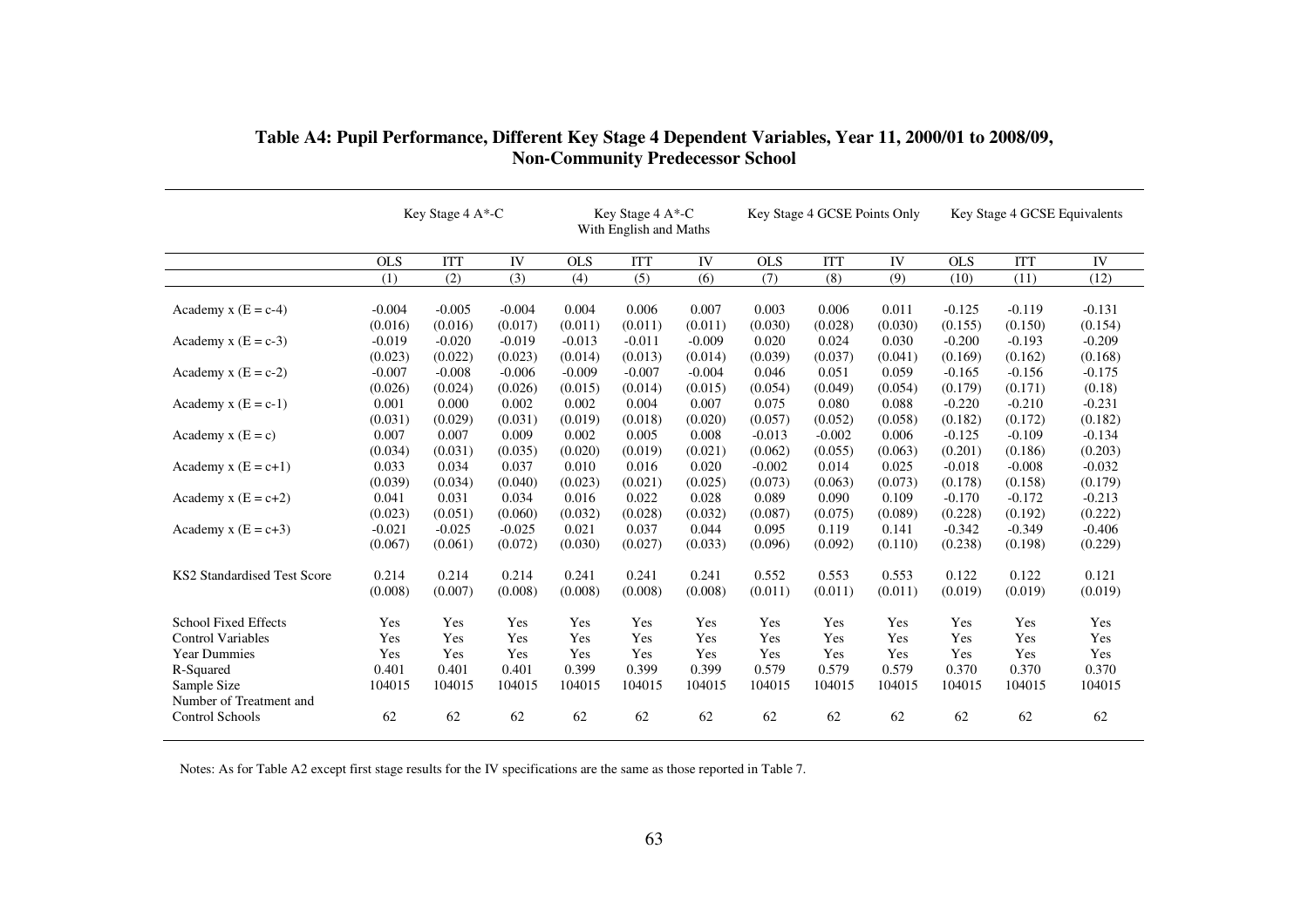**Table A4: Pupil Performance, Different Key Stage 4 Dependent Variables, Year 11, 2000/01 to 2008/09, Non-Community Predecessor School**

| | Key Stage 4 A*-C | | | Key Stage 4 A*-C With English and Maths | | | Key Stage 4 GCSE Points Only | | | Key Stage 4 GCSE Equivalents | | |
|---|---|---|---|---|---|---|---|---|---|---|---|---|
| | OLS | ITT | IV | OLS | ITT | IV | OLS | ITT | IV | OLS | ITT | IV |
| | (1) | (2) | (3) | (4) | (5) | (6) | (7) | (8) | (9) | (10) | (11) | (12) |
| Academy x (E = c-4) | -0.004 | -0.005 | -0.004 | 0.004 | 0.006 | 0.007 | 0.003 | 0.006 | 0.011 | -0.125 | -0.119 | -0.131 |
| | (0.016) | (0.016) | (0.017) | (0.011) | (0.011) | (0.011) | (0.030) | (0.028) | (0.030) | (0.155) | (0.150) | (0.154) |
| Academy x (E = c-3) | -0.019 | -0.020 | -0.019 | -0.013 | -0.011 | -0.009 | 0.020 | 0.024 | 0.030 | -0.200 | -0.193 | -0.209 |
| | (0.023) | (0.022) | (0.023) | (0.014) | (0.013) | (0.014) | (0.039) | (0.037) | (0.041) | (0.169) | (0.162) | (0.168) |
| Academy x (E = c-2) | -0.007 | -0.008 | -0.006 | -0.009 | -0.007 | -0.004 | 0.046 | 0.051 | 0.059 | -0.165 | -0.156 | -0.175 |
| | (0.026) | (0.024) | (0.026) | (0.015) | (0.014) | (0.015) | (0.054) | (0.049) | (0.054) | (0.179) | (0.171) | (0.18) |
| Academy x (E = c-1) | 0.001 | 0.000 | 0.002 | 0.002 | 0.004 | 0.007 | 0.075 | 0.080 | 0.088 | -0.220 | -0.210 | -0.231 |
| | (0.031) | (0.029) | (0.031) | (0.019) | (0.018) | (0.020) | (0.057) | (0.052) | (0.058) | (0.182) | (0.172) | (0.182) |
| Academy x (E = c) | 0.007 | 0.007 | 0.009 | 0.002 | 0.005 | 0.008 | -0.013 | -0.002 | 0.006 | -0.125 | -0.109 | -0.134 |
| | (0.034) | (0.031) | (0.035) | (0.020) | (0.019) | (0.021) | (0.062) | (0.055) | (0.063) | (0.201) | (0.186) | (0.203) |
| Academy x (E = c+1) | 0.033 | 0.034 | 0.037 | 0.010 | 0.016 | 0.020 | -0.002 | 0.014 | 0.025 | -0.018 | -0.008 | -0.032 |
| | (0.039) | (0.034) | (0.040) | (0.023) | (0.021) | (0.025) | (0.073) | (0.063) | (0.073) | (0.178) | (0.158) | (0.179) |
| Academy x (E = c+2) | 0.041 | 0.031 | 0.034 | 0.016 | 0.022 | 0.028 | 0.089 | 0.090 | 0.109 | -0.170 | -0.172 | -0.213 |
| | (0.023) | (0.051) | (0.060) | (0.032) | (0.028) | (0.032) | (0.087) | (0.075) | (0.089) | (0.228) | (0.192) | (0.222) |
| Academy x (E = c+3) | -0.021 | -0.025 | -0.025 | 0.021 | 0.037 | 0.044 | 0.095 | 0.119 | 0.141 | -0.342 | -0.349 | -0.406 |
| | (0.067) | (0.061) | (0.072) | (0.030) | (0.027) | (0.033) | (0.096) | (0.092) | (0.110) | (0.238) | (0.198) | (0.229) |
| KS2 Standardised Test Score | 0.214 | 0.214 | 0.214 | 0.241 | 0.241 | 0.241 | 0.552 | 0.553 | 0.553 | 0.122 | 0.122 | 0.121 |
| | (0.008) | (0.007) | (0.008) | (0.008) | (0.008) | (0.008) | (0.011) | (0.011) | (0.011) | (0.019) | (0.019) | (0.019) |
| School Fixed Effects | Yes | Yes | Yes | Yes | Yes | Yes | Yes | Yes | Yes | Yes | Yes | Yes |
| Control Variables | Yes | Yes | Yes | Yes | Yes | Yes | Yes | Yes | Yes | Yes | Yes | Yes |
| Year Dummies | Yes | Yes | Yes | Yes | Yes | Yes | Yes | Yes | Yes | Yes | Yes | Yes |
| R-Squared | 0.401 | 0.401 | 0.401 | 0.399 | 0.399 | 0.399 | 0.579 | 0.579 | 0.579 | 0.370 | 0.370 | 0.370 |
| Sample Size | 104015 | 104015 | 104015 | 104015 | 104015 | 104015 | 104015 | 104015 | 104015 | 104015 | 104015 | 104015 |
| Number of Treatment and Control Schools | 62 | 62 | 62 | 62 | 62 | 62 | 62 | 62 | 62 | 62 | 62 | 62 |

Notes: As for Table A2 except first stage results for the IV specifications are the same as those reported in Table 7.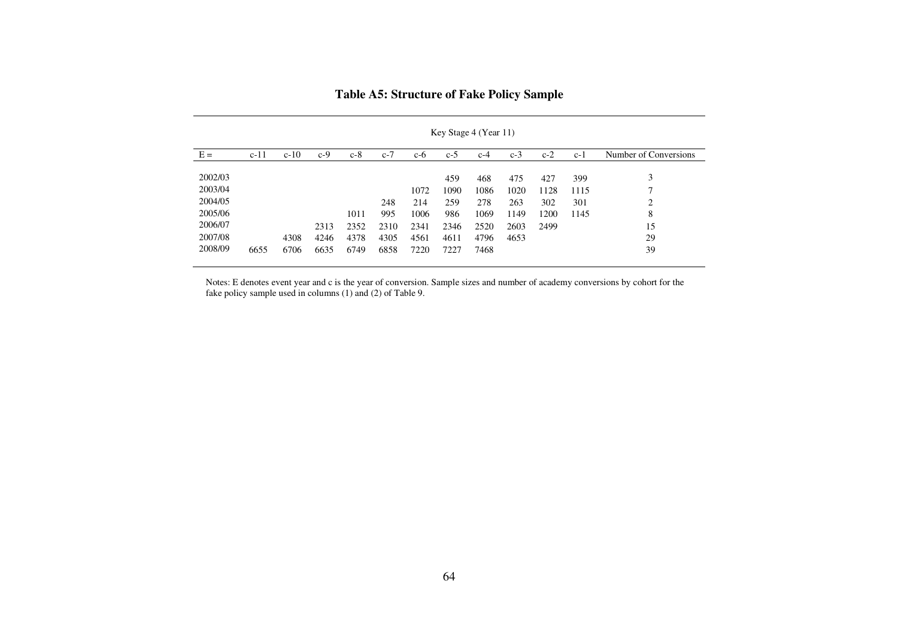**Table A5: Structure of Fake Policy Sample**

| | Key Stage 4 (Year 11) | | | | | | | | | | | |
|---|---|---|---|---|---|---|---|---|---|---|---|---|
| E = | c-11 | c-10 | c-9 | c-8 | c-7 | c-6 | c-5 | c-4 | c-3 | c-2 | c-1 | Number of Conversions |
| 2002/03 | | | | | | | 459 | 468 | 475 | 427 | 399 | 3 |
| 2003/04 | | | | | | 1072 | 1090 | 1086 | 1020 | 1128 | 1115 | 7 |
| 2004/05 | | | | | 248 | 214 | 259 | 278 | 263 | 302 | 301 | 2 |
| 2005/06 | | | | 1011 | 995 | 1006 | 986 | 1069 | 1149 | 1200 | 1145 | 8 |
| 2006/07 | | | 2313 | 2352 | 2310 | 2341 | 2346 | 2520 | 2603 | 2499 | | 15 |
| 2007/08 | | 4308 | 4246 | 4378 | 4305 | 4561 | 4611 | 4796 | 4653 | | | 29 |
| 2008/09 | 6655 | 6706 | 6635 | 6749 | 6858 | 7220 | 7227 | 7468 | | | | 39 |

Notes: E denotes event year and c is the year of conversion. Sample sizes and number of academy conversions by cohort for the fake policy sample used in columns (1) and (2) of Table 9.